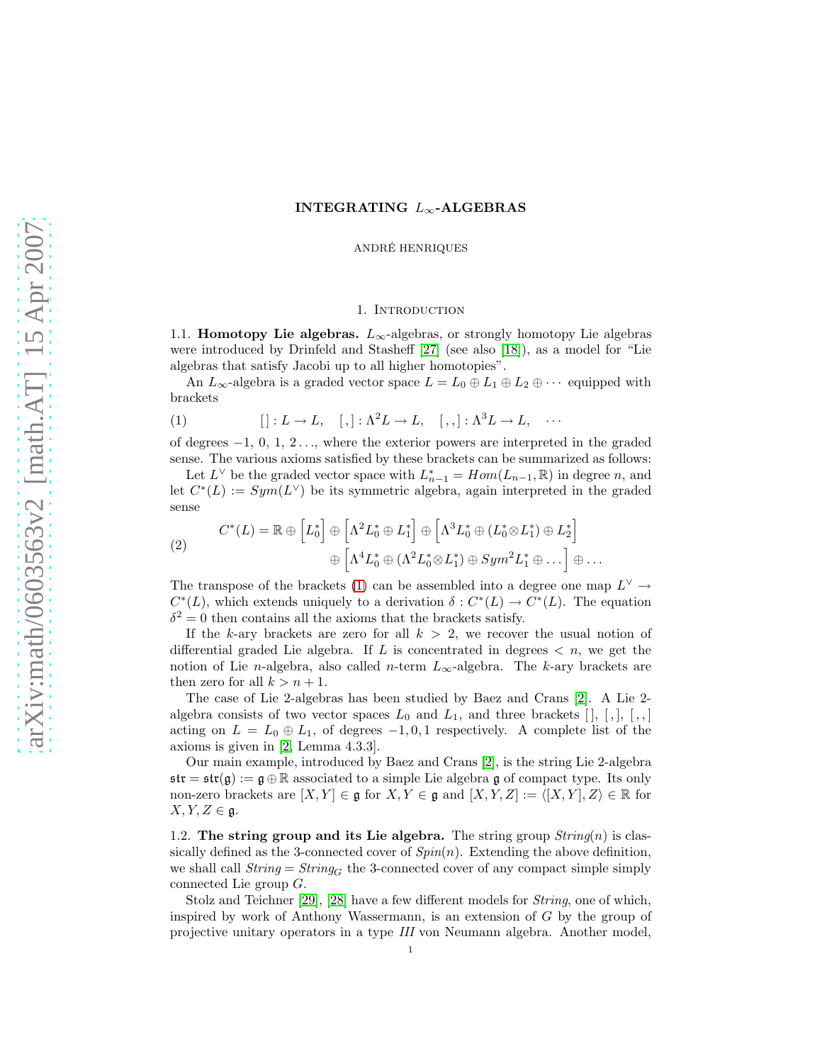# INTEGRATING $L_\infty$-ALGEBRAS

ANDRÉ HENRIQUES

## 1. Introduction

1.1. **Homotopy Lie algebras.** $L_\infty$-algebras, or strongly homotopy Lie algebras were introduced by Drinfeld and Stasheff [27] (see also [18]), as a model for "Lie algebras that satisfy Jacobi up to all higher homotopies".

An $L_\infty$-algebra is a graded vector space $L = L_0 \oplus L_1 \oplus L_2 \oplus \cdots$ equipped with brackets

$$[\,] : L \to L, \quad [\,,] : \Lambda^2 L \to L, \quad [\,,\,,] : \Lambda^3 L \to L, \quad \cdots \tag{1}$$

of degrees $-1$, $0$, $1$, $2\ldots$, where the exterior powers are interpreted in the graded sense. The various axioms satisfied by these brackets can be summarized as follows:

Let $L^\vee$ be the graded vector space with $L^*_{n-1} = Hom(L_{n-1}, \mathbb{R})$ in degree $n$, and let $C^*(L) := Sym(L^\vee)$ be its symmetric algebra, again interpreted in the graded sense

$$\begin{aligned} C^*(L) = \mathbb{R} \oplus \Big[L_0^*\Big] \oplus \Big[\Lambda^2 L_0^* \oplus L_1^*\Big] \oplus \Big[\Lambda^3 L_0^* \oplus (L_0^* \otimes L_1^*) \oplus L_2^*\Big] \\ \oplus \Big[\Lambda^4 L_0^* \oplus (\Lambda^2 L_0^* \otimes L_1^*) \oplus Sym^2 L_1^* \oplus \ldots\Big] \oplus \ldots \end{aligned} \tag{2}$$

The transpose of the brackets (1) can be assembled into a degree one map $L^\vee \to C^*(L)$, which extends uniquely to a derivation $\delta : C^*(L) \to C^*(L)$. The equation $\delta^2 = 0$ then contains all the axioms that the brackets satisfy.

If the $k$-ary brackets are zero for all $k > 2$, we recover the usual notion of differential graded Lie algebra. If $L$ is concentrated in degrees $< n$, we get the notion of Lie $n$-algebra, also called $n$-term $L_\infty$-algebra. The $k$-ary brackets are then zero for all $k > n + 1$.

The case of Lie 2-algebras has been studied by Baez and Crans [2]. A Lie 2-algebra consists of two vector spaces $L_0$ and $L_1$, and three brackets $[\,]$, $[\,,]$, $[\,,\,,]$ acting on $L = L_0 \oplus L_1$, of degrees $-1, 0, 1$ respectively. A complete list of the axioms is given in [2, Lemma 4.3.3].

Our main example, introduced by Baez and Crans [2], is the string Lie 2-algebra $\mathfrak{str} = \mathfrak{str}(\mathfrak{g}) := \mathfrak{g} \oplus \mathbb{R}$ associated to a simple Lie algebra $\mathfrak{g}$ of compact type. Its only non-zero brackets are $[X, Y] \in \mathfrak{g}$ for $X, Y \in \mathfrak{g}$ and $[X, Y, Z] := \langle [X, Y], Z\rangle \in \mathbb{R}$ for $X, Y, Z \in \mathfrak{g}$.

1.2. **The string group and its Lie algebra.** The string group $String(n)$ is classically defined as the 3-connected cover of $Spin(n)$. Extending the above definition, we shall call $String = String_G$ the 3-connected cover of any compact simple simply connected Lie group $G$.

Stolz and Teichner [29], [28] have a few different models for *String*, one of which, inspired by work of Anthony Wassermann, is an extension of $G$ by the group of projective unitary operators in a type *III* von Neumann algebra. Another model,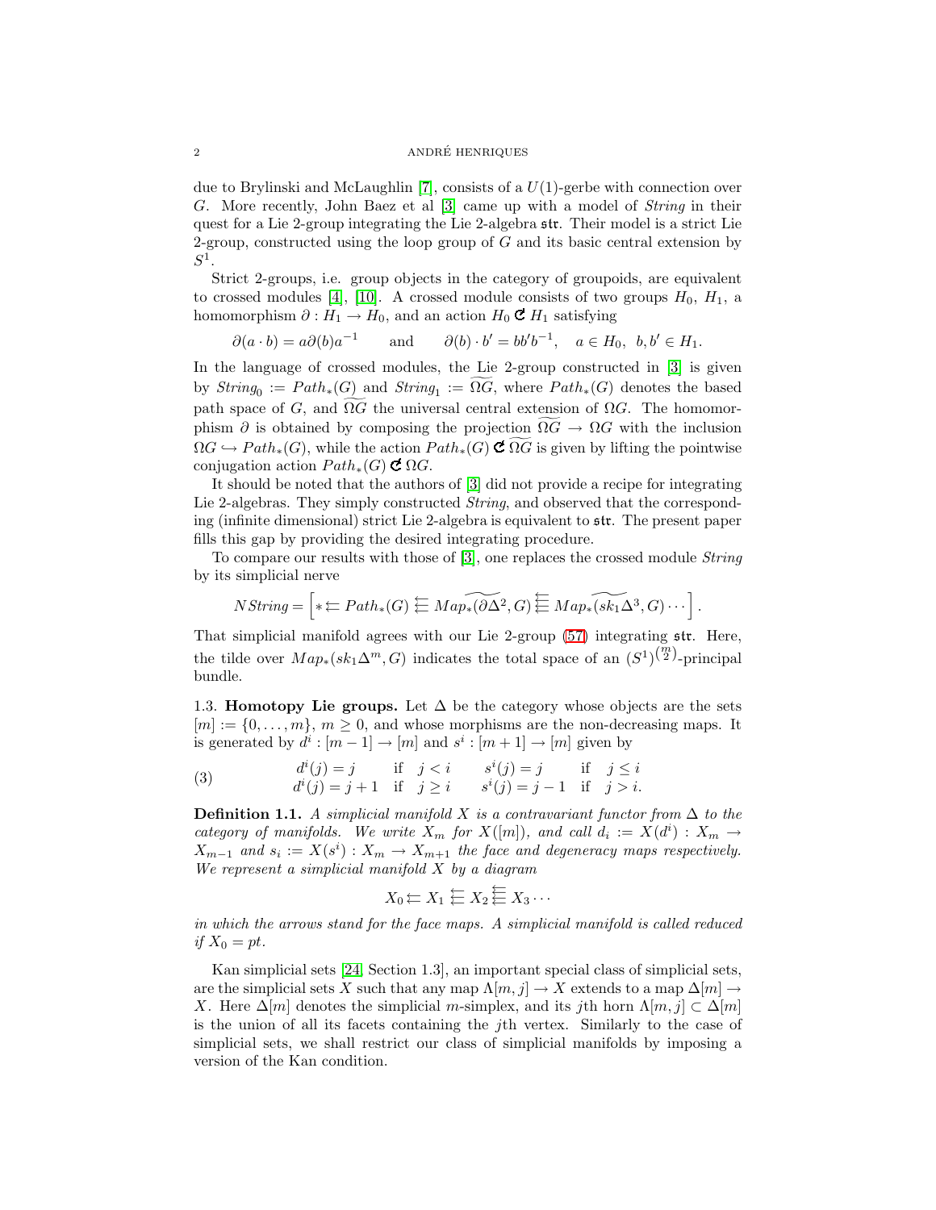due to Brylinski and McLaughlin [7], consists of a $U(1)$-gerbe with connection over $G$. More recently, John Baez et al [3] came up with a model of *String* in their quest for a Lie 2-group integrating the Lie 2-algebra $\mathfrak{str}$. Their model is a strict Lie 2-group, constructed using the loop group of $G$ and its basic central extension by $S^1$.

Strict 2-groups, i.e. group objects in the category of groupoids, are equivalent to crossed modules [4], [10]. A crossed module consists of two groups $H_0$, $H_1$, a homomorphism $\partial : H_1 \to H_0$, and an action $H_0 \circlearrowright H_1$ satisfying

$$\partial(a \cdot b) = a\partial(b)a^{-1} \qquad \text{and} \qquad \partial(b) \cdot b' = bb'b^{-1}, \quad a \in H_0, \;\; b, b' \in H_1.$$

In the language of crossed modules, the Lie 2-group constructed in [3] is given by $String_0 := Path_*(G)$ and $String_1 := \widetilde{\Omega G}$, where $Path_*(G)$ denotes the based path space of $G$, and $\widetilde{\Omega G}$ the universal central extension of $\Omega G$. The homomorphism $\partial$ is obtained by composing the projection $\widetilde{\Omega G} \to \Omega G$ with the inclusion $\Omega G \hookrightarrow Path_*(G)$, while the action $Path_*(G) \circlearrowright \widetilde{\Omega G}$ is given by lifting the pointwise conjugation action $Path_*(G) \circlearrowright \Omega G$.

It should be noted that the authors of [3] did not provide a recipe for integrating Lie 2-algebras. They simply constructed *String*, and observed that the corresponding (infinite dimensional) strict Lie 2-algebra is equivalent to $\mathfrak{str}$. The present paper fills this gap by providing the desired integrating procedure.

To compare our results with those of [3], one replaces the crossed module *String* by its simplicial nerve

$$NString = \left[ * \leftleftarrows Path_*(G) \;\substack{\longleftarrow\\[-2pt]\longleftarrow\\[-2pt]\longleftarrow}\; \widetilde{Map_*(\partial\Delta^2, G)} \;\substack{\longleftarrow\\[-2pt]\longleftarrow\\[-2pt]\longleftarrow\\[-2pt]\longleftarrow}\; \widetilde{Map_*(sk_1\Delta^3, G)} \cdots \right].$$

That simplicial manifold agrees with our Lie 2-group (57) integrating $\mathfrak{str}$. Here, the tilde over $Map_*(sk_1\Delta^m, G)$ indicates the total space of an $(S^1)^{\binom{m}{2}}$-principal bundle.

## 1.3. Homotopy Lie groups.

Let $\Delta$ be the category whose objects are the sets $[m] := \{0, \ldots, m\}$, $m \geq 0$, and whose morphisms are the non-decreasing maps. It is generated by $d^i : [m-1] \to [m]$ and $s^i : [m+1] \to [m]$ given by

$$\begin{array}{llll} d^i(j) = j & \text{if} \;\; j < i & s^i(j) = j & \text{if} \;\; j \leq i \\ d^i(j) = j+1 & \text{if} \;\; j \geq i & s^i(j) = j-1 & \text{if} \;\; j > i. \end{array} \tag{3}$$

**Definition 1.1.** *A simplicial manifold $X$ is a contravariant functor from $\Delta$ to the category of manifolds. We write $X_m$ for $X([m])$, and call $d_i := X(d^i) : X_m \to X_{m-1}$ and $s_i := X(s^i) : X_m \to X_{m+1}$ the face and degeneracy maps respectively. We represent a simplicial manifold $X$ by a diagram*

$$X_0 \leftleftarrows X_1 \;\substack{\longleftarrow\\[-2pt]\longleftarrow\\[-2pt]\longleftarrow}\; X_2 \;\substack{\longleftarrow\\[-2pt]\longleftarrow\\[-2pt]\longleftarrow\\[-2pt]\longleftarrow}\; X_3 \cdots$$

*in which the arrows stand for the face maps. A simplicial manifold is called reduced if $X_0 = pt$.*

Kan simplicial sets [24, Section 1.3], an important special class of simplicial sets, are the simplicial sets $X$ such that any map $\Lambda[m,j] \to X$ extends to a map $\Delta[m] \to X$. Here $\Delta[m]$ denotes the simplicial $m$-simplex, and its $j$th horn $\Lambda[m,j] \subset \Delta[m]$ is the union of all its facets containing the $j$th vertex. Similarly to the case of simplicial sets, we shall restrict our class of simplicial manifolds by imposing a version of the Kan condition.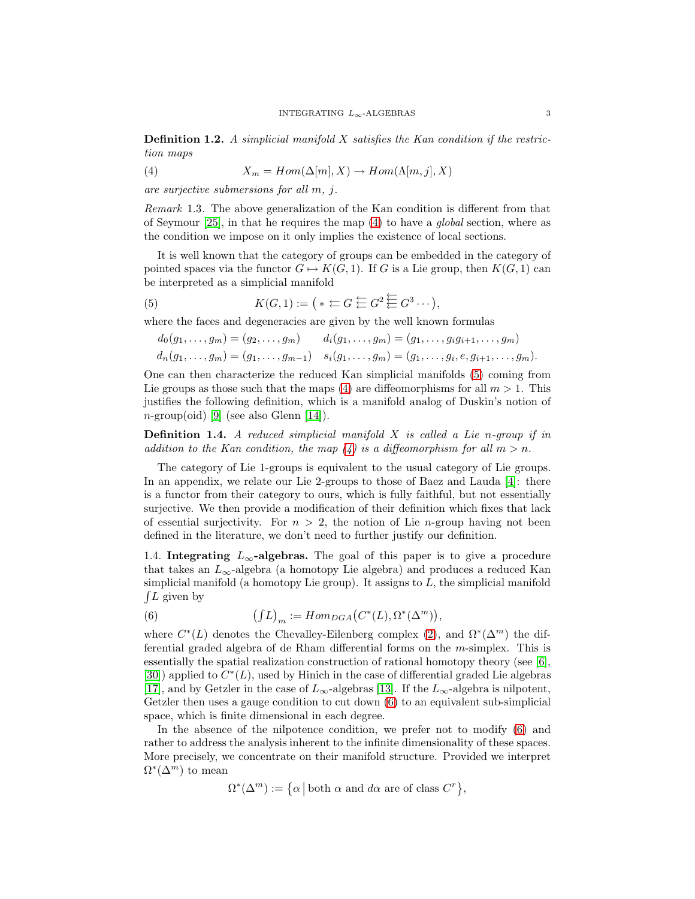**Definition 1.2.** *A simplicial manifold $X$ satisfies the Kan condition if the restriction maps*

$$X_m = Hom(\Delta[m], X) \to Hom(\Lambda[m,j], X) \tag{4}$$

*are surjective submersions for all $m$, $j$.*

*Remark* 1.3. The above generalization of the Kan condition is different from that of Seymour [25], in that he requires the map (4) to have a *global* section, where as the condition we impose on it only implies the existence of local sections.

It is well known that the category of groups can be embedded in the category of pointed spaces via the functor $G \mapsto K(G,1)$. If $G$ is a Lie group, then $K(G,1)$ can be interpreted as a simplicial manifold

$$K(G,1) := \big( * \leftleftarrows G \,\substack{\leftarrow\\\leftarrow\\\leftarrow}\, G^2 \,\substack{\leftarrow\\\leftarrow\\\leftarrow\\\leftarrow}\, G^3 \cdots \big), \tag{5}$$

where the faces and degeneracies are given by the well known formulas

$$d_0(g_1,\ldots,g_m) = (g_2,\ldots,g_m) \qquad d_i(g_1,\ldots,g_m) = (g_1,\ldots,g_i g_{i+1},\ldots,g_m)$$
$$d_n(g_1,\ldots,g_m) = (g_1,\ldots,g_{m-1}) \quad s_i(g_1,\ldots,g_m) = (g_1,\ldots,g_i,e,g_{i+1},\ldots,g_m).$$

One can then characterize the reduced Kan simplicial manifolds (5) coming from Lie groups as those such that the maps (4) are diffeomorphisms for all $m > 1$. This justifies the following definition, which is a manifold analog of Duskin's notion of $n$-group(oid) [9] (see also Glenn [14]).

**Definition 1.4.** *A reduced simplicial manifold $X$ is called a Lie $n$-group if in addition to the Kan condition, the map (4) is a diffeomorphism for all $m > n$.*

The category of Lie 1-groups is equivalent to the usual category of Lie groups. In an appendix, we relate our Lie 2-groups to those of Baez and Lauda [4]: there is a functor from their category to ours, which is fully faithful, but not essentially surjective. We then provide a modification of their definition which fixes that lack of essential surjectivity. For $n > 2$, the notion of Lie $n$-group having not been defined in the literature, we don't need to further justify our definition.

1.4. **Integrating $L_\infty$-algebras.** The goal of this paper is to give a procedure that takes an $L_\infty$-algebra (a homotopy Lie algebra) and produces a reduced Kan simplicial manifold (a homotopy Lie group). It assigns to $L$, the simplicial manifold $\int L$ given by

$$\big(\textstyle\int L\big)_m := Hom_{DGA}\big(C^*(L), \Omega^*(\Delta^m)\big), \tag{6}$$

where $C^*(L)$ denotes the Chevalley-Eilenberg complex (2), and $\Omega^*(\Delta^m)$ the differential graded algebra of de Rham differential forms on the $m$-simplex. This is essentially the spatial realization construction of rational homotopy theory (see [6], [30]) applied to $C^*(L)$, used by Hinich in the case of differential graded Lie algebras [17], and by Getzler in the case of $L_\infty$-algebras [13]. If the $L_\infty$-algebra is nilpotent, Getzler then uses a gauge condition to cut down (6) to an equivalent sub-simplicial space, which is finite dimensional in each degree.

In the absence of the nilpotence condition, we prefer not to modify (6) and rather to address the analysis inherent to the infinite dimensionality of these spaces. More precisely, we concentrate on their manifold structure. Provided we interpret $\Omega^*(\Delta^m)$ to mean

$$\Omega^*(\Delta^m) := \big\{\alpha \,\big|\, \text{both } \alpha \text{ and } d\alpha \text{ are of class } C^r\big\},$$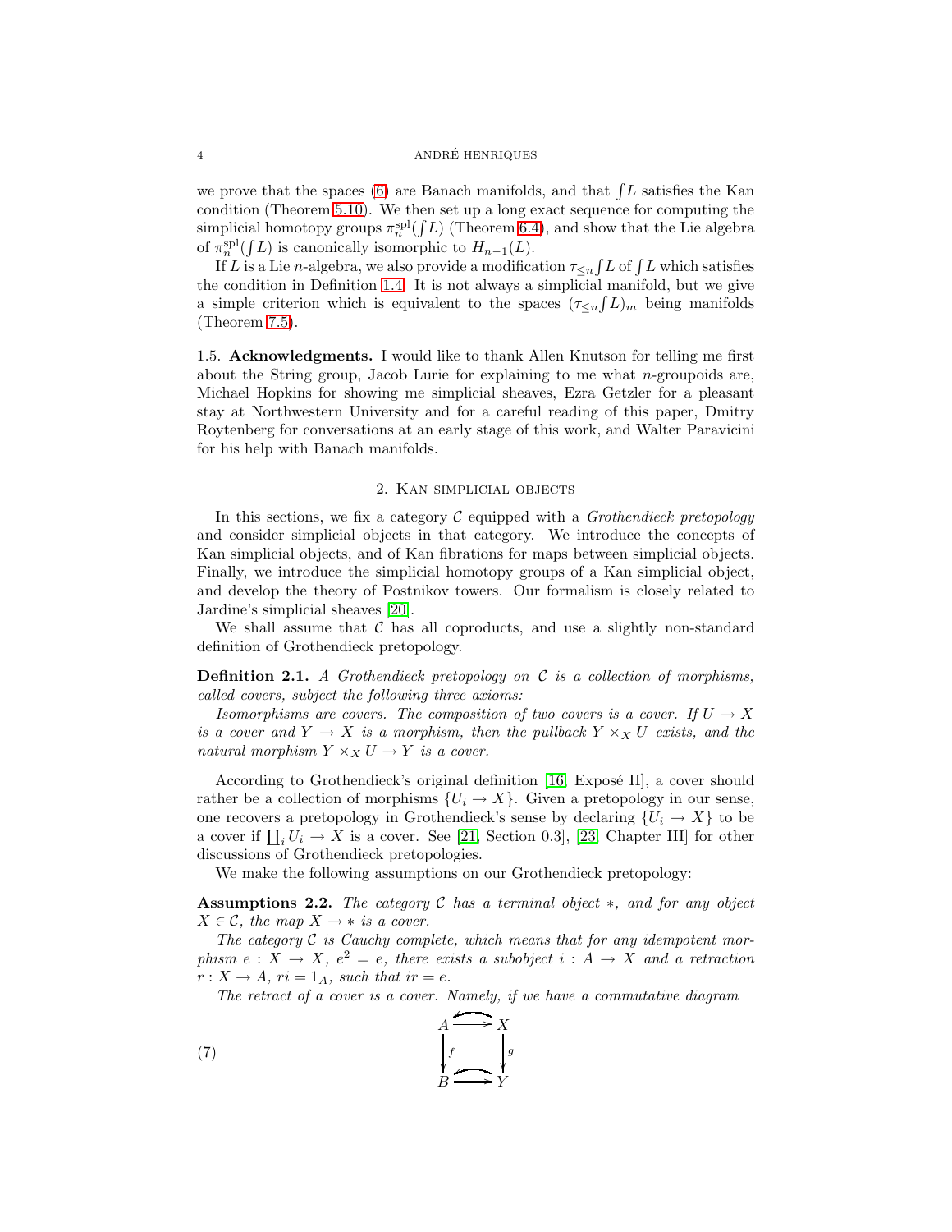we prove that the spaces (6) are Banach manifolds, and that $\int L$ satisfies the Kan condition (Theorem 5.10). We then set up a long exact sequence for computing the simplicial homotopy groups $\pi_n^{\mathrm{spl}}(\int L)$ (Theorem 6.4), and show that the Lie algebra of $\pi_n^{\mathrm{spl}}(\int L)$ is canonically isomorphic to $H_{n-1}(L)$.

If $L$ is a Lie $n$-algebra, we also provide a modification $\tau_{\leq n}\int L$ of $\int L$ which satisfies the condition in Definition 1.4. It is not always a simplicial manifold, but we give a simple criterion which is equivalent to the spaces $(\tau_{\leq n}\int L)_m$ being manifolds (Theorem 7.5).

1.5. **Acknowledgments.** I would like to thank Allen Knutson for telling me first about the String group, Jacob Lurie for explaining to me what $n$-groupoids are, Michael Hopkins for showing me simplicial sheaves, Ezra Getzler for a pleasant stay at Northwestern University and for a careful reading of this paper, Dmitry Roytenberg for conversations at an early stage of this work, and Walter Paravicini for his help with Banach manifolds.

## 2. Kan simplicial objects

In this sections, we fix a category $\mathcal{C}$ equipped with a *Grothendieck pretopology* and consider simplicial objects in that category. We introduce the concepts of Kan simplicial objects, and of Kan fibrations for maps between simplicial objects. Finally, we introduce the simplicial homotopy groups of a Kan simplicial object, and develop the theory of Postnikov towers. Our formalism is closely related to Jardine's simplicial sheaves [20].

We shall assume that $\mathcal{C}$ has all coproducts, and use a slightly non-standard definition of Grothendieck pretopology.

**Definition 2.1.** *A Grothendieck pretopology on $\mathcal{C}$ is a collection of morphisms, called covers, subject the following three axioms:*

*Isomorphisms are covers. The composition of two covers is a cover. If $U \to X$ is a cover and $Y \to X$ is a morphism, then the pullback $Y \times_X U$ exists, and the natural morphism $Y \times_X U \to Y$ is a cover.*

According to Grothendieck's original definition [16, Exposé II], a cover should rather be a collection of morphisms $\{U_i \to X\}$. Given a pretopology in our sense, one recovers a pretopology in Grothendieck's sense by declaring $\{U_i \to X\}$ to be a cover if $\coprod_i U_i \to X$ is a cover. See [21, Section 0.3], [23, Chapter III] for other discussions of Grothendieck pretopologies.

We make the following assumptions on our Grothendieck pretopology:

**Assumptions 2.2.** *The category $\mathcal{C}$ has a terminal object $*$, and for any object $X \in \mathcal{C}$, the map $X \to *$ is a cover.*

*The category $\mathcal{C}$ is Cauchy complete, which means that for any idempotent morphism $e : X \to X$, $e^2 = e$, there exists a subobject $i : A \to X$ and a retraction $r : X \to A$, $ri = 1_A$, such that $ir = e$.*

*The retract of a cover is a cover. Namely, if we have a commutative diagram*

$$(7)\qquad \begin{array}{ccc} A & \rightleftarrows & X \\ \downarrow{\scriptstyle f} & & \downarrow{\scriptstyle g} \\ B & \rightleftarrows & Y \end{array}$$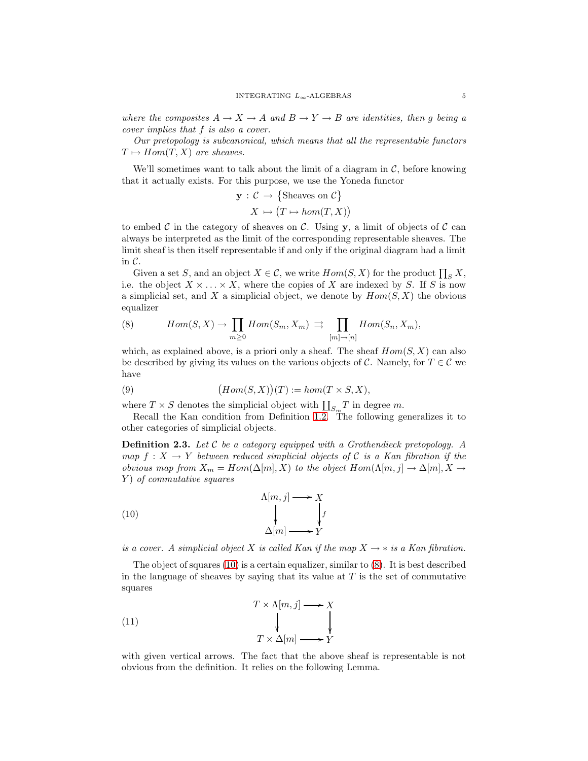*where the composites $A \to X \to A$ and $B \to Y \to B$ are identities, then $g$ being a cover implies that $f$ is also a cover.*

*Our pretopology is subcanonical, which means that all the representable functors $T \mapsto Hom(T, X)$ are sheaves.*

We'll sometimes want to talk about the limit of a diagram in $\mathcal{C}$, before knowing that it actually exists. For this purpose, we use the Yoneda functor

$$\begin{aligned} \mathbf{y} : \mathcal{C} &\to \{\text{Sheaves on } \mathcal{C}\} \\ X &\mapsto \big(T \mapsto hom(T, X)\big) \end{aligned}$$

to embed $\mathcal{C}$ in the category of sheaves on $\mathcal{C}$. Using $\mathbf{y}$, a limit of objects of $\mathcal{C}$ can always be interpreted as the limit of the corresponding representable sheaves. The limit sheaf is then itself representable if and only if the original diagram had a limit in $\mathcal{C}$.

Given a set $S$, and an object $X \in \mathcal{C}$, we write $Hom(S, X)$ for the product $\prod_S X$, i.e. the object $X \times \ldots \times X$, where the copies of $X$ are indexed by $S$. If $S$ is now a simplicial set, and $X$ a simplicial object, we denote by $Hom(S, X)$ the obvious equalizer

$$Hom(S, X) \to \prod_{m \geq 0} Hom(S_m, X_m) \rightrightarrows \prod_{[m] \to [n]} Hom(S_n, X_m), \tag{8}$$

which, as explained above, is a priori only a sheaf. The sheaf $Hom(S, X)$ can also be described by giving its values on the various objects of $\mathcal{C}$. Namely, for $T \in \mathcal{C}$ we have

$$\big(Hom(S, X)\big)(T) := hom(T \times S, X), \tag{9}$$

where $T \times S$ denotes the simplicial object with $\coprod_{S_m} T$ in degree $m$.

Recall the Kan condition from Definition 1.2. The following generalizes it to other categories of simplicial objects.

**Definition 2.3.** *Let $\mathcal{C}$ be a category equipped with a Grothendieck pretopology. A map $f : X \to Y$ between reduced simplicial objects of $\mathcal{C}$ is a Kan fibration if the obvious map from $X_m = Hom(\Delta[m], X)$ to the object $Hom(\Lambda[m, j] \to \Delta[m], X \to Y)$ of commutative squares*

$$\begin{array}{ccc} \Lambda[m, j] & \longrightarrow & X \\ \big\downarrow & & \big\downarrow f \\ \Delta[m] & \longrightarrow & Y \end{array} \tag{10}$$

*is a cover. A simplicial object $X$ is called Kan if the map $X \to *$ is a Kan fibration.*

The object of squares (10) is a certain equalizer, similar to (8). It is best described in the language of sheaves by saying that its value at $T$ is the set of commutative squares

$$\begin{array}{ccc} T \times \Lambda[m, j] & \longrightarrow & X \\ \big\downarrow & & \big\downarrow \\ T \times \Delta[m] & \longrightarrow & Y \end{array} \tag{11}$$

with given vertical arrows. The fact that the above sheaf is representable is not obvious from the definition. It relies on the following Lemma.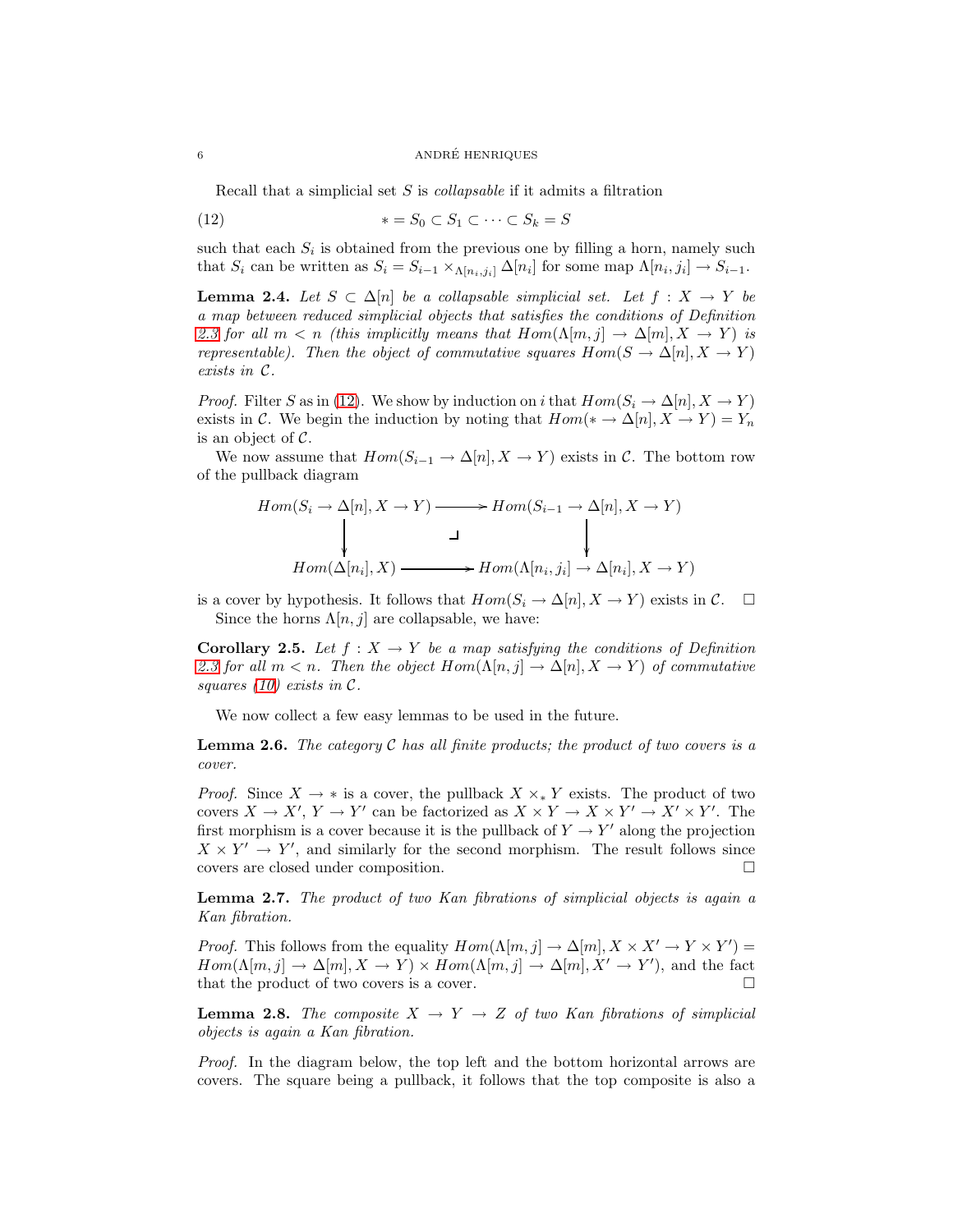Recall that a simplicial set $S$ is *collapsable* if it admits a filtration

$$* = S_0 \subset S_1 \subset \cdots \subset S_k = S \tag{12}$$

such that each $S_i$ is obtained from the previous one by filling a horn, namely such that $S_i$ can be written as $S_i = S_{i-1} \times_{\Lambda[n_i,j_i]} \Delta[n_i]$ for some map $\Lambda[n_i, j_i] \to S_{i-1}$.

**Lemma 2.4.** *Let $S \subset \Delta[n]$ be a collapsable simplicial set. Let $f : X \to Y$ be a map between reduced simplicial objects that satisfies the conditions of Definition 2.3 for all $m < n$ (this implicitly means that $Hom(\Lambda[m, j] \to \Delta[m], X \to Y)$ is representable). Then the object of commutative squares $Hom(S \to \Delta[n], X \to Y)$ exists in $\mathcal{C}$.*

*Proof.* Filter $S$ as in (12). We show by induction on $i$ that $Hom(S_i \to \Delta[n], X \to Y)$ exists in $\mathcal{C}$. We begin the induction by noting that $Hom(* \to \Delta[n], X \to Y) = Y_n$ is an object of $\mathcal{C}$.

We now assume that $Hom(S_{i-1} \to \Delta[n], X \to Y)$ exists in $\mathcal{C}$. The bottom row of the pullback diagram

$$\begin{array}{ccc} Hom(S_i \to \Delta[n], X \to Y) & \longrightarrow & Hom(S_{i-1} \to \Delta[n], X \to Y) \\ \downarrow & \lrcorner & \downarrow \\ Hom(\Delta[n_i], X) & \longrightarrow & Hom(\Lambda[n_i, j_i] \to \Delta[n_i], X \to Y) \end{array}$$

is a cover by hypothesis. It follows that $Hom(S_i \to \Delta[n], X \to Y)$ exists in $\mathcal{C}$. $\square$

Since the horns $\Lambda[n, j]$ are collapsable, we have:

**Corollary 2.5.** *Let $f : X \to Y$ be a map satisfying the conditions of Definition 2.3 for all $m < n$. Then the object $Hom(\Lambda[n, j] \to \Delta[n], X \to Y)$ of commutative squares (10) exists in $\mathcal{C}$.*

We now collect a few easy lemmas to be used in the future.

**Lemma 2.6.** *The category $\mathcal{C}$ has all finite products; the product of two covers is a cover.*

*Proof.* Since $X \to *$ is a cover, the pullback $X \times_* Y$ exists. The product of two covers $X \to X'$, $Y \to Y'$ can be factorized as $X \times Y \to X \times Y' \to X' \times Y'$. The first morphism is a cover because it is the pullback of $Y \to Y'$ along the projection $X \times Y' \to Y'$, and similarly for the second morphism. The result follows since covers are closed under composition. $\square$

**Lemma 2.7.** *The product of two Kan fibrations of simplicial objects is again a Kan fibration.*

*Proof.* This follows from the equality $Hom(\Lambda[m, j] \to \Delta[m], X \times X' \to Y \times Y') = Hom(\Lambda[m, j] \to \Delta[m], X \to Y) \times Hom(\Lambda[m, j] \to \Delta[m], X' \to Y')$, and the fact that the product of two covers is a cover. $\square$

**Lemma 2.8.** *The composite $X \to Y \to Z$ of two Kan fibrations of simplicial objects is again a Kan fibration.*

*Proof.* In the diagram below, the top left and the bottom horizontal arrows are covers. The square being a pullback, it follows that the top composite is also a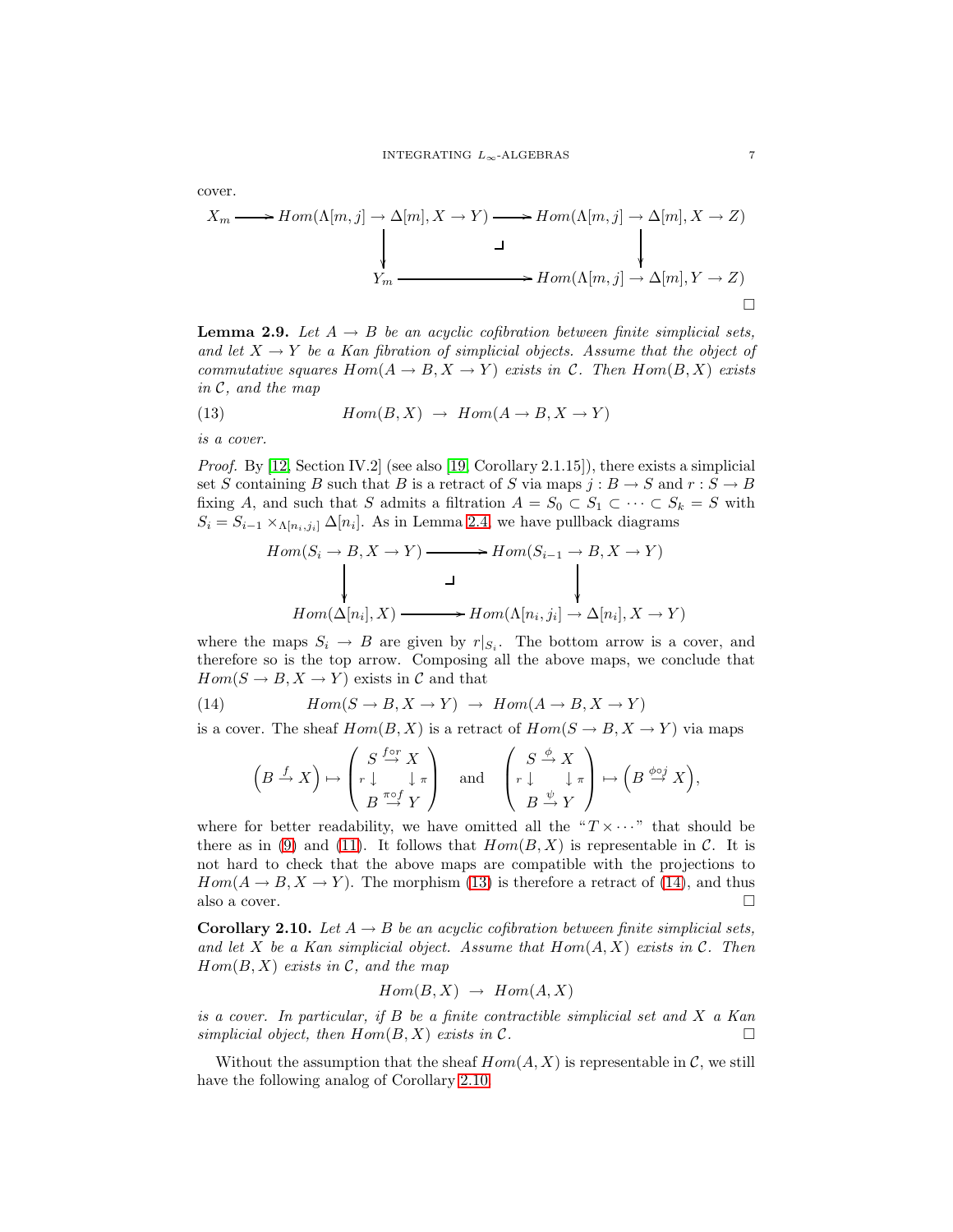cover.

$$\begin{array}{ccccc} X_m & \longrightarrow & Hom(\Lambda[m,j] \to \Delta[m], X \to Y) & \longrightarrow & Hom(\Lambda[m,j] \to \Delta[m], X \to Z) \\ & & \downarrow & \lrcorner & \downarrow \\ & & Y_m & \longrightarrow & Hom(\Lambda[m,j] \to \Delta[m], Y \to Z) \end{array}$$

□

**Lemma 2.9.** *Let $A \to B$ be an acyclic cofibration between finite simplicial sets, and let $X \to Y$ be a Kan fibration of simplicial objects. Assume that the object of commutative squares $Hom(A \to B, X \to Y)$ exists in $\mathcal{C}$. Then $Hom(B, X)$ exists in $\mathcal{C}$, and the map*

$$Hom(B, X) \ \to \ Hom(A \to B, X \to Y) \tag{13}$$

*is a cover.*

*Proof.* By [12, Section IV.2] (see also [19, Corollary 2.1.15]), there exists a simplicial set $S$ containing $B$ such that $B$ is a retract of $S$ via maps $j : B \to S$ and $r : S \to B$ fixing $A$, and such that $S$ admits a filtration $A = S_0 \subset S_1 \subset \cdots \subset S_k = S$ with $S_i = S_{i-1} \times_{\Lambda[n_i, j_i]} \Delta[n_i]$. As in Lemma 2.4, we have pullback diagrams

$$\begin{array}{ccc} Hom(S_i \to B, X \to Y) & \longrightarrow & Hom(S_{i-1} \to B, X \to Y) \\ \downarrow & \lrcorner & \downarrow \\ Hom(\Delta[n_i], X) & \longrightarrow & Hom(\Lambda[n_i, j_i] \to \Delta[n_i], X \to Y) \end{array}$$

where the maps $S_i \to B$ are given by $r|_{S_i}$. The bottom arrow is a cover, and therefore so is the top arrow. Composing all the above maps, we conclude that $Hom(S \to B, X \to Y)$ exists in $\mathcal{C}$ and that

$$Hom(S \to B, X \to Y) \ \to \ Hom(A \to B, X \to Y) \tag{14}$$

is a cover. The sheaf $Hom(B, X)$ is a retract of $Hom(S \to B, X \to Y)$ via maps

$$\Big(B \overset{f}{\to} X\Big) \mapsto \begin{pmatrix} S \overset{f \circ r}{\to} X \\ {\scriptstyle r}\downarrow \qquad \downarrow{\scriptstyle \pi} \\ B \overset{\pi \circ f}{\to} Y \end{pmatrix} \quad \text{and} \quad \begin{pmatrix} S \overset{\phi}{\to} X \\ {\scriptstyle r}\downarrow \qquad \downarrow{\scriptstyle \pi} \\ B \overset{\psi}{\to} Y \end{pmatrix} \mapsto \Big(B \overset{\phi \circ j}{\to} X\Big),$$

where for better readability, we have omitted all the "$T \times \cdots$" that should be there as in (9) and (11). It follows that $Hom(B, X)$ is representable in $\mathcal{C}$. It is not hard to check that the above maps are compatible with the projections to $Hom(A \to B, X \to Y)$. The morphism (13) is therefore a retract of (14), and thus also a cover. □

**Corollary 2.10.** *Let $A \to B$ be an acyclic cofibration between finite simplicial sets, and let $X$ be a Kan simplicial object. Assume that $Hom(A, X)$ exists in $\mathcal{C}$. Then $Hom(B, X)$ exists in $\mathcal{C}$, and the map*

$$Hom(B, X) \ \to \ Hom(A, X)$$

*is a cover. In particular, if $B$ be a finite contractible simplicial set and $X$ a Kan simplicial object, then $Hom(B, X)$ exists in $\mathcal{C}$.* □

Without the assumption that the sheaf $Hom(A, X)$ is representable in $\mathcal{C}$, we still have the following analog of Corollary 2.10.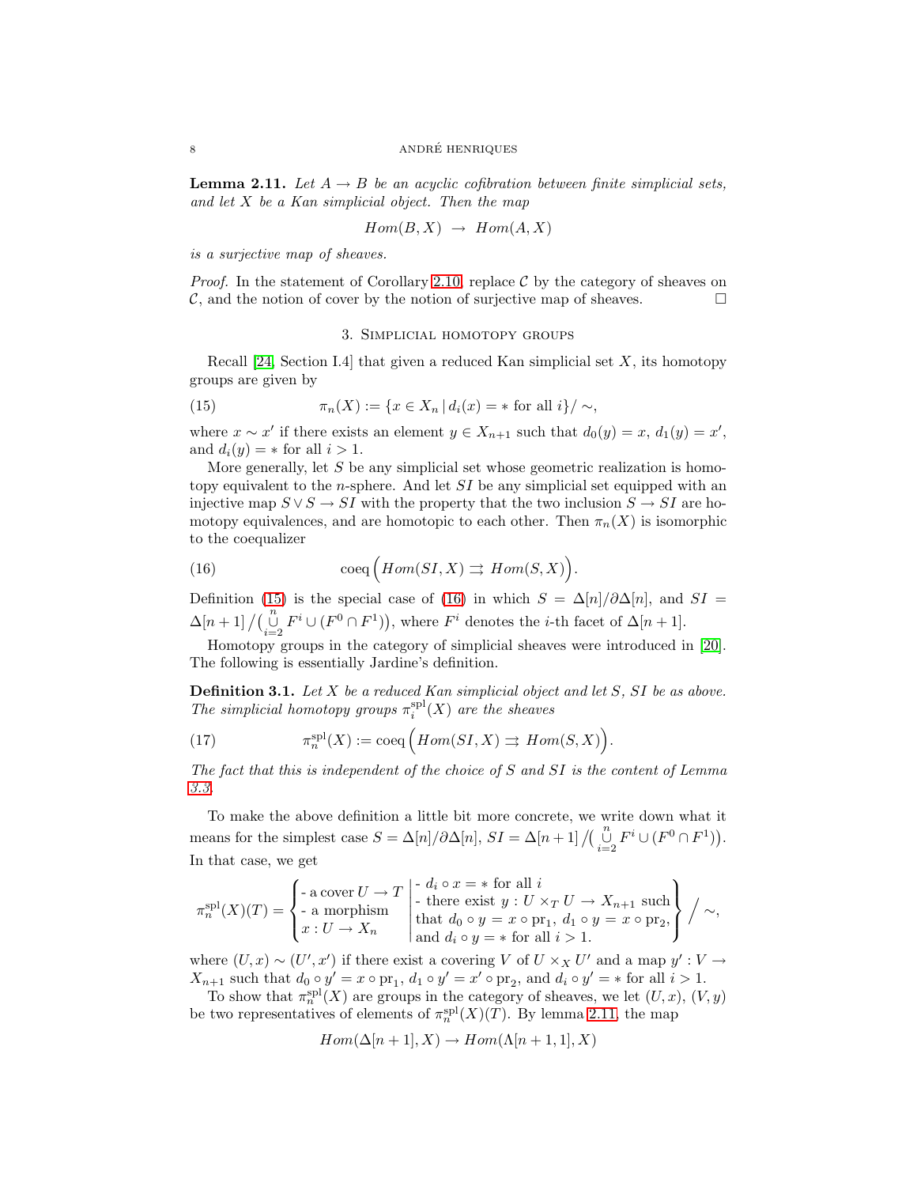**Lemma 2.11.** *Let $A \to B$ be an acyclic cofibration between finite simplicial sets, and let $X$ be a Kan simplicial object. Then the map*

$$Hom(B, X) \ \to \ Hom(A, X)$$

*is a surjective map of sheaves.*

*Proof.* In the statement of Corollary 2.10, replace $\mathcal{C}$ by the category of sheaves on $\mathcal{C}$, and the notion of cover by the notion of surjective map of sheaves. $\square$

## 3. Simplicial homotopy groups

Recall [24, Section I.4] that given a reduced Kan simplicial set $X$, its homotopy groups are given by

$$\pi_n(X) := \{x \in X_n \,|\, d_i(x) = * \text{ for all } i\}/\sim, \tag{15}$$

where $x \sim x'$ if there exists an element $y \in X_{n+1}$ such that $d_0(y) = x$, $d_1(y) = x'$, and $d_i(y) = *$ for all $i > 1$.

More generally, let $S$ be any simplicial set whose geometric realization is homotopy equivalent to the $n$-sphere. And let $SI$ be any simplicial set equipped with an injective map $S \vee S \to SI$ with the property that the two inclusion $S \to SI$ are homotopy equivalences, and are homotopic to each other. Then $\pi_n(X)$ is isomorphic to the coequalizer

$$\operatorname{coeq}\Big(Hom(SI, X) \rightrightarrows Hom(S, X)\Big). \tag{16}$$

Definition (15) is the special case of (16) in which $S = \Delta[n]/\partial\Delta[n]$, and $SI = \Delta[n+1]\,/\big(\bigcup_{i=2}^{n} F^i \cup (F^0 \cap F^1)\big)$, where $F^i$ denotes the $i$-th facet of $\Delta[n+1]$.

Homotopy groups in the category of simplicial sheaves were introduced in [20]. The following is essentially Jardine's definition.

**Definition 3.1.** *Let $X$ be a reduced Kan simplicial object and let $S$, $SI$ be as above. The simplicial homotopy groups $\pi_i^{\mathrm{spl}}(X)$ are the sheaves*

$$\pi_n^{\mathrm{spl}}(X) := \operatorname{coeq}\Big(Hom(SI, X) \rightrightarrows Hom(S, X)\Big). \tag{17}$$

*The fact that this is independent of the choice of $S$ and $SI$ is the content of Lemma 3.3.*

To make the above definition a little bit more concrete, we write down what it means for the simplest case $S = \Delta[n]/\partial\Delta[n]$, $SI = \Delta[n+1]\,/\big(\bigcup_{i=2}^{n} F^i \cup (F^0 \cap F^1)\big)$. In that case, we get

$$\pi_n^{\mathrm{spl}}(X)(T) = \left\{ \begin{array}{l} \text{- a cover } U \to T \\ \text{- a morphism} \\ x : U \to X_n \end{array} \middle| \begin{array}{l} \text{- } d_i \circ x = * \text{ for all } i \\ \text{- there exist } y : U \times_T U \to X_{n+1} \text{ such} \\ \text{that } d_0 \circ y = x \circ \mathrm{pr}_1,\ d_1 \circ y = x \circ \mathrm{pr}_2, \\ \text{and } d_i \circ y = * \text{ for all } i > 1. \end{array} \right\} \Big/ \sim,$$

where $(U, x) \sim (U', x')$ if there exist a covering $V$ of $U \times_X U'$ and a map $y' : V \to X_{n+1}$ such that $d_0 \circ y' = x \circ \mathrm{pr}_1$, $d_1 \circ y' = x' \circ \mathrm{pr}_2$, and $d_i \circ y' = *$ for all $i > 1$.

To show that $\pi_n^{\mathrm{spl}}(X)$ are groups in the category of sheaves, we let $(U, x)$, $(V, y)$ be two representatives of elements of $\pi_n^{\mathrm{spl}}(X)(T)$. By lemma 2.11, the map

$$Hom(\Delta[n+1], X) \to Hom(\Lambda[n+1, 1], X)$$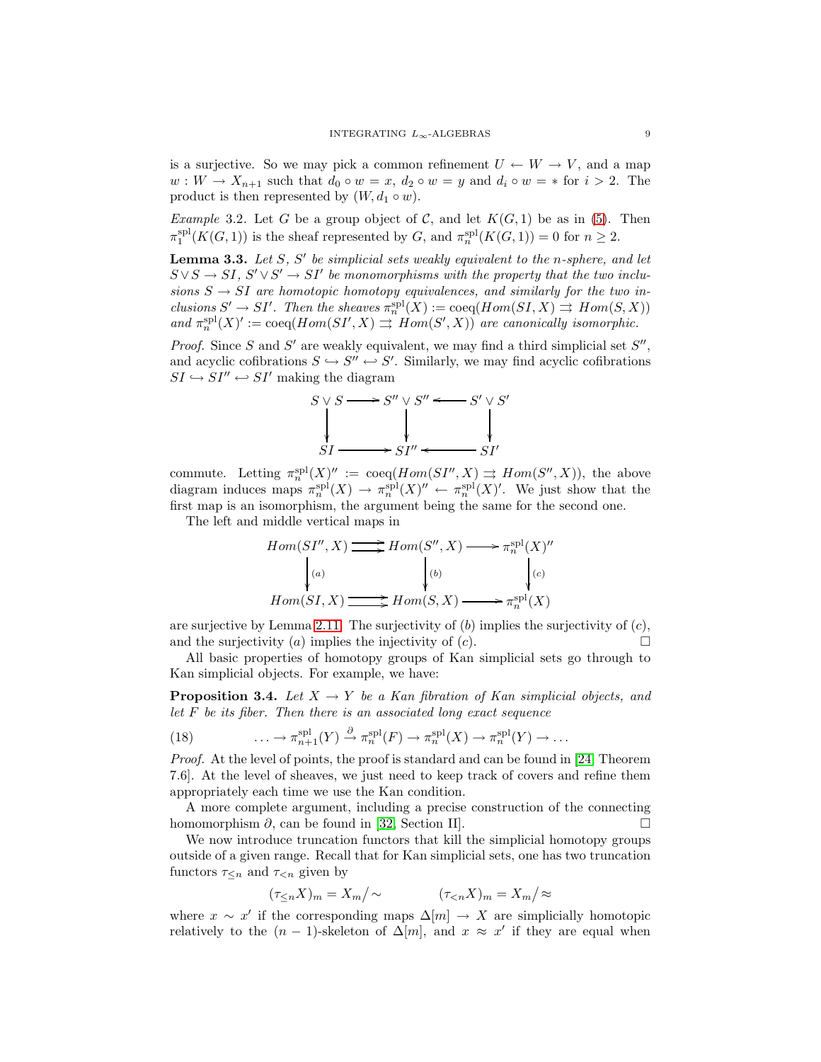is a surjective. So we may pick a common refinement $U \leftarrow W \rightarrow V$, and a map $w : W \rightarrow X_{n+1}$ such that $d_0 \circ w = x$, $d_2 \circ w = y$ and $d_i \circ w = *$ for $i > 2$. The product is then represented by $(W, d_1 \circ w)$.

*Example* 3.2. Let $G$ be a group object of $\mathcal{C}$, and let $K(G,1)$ be as in (5). Then $\pi_1^{\mathrm{spl}}(K(G,1))$ is the sheaf represented by $G$, and $\pi_n^{\mathrm{spl}}(K(G,1)) = 0$ for $n \geq 2$.

**Lemma 3.3.** *Let $S$, $S'$ be simplicial sets weakly equivalent to the $n$-sphere, and let $S \vee S \rightarrow SI$, $S' \vee S' \rightarrow SI'$ be monomorphisms with the property that the two inclusions $S \rightarrow SI$ are homotopic homotopy equivalences, and similarly for the two inclusions $S' \rightarrow SI'$. Then the sheaves $\pi_n^{\mathrm{spl}}(X) := \mathrm{coeq}(Hom(SI, X) \rightrightarrows Hom(S, X))$ and $\pi_n^{\mathrm{spl}}(X)' := \mathrm{coeq}(Hom(SI', X) \rightrightarrows Hom(S', X))$ are canonically isomorphic.*

*Proof.* Since $S$ and $S'$ are weakly equivalent, we may find a third simplicial set $S''$, and acyclic cofibrations $S \hookrightarrow S'' \hookleftarrow S'$. Similarly, we may find acyclic cofibrations $SI \hookrightarrow SI'' \hookleftarrow SI'$ making the diagram

$$\begin{array}{ccccc}
S \vee S & \longrightarrow & S'' \vee S'' & \longleftarrow & S' \vee S' \\
\downarrow & & \downarrow & & \downarrow \\
SI & \longrightarrow & SI'' & \longleftarrow & SI'
\end{array}$$

commute. Letting $\pi_n^{\mathrm{spl}}(X)'' := \mathrm{coeq}(Hom(SI'', X) \rightrightarrows Hom(S'', X))$, the above diagram induces maps $\pi_n^{\mathrm{spl}}(X) \rightarrow \pi_n^{\mathrm{spl}}(X)'' \leftarrow \pi_n^{\mathrm{spl}}(X)'$. We just show that the first map is an isomorphism, the argument being the same for the second one.

The left and middle vertical maps in

$$\begin{array}{ccccc}
Hom(SI'', X) & \rightrightarrows & Hom(S'', X) & \longrightarrow & \pi_n^{\mathrm{spl}}(X)'' \\
\downarrow (a) & & \downarrow (b) & & \downarrow (c) \\
Hom(SI, X) & \rightrightarrows & Hom(S, X) & \longrightarrow & \pi_n^{\mathrm{spl}}(X)
\end{array}$$

are surjective by Lemma 2.11. The surjectivity of $(b)$ implies the surjectivity of $(c)$, and the surjectivity $(a)$ implies the injectivity of $(c)$. $\square$

All basic properties of homotopy groups of Kan simplicial sets go through to Kan simplicial objects. For example, we have:

**Proposition 3.4.** *Let $X \rightarrow Y$ be a Kan fibration of Kan simplicial objects, and let $F$ be its fiber. Then there is an associated long exact sequence*

$$\ldots \rightarrow \pi_{n+1}^{\mathrm{spl}}(Y) \xrightarrow{\partial} \pi_n^{\mathrm{spl}}(F) \rightarrow \pi_n^{\mathrm{spl}}(X) \rightarrow \pi_n^{\mathrm{spl}}(Y) \rightarrow \ldots \tag{18}$$

*Proof.* At the level of points, the proof is standard and can be found in [24, Theorem 7.6]. At the level of sheaves, we just need to keep track of covers and refine them appropriately each time we use the Kan condition.

A more complete argument, including a precise construction of the connecting homomorphism $\partial$, can be found in [32, Section II]. $\square$

We now introduce truncation functors that kill the simplicial homotopy groups outside of a given range. Recall that for Kan simplicial sets, one has two truncation functors $\tau_{\leq n}$ and $\tau_{<n}$ given by

$$(\tau_{\leq n}X)_m = X_m/\!\sim \qquad\qquad (\tau_{<n}X)_m = X_m/\!\approx$$

where $x \sim x'$ if the corresponding maps $\Delta[m] \rightarrow X$ are simplicially homotopic relatively to the $(n-1)$-skeleton of $\Delta[m]$, and $x \approx x'$ if they are equal when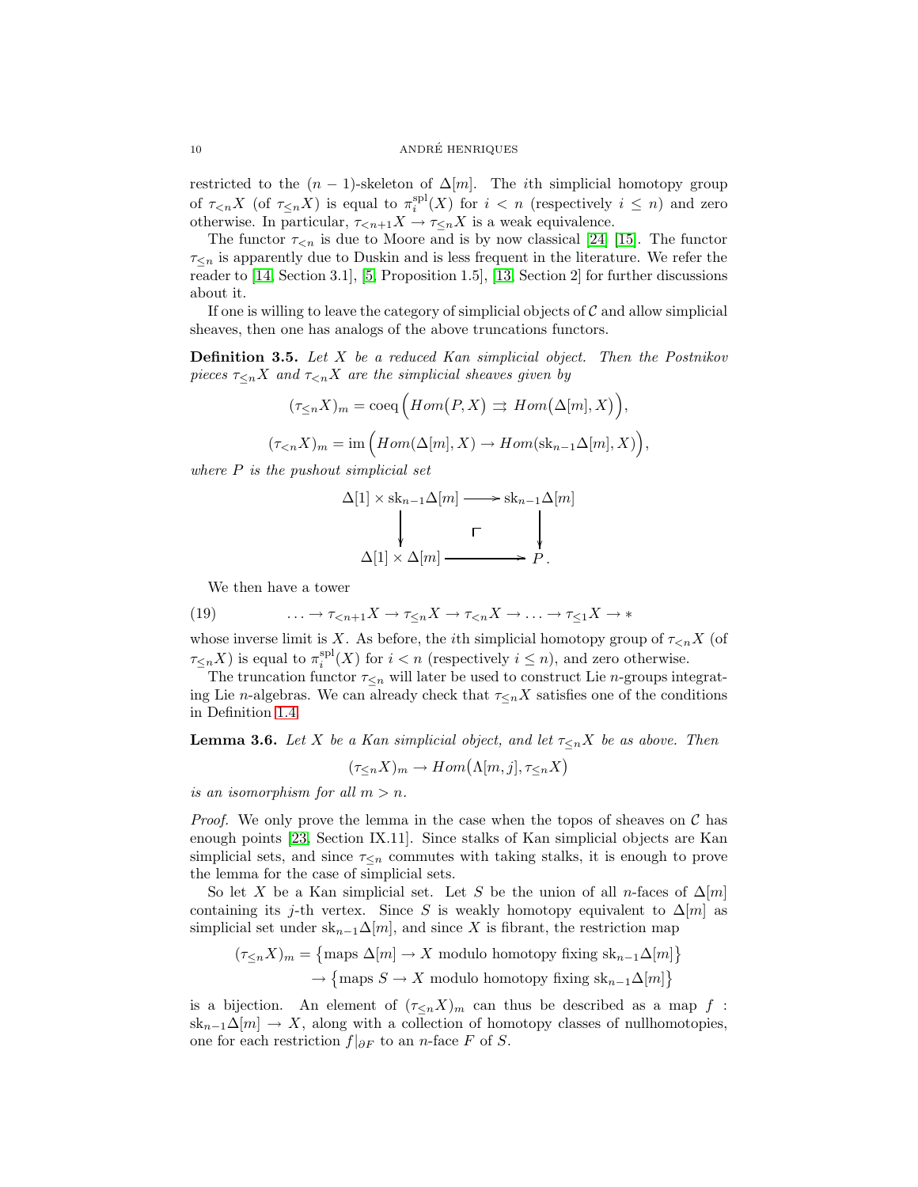restricted to the $(n-1)$-skeleton of $\Delta[m]$. The $i$th simplicial homotopy group of $\tau_{<n}X$ (of $\tau_{\leq n}X$) is equal to $\pi_i^{\mathrm{spl}}(X)$ for $i < n$ (respectively $i \leq n$) and zero otherwise. In particular, $\tau_{<n+1}X \to \tau_{\leq n}X$ is a weak equivalence.

The functor $\tau_{<n}$ is due to Moore and is by now classical [24] [15]. The functor $\tau_{\leq n}$ is apparently due to Duskin and is less frequent in the literature. We refer the reader to [14, Section 3.1], [5, Proposition 1.5], [13, Section 2] for further discussions about it.

If one is willing to leave the category of simplicial objects of $\mathcal{C}$ and allow simplicial sheaves, then one has analogs of the above truncations functors.

**Definition 3.5.** *Let $X$ be a reduced Kan simplicial object. Then the Postnikov pieces $\tau_{\leq n}X$ and $\tau_{<n}X$ are the simplicial sheaves given by*

$$(\tau_{\leq n}X)_m = \mathrm{coeq}\Big(Hom\big(P, X\big) \rightrightarrows Hom\big(\Delta[m], X\big)\Big),$$

$$(\tau_{<n}X)_m = \mathrm{im}\Big(Hom(\Delta[m], X) \to Hom(\mathrm{sk}_{n-1}\Delta[m], X)\Big),$$

*where $P$ is the pushout simplicial set*

$$\begin{array}{ccc} \Delta[1] \times \mathrm{sk}_{n-1}\Delta[m] & \longrightarrow & \mathrm{sk}_{n-1}\Delta[m] \\ \big\downarrow & \ulcorner & \big\downarrow \\ \Delta[1] \times \Delta[m] & \longrightarrow & P\,. \end{array}$$

We then have a tower

$$\ldots \to \tau_{<n+1}X \to \tau_{\leq n}X \to \tau_{<n}X \to \ldots \to \tau_{\leq 1}X \to * \tag{19}$$

whose inverse limit is $X$. As before, the $i$th simplicial homotopy group of $\tau_{<n}X$ (of $\tau_{\leq n}X$) is equal to $\pi_i^{\mathrm{spl}}(X)$ for $i < n$ (respectively $i \leq n$), and zero otherwise.

The truncation functor $\tau_{\leq n}$ will later be used to construct Lie $n$-groups integrating Lie $n$-algebras. We can already check that $\tau_{\leq n}X$ satisfies one of the conditions in Definition 1.4.

**Lemma 3.6.** *Let $X$ be a Kan simplicial object, and let $\tau_{\leq n}X$ be as above. Then*

$$(\tau_{\leq n}X)_m \to Hom\big(\Lambda[m,j], \tau_{\leq n}X\big)$$

*is an isomorphism for all $m > n$.*

*Proof.* We only prove the lemma in the case when the topos of sheaves on $\mathcal{C}$ has enough points [23, Section IX.11]. Since stalks of Kan simplicial objects are Kan simplicial sets, and since $\tau_{\leq n}$ commutes with taking stalks, it is enough to prove the lemma for the case of simplicial sets.

So let $X$ be a Kan simplicial set. Let $S$ be the union of all $n$-faces of $\Delta[m]$ containing its $j$-th vertex. Since $S$ is weakly homotopy equivalent to $\Delta[m]$ as simplicial set under $\mathrm{sk}_{n-1}\Delta[m]$, and since $X$ is fibrant, the restriction map

$$\begin{aligned}(\tau_{\leq n}X)_m = &\big\{\text{maps } \Delta[m] \to X \text{ modulo homotopy fixing } \mathrm{sk}_{n-1}\Delta[m]\big\} \\ &\to \big\{\text{maps } S \to X \text{ modulo homotopy fixing } \mathrm{sk}_{n-1}\Delta[m]\big\}\end{aligned}$$

is a bijection. An element of $(\tau_{\leq n}X)_m$ can thus be described as a map $f : \mathrm{sk}_{n-1}\Delta[m] \to X$, along with a collection of homotopy classes of nullhomotopies, one for each restriction $f|_{\partial F}$ to an $n$-face $F$ of $S$.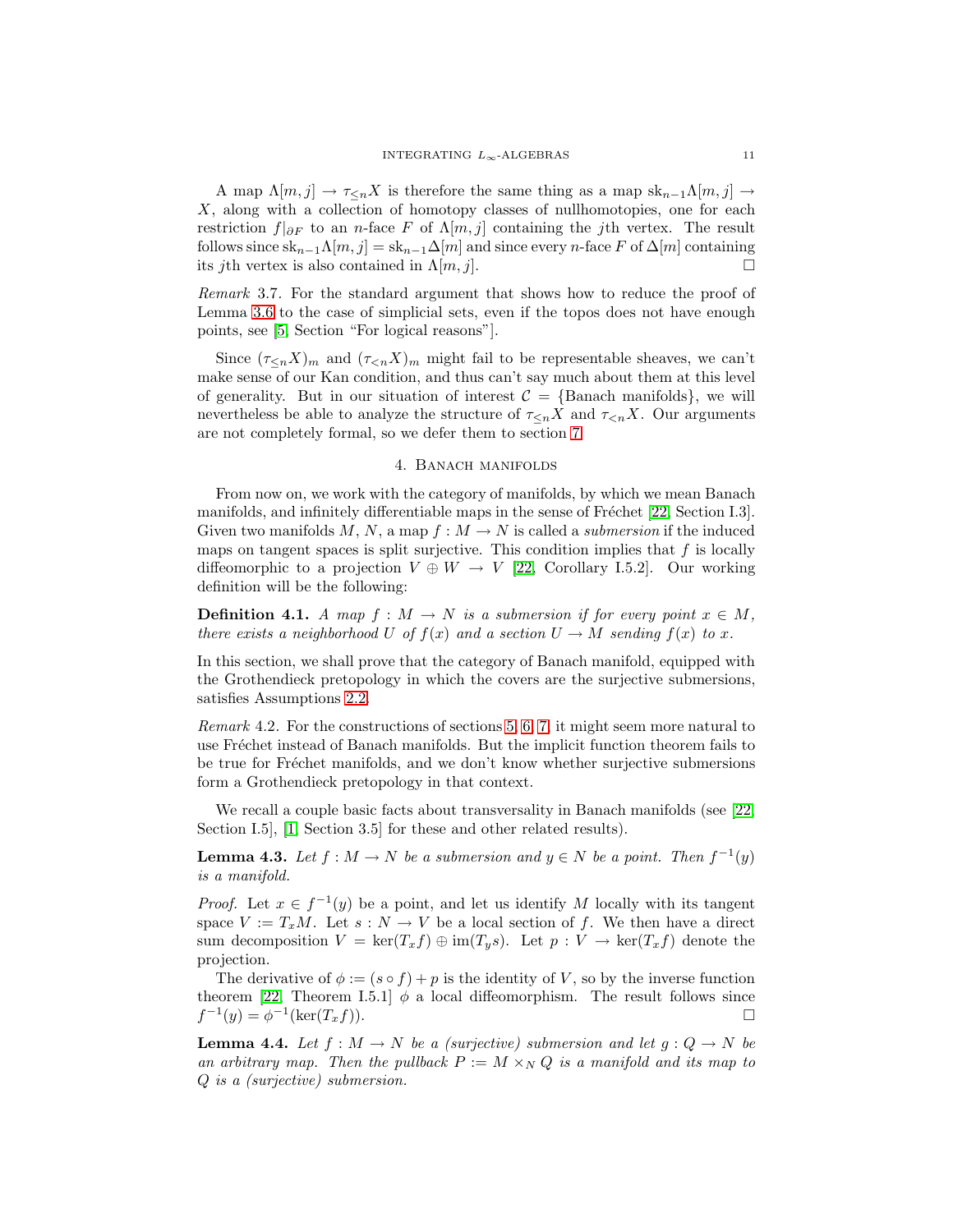A map $\Lambda[m,j] \to \tau_{\leq n}X$ is therefore the same thing as a map $\mathrm{sk}_{n-1}\Lambda[m,j] \to X$, along with a collection of homotopy classes of nullhomotopies, one for each restriction $f|_{\partial F}$ to an $n$-face $F$ of $\Lambda[m,j]$ containing the $j$th vertex. The result follows since $\mathrm{sk}_{n-1}\Lambda[m,j] = \mathrm{sk}_{n-1}\Delta[m]$ and since every $n$-face $F$ of $\Delta[m]$ containing its $j$th vertex is also contained in $\Lambda[m,j]$. □

*Remark* 3.7. For the standard argument that shows how to reduce the proof of Lemma 3.6 to the case of simplicial sets, even if the topos does not have enough points, see [5, Section "For logical reasons"].

Since $(\tau_{\leq n}X)_m$ and $(\tau_{<n}X)_m$ might fail to be representable sheaves, we can't make sense of our Kan condition, and thus can't say much about them at this level of generality. But in our situation of interest $\mathcal{C} = \{\text{Banach manifolds}\}$, we will nevertheless be able to analyze the structure of $\tau_{\leq n}X$ and $\tau_{<n}X$. Our arguments are not completely formal, so we defer them to section 7.

## 4. Banach manifolds

From now on, we work with the category of manifolds, by which we mean Banach manifolds, and infinitely differentiable maps in the sense of Fréchet [22, Section I.3]. Given two manifolds $M$, $N$, a map $f : M \to N$ is called a *submersion* if the induced maps on tangent spaces is split surjective. This condition implies that $f$ is locally diffeomorphic to a projection $V \oplus W \to V$ [22, Corollary I.5.2]. Our working definition will be the following:

**Definition 4.1.** *A map $f : M \to N$ is a submersion if for every point $x \in M$, there exists a neighborhood $U$ of $f(x)$ and a section $U \to M$ sending $f(x)$ to $x$.*

In this section, we shall prove that the category of Banach manifold, equipped with the Grothendieck pretopology in which the covers are the surjective submersions, satisfies Assumptions 2.2.

*Remark* 4.2. For the constructions of sections 5, 6, 7, it might seem more natural to use Fréchet instead of Banach manifolds. But the implicit function theorem fails to be true for Fréchet manifolds, and we don't know whether surjective submersions form a Grothendieck pretopology in that context.

We recall a couple basic facts about transversality in Banach manifolds (see [22, Section I.5], [1, Section 3.5] for these and other related results).

**Lemma 4.3.** *Let $f : M \to N$ be a submersion and $y \in N$ be a point. Then $f^{-1}(y)$ is a manifold.*

*Proof.* Let $x \in f^{-1}(y)$ be a point, and let us identify $M$ locally with its tangent space $V := T_xM$. Let $s : N \to V$ be a local section of $f$. We then have a direct sum decomposition $V = \ker(T_xf) \oplus \mathrm{im}(T_ys)$. Let $p : V \to \ker(T_xf)$ denote the projection.

The derivative of $\phi := (s \circ f) + p$ is the identity of $V$, so by the inverse function theorem [22, Theorem I.5.1] $\phi$ a local diffeomorphism. The result follows since $f^{-1}(y) = \phi^{-1}(\ker(T_xf))$. □

**Lemma 4.4.** *Let $f : M \to N$ be a (surjective) submersion and let $g : Q \to N$ be an arbitrary map. Then the pullback $P := M \times_N Q$ is a manifold and its map to $Q$ is a (surjective) submersion.*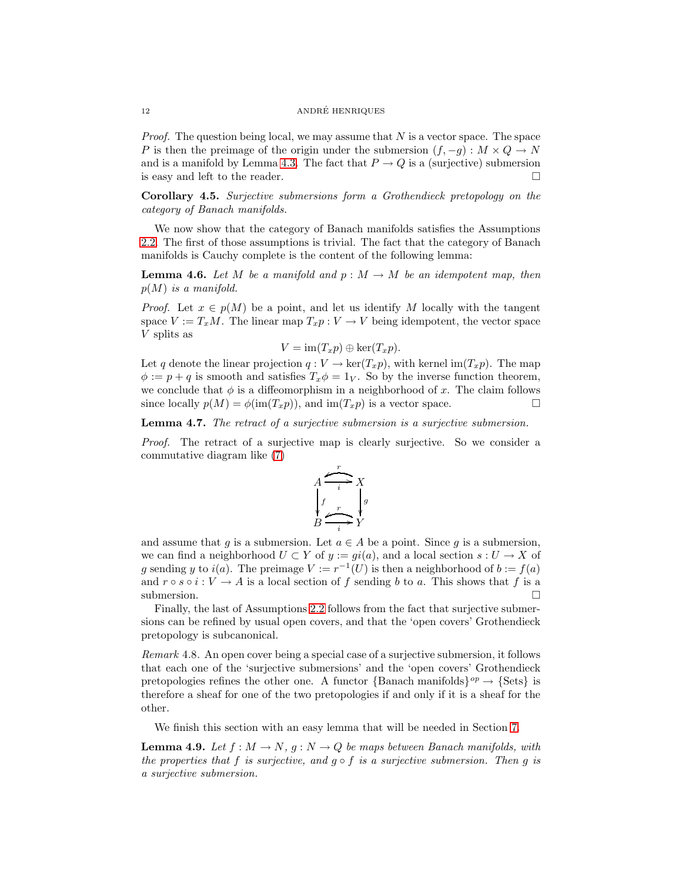*Proof.* The question being local, we may assume that $N$ is a vector space. The space $P$ is then the preimage of the origin under the submersion $(f,-g) : M \times Q \to N$ and is a manifold by Lemma 4.3. The fact that $P \to Q$ is a (surjective) submersion is easy and left to the reader. □

**Corollary 4.5.** *Surjective submersions form a Grothendieck pretopology on the category of Banach manifolds.*

We now show that the category of Banach manifolds satisfies the Assumptions 2.2. The first of those assumptions is trivial. The fact that the category of Banach manifolds is Cauchy complete is the content of the following lemma:

**Lemma 4.6.** *Let $M$ be a manifold and $p : M \to M$ be an idempotent map, then $p(M)$ is a manifold.*

*Proof.* Let $x \in p(M)$ be a point, and let us identify $M$ locally with the tangent space $V := T_xM$. The linear map $T_xp : V \to V$ being idempotent, the vector space $V$ splits as

$$V = \mathrm{im}(T_xp) \oplus \ker(T_xp).$$

Let $q$ denote the linear projection $q : V \to \ker(T_xp)$, with kernel $\mathrm{im}(T_xp)$. The map $\phi := p + q$ is smooth and satisfies $T_x\phi = 1_V$. So by the inverse function theorem, we conclude that $\phi$ is a diffeomorphism in a neighborhood of $x$. The claim follows since locally $p(M) = \phi(\mathrm{im}(T_xp))$, and $\mathrm{im}(T_xp)$ is a vector space. □

**Lemma 4.7.** *The retract of a surjective submersion is a surjective submersion.*

*Proof.* The retract of a surjective map is clearly surjective. So we consider a commutative diagram like (7)

$$\begin{array}{ccc} A & \underset{i}{\overset{r}{\rightleftarrows}} & X \\ \downarrow f & & \downarrow g \\ B & \underset{i}{\overset{r}{\rightleftarrows}} & Y \end{array}$$

and assume that $g$ is a submersion. Let $a \in A$ be a point. Since $g$ is a submersion, we can find a neighborhood $U \subset Y$ of $y := gi(a)$, and a local section $s : U \to X$ of $g$ sending $y$ to $i(a)$. The preimage $V := r^{-1}(U)$ is then a neighborhood of $b := f(a)$ and $r \circ s \circ i : V \to A$ is a local section of $f$ sending $b$ to $a$. This shows that $f$ is a submersion. □

Finally, the last of Assumptions 2.2 follows from the fact that surjective submersions can be refined by usual open covers, and that the 'open covers' Grothendieck pretopology is subcanonical.

*Remark* 4.8. An open cover being a special case of a surjective submersion, it follows that each one of the 'surjective submersions' and the 'open covers' Grothendieck pretopologies refines the other one. A functor $\{\text{Banach manifolds}\}^{op} \to \{\text{Sets}\}$ is therefore a sheaf for one of the two pretopologies if and only if it is a sheaf for the other.

We finish this section with an easy lemma that will be needed in Section 7.

**Lemma 4.9.** *Let $f : M \to N$, $g : N \to Q$ be maps between Banach manifolds, with the properties that $f$ is surjective, and $g \circ f$ is a surjective submersion. Then $g$ is a surjective submersion.*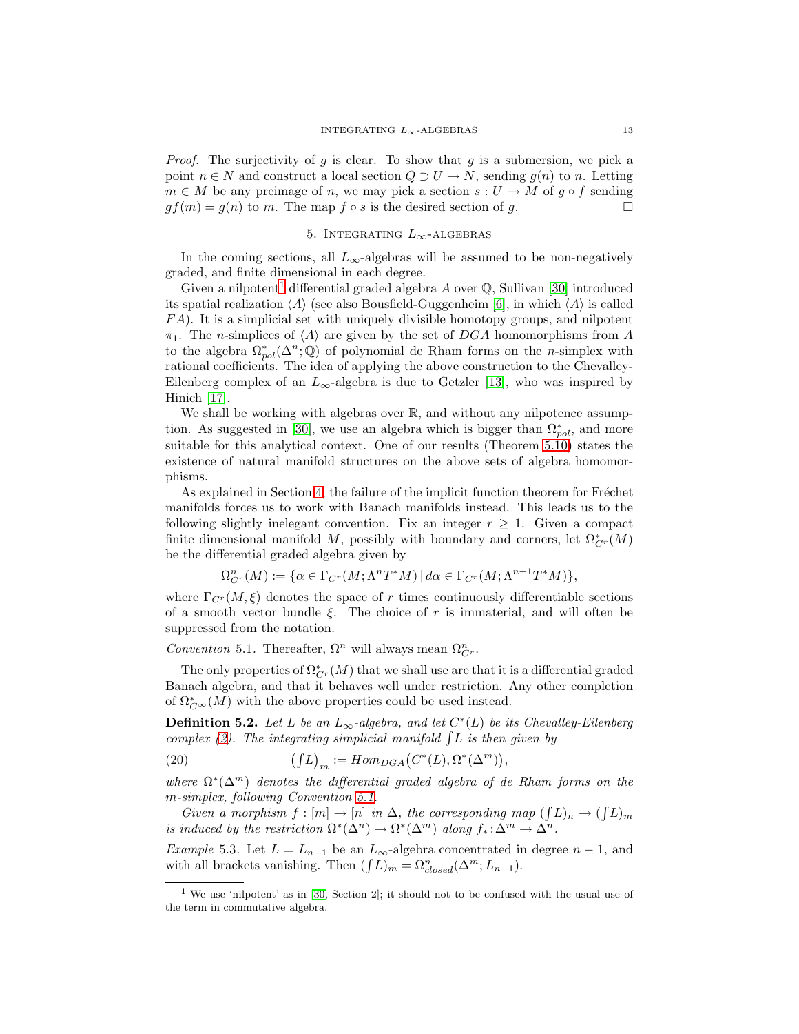*Proof.* The surjectivity of $g$ is clear. To show that $g$ is a submersion, we pick a point $n \in N$ and construct a local section $Q \supset U \to N$, sending $g(n)$ to $n$. Letting $m \in M$ be any preimage of $n$, we may pick a section $s : U \to M$ of $g \circ f$ sending $gf(m) = g(n)$ to $m$. The map $f \circ s$ is the desired section of $g$. $\square$

## 5. Integrating $L_\infty$-algebras

In the coming sections, all $L_\infty$-algebras will be assumed to be non-negatively graded, and finite dimensional in each degree.

Given a nilpotent[1] differential graded algebra $A$ over $\mathbb{Q}$, Sullivan [30] introduced its spatial realization $\langle A \rangle$ (see also Bousfield-Guggenheim [6], in which $\langle A \rangle$ is called $FA$). It is a simplicial set with uniquely divisible homotopy groups, and nilpotent $\pi_1$. The $n$-simplices of $\langle A \rangle$ are given by the set of $DGA$ homomorphisms from $A$ to the algebra $\Omega^*_{pol}(\Delta^n; \mathbb{Q})$ of polynomial de Rham forms on the $n$-simplex with rational coefficients. The idea of applying the above construction to the Chevalley-Eilenberg complex of an $L_\infty$-algebra is due to Getzler [13], who was inspired by Hinich [17].

We shall be working with algebras over $\mathbb{R}$, and without any nilpotence assumption. As suggested in [30], we use an algebra which is bigger than $\Omega^*_{pol}$, and more suitable for this analytical context. One of our results (Theorem 5.10) states the existence of natural manifold structures on the above sets of algebra homomorphisms.

As explained in Section 4, the failure of the implicit function theorem for Fréchet manifolds forces us to work with Banach manifolds instead. This leads us to the following slightly inelegant convention. Fix an integer $r \geq 1$. Given a compact finite dimensional manifold $M$, possibly with boundary and corners, let $\Omega^*_{C^r}(M)$ be the differential graded algebra given by

$$\Omega^n_{C^r}(M) := \{\alpha \in \Gamma_{C^r}(M; \Lambda^n T^* M) \,|\, d\alpha \in \Gamma_{C^r}(M; \Lambda^{n+1} T^* M)\},$$

where $\Gamma_{C^r}(M, \xi)$ denotes the space of $r$ times continuously differentiable sections of a smooth vector bundle $\xi$. The choice of $r$ is immaterial, and will often be suppressed from the notation.

*Convention* 5.1. Thereafter, $\Omega^n$ will always mean $\Omega^n_{C^r}$.

The only properties of $\Omega^*_{C^r}(M)$ that we shall use are that it is a differential graded Banach algebra, and that it behaves well under restriction. Any other completion of $\Omega^*_{C^\infty}(M)$ with the above properties could be used instead.

**Definition 5.2.** *Let $L$ be an $L_\infty$-algebra, and let $C^*(L)$ be its Chevalley-Eilenberg complex (2). The integrating simplicial manifold $\int L$ is then given by*

$$\big(\textstyle\int L\big)_m := Hom_{DGA}\big(C^*(L), \Omega^*(\Delta^m)\big), \tag{20}$$

*where $\Omega^*(\Delta^m)$ denotes the differential graded algebra of de Rham forms on the $m$-simplex, following Convention 5.1.*

*Given a morphism $f : [m] \to [n]$ in $\Delta$, the corresponding map $(\int L)_n \to (\int L)_m$ is induced by the restriction $\Omega^*(\Delta^n) \to \Omega^*(\Delta^m)$ along $f_* : \Delta^m \to \Delta^n$.*

*Example* 5.3. Let $L = L_{n-1}$ be an $L_\infty$-algebra concentrated in degree $n-1$, and with all brackets vanishing. Then $(\int L)_m = \Omega^n_{closed}(\Delta^m; L_{n-1})$.

---

[1] We use 'nilpotent' as in [30, Section 2]; it should not to be confused with the usual use of the term in commutative algebra.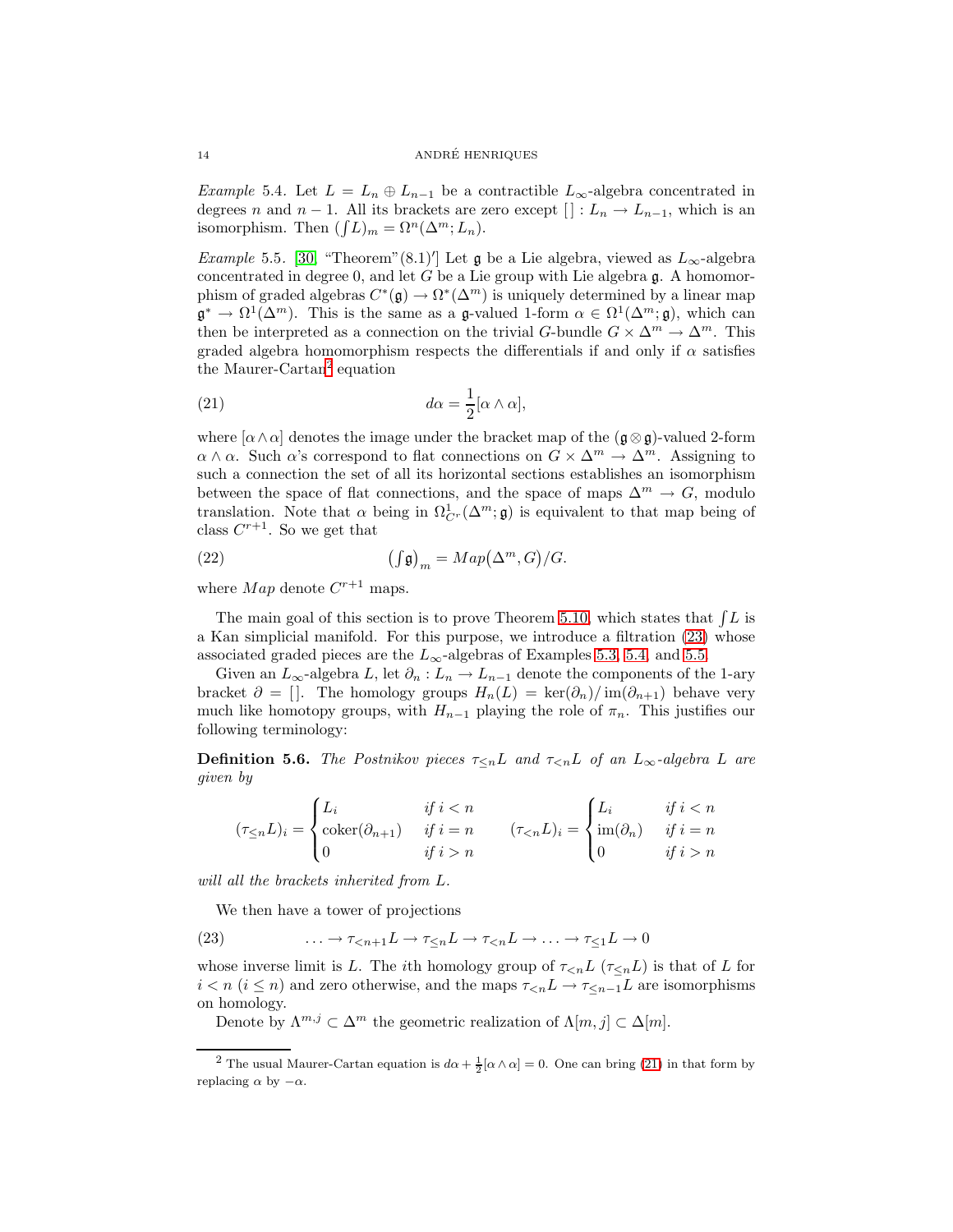*Example* 5.4. Let $L = L_n \oplus L_{n-1}$ be a contractible $L_\infty$-algebra concentrated in degrees $n$ and $n-1$. All its brackets are zero except $[\,] : L_n \to L_{n-1}$, which is an isomorphism. Then $(\int L)_m = \Omega^n(\Delta^m; L_n)$.

*Example* 5.5. [30, "Theorem"(8.1)′] Let $\mathfrak{g}$ be a Lie algebra, viewed as $L_\infty$-algebra concentrated in degree 0, and let $G$ be a Lie group with Lie algebra $\mathfrak{g}$. A homomorphism of graded algebras $C^*(\mathfrak{g}) \to \Omega^*(\Delta^m)$ is uniquely determined by a linear map $\mathfrak{g}^* \to \Omega^1(\Delta^m)$. This is the same as a $\mathfrak{g}$-valued 1-form $\alpha \in \Omega^1(\Delta^m; \mathfrak{g})$, which can then be interpreted as a connection on the trivial $G$-bundle $G \times \Delta^m \to \Delta^m$. This graded algebra homomorphism respects the differentials if and only if $\alpha$ satisfies the Maurer-Cartan[2] equation

$$d\alpha = \frac{1}{2}[\alpha \wedge \alpha], \tag{21}$$

where $[\alpha \wedge \alpha]$ denotes the image under the bracket map of the $(\mathfrak{g} \otimes \mathfrak{g})$-valued 2-form $\alpha \wedge \alpha$. Such $\alpha$'s correspond to flat connections on $G \times \Delta^m \to \Delta^m$. Assigning to such a connection the set of all its horizontal sections establishes an isomorphism between the space of flat connections, and the space of maps $\Delta^m \to G$, modulo translation. Note that $\alpha$ being in $\Omega^1_{C^r}(\Delta^m; \mathfrak{g})$ is equivalent to that map being of class $C^{r+1}$. So we get that

$$\big(\textstyle\int \mathfrak{g}\big)_m = Map\big(\Delta^m, G\big)/G. \tag{22}$$

where $Map$ denote $C^{r+1}$ maps.

The main goal of this section is to prove Theorem 5.10, which states that $\int L$ is a Kan simplicial manifold. For this purpose, we introduce a filtration (23) whose associated graded pieces are the $L_\infty$-algebras of Examples 5.3, 5.4, and 5.5.

Given an $L_\infty$-algebra $L$, let $\partial_n : L_n \to L_{n-1}$ denote the components of the 1-ary bracket $\partial = [\,]$. The homology groups $H_n(L) = \ker(\partial_n)/\operatorname{im}(\partial_{n+1})$ behave very much like homotopy groups, with $H_{n-1}$ playing the role of $\pi_n$. This justifies our following terminology:

**Definition 5.6.** *The Postnikov pieces $\tau_{\leq n} L$ and $\tau_{<n} L$ of an $L_\infty$-algebra $L$ are given by*

$$(\tau_{\leq n} L)_i = \begin{cases} L_i & \text{if } i < n \\ \operatorname{coker}(\partial_{n+1}) & \text{if } i = n \\ 0 & \text{if } i > n \end{cases} \qquad (\tau_{<n} L)_i = \begin{cases} L_i & \text{if } i < n \\ \operatorname{im}(\partial_n) & \text{if } i = n \\ 0 & \text{if } i > n \end{cases}$$

*will all the brackets inherited from $L$.*

We then have a tower of projections

$$\ldots \to \tau_{<n+1} L \to \tau_{\leq n} L \to \tau_{<n} L \to \ldots \to \tau_{\leq 1} L \to 0 \tag{23}$$

whose inverse limit is $L$. The $i$th homology group of $\tau_{<n} L$ ($\tau_{\leq n} L$) is that of $L$ for $i < n$ ($i \leq n$) and zero otherwise, and the maps $\tau_{<n} L \to \tau_{\leq n-1} L$ are isomorphisms on homology.

Denote by $\Lambda^{m,j} \subset \Delta^m$ the geometric realization of $\Lambda[m,j] \subset \Delta[m]$.

---

[2] The usual Maurer-Cartan equation is $d\alpha + \frac{1}{2}[\alpha \wedge \alpha] = 0$. One can bring (21) in that form by replacing $\alpha$ by $-\alpha$.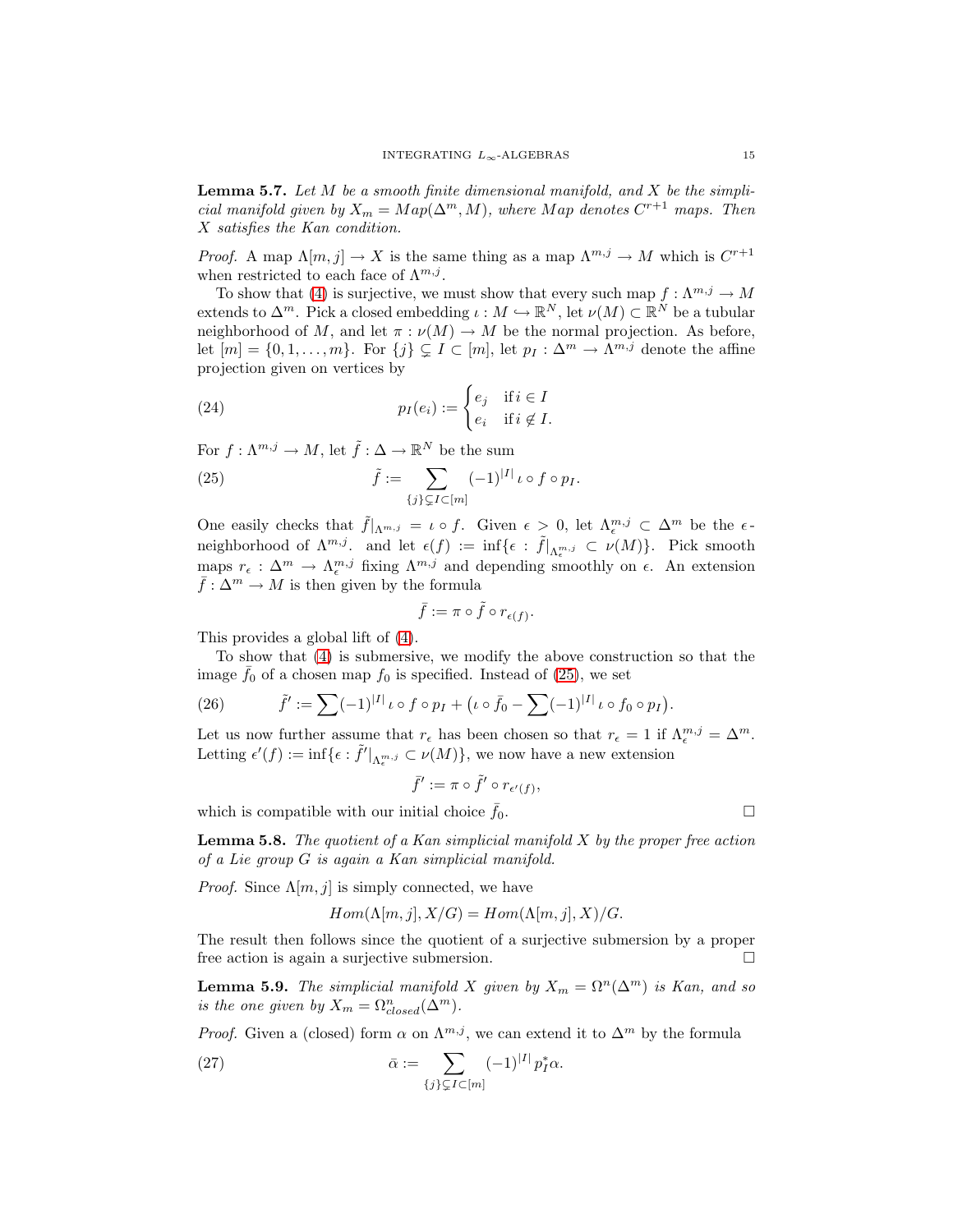**Lemma 5.7.** *Let $M$ be a smooth finite dimensional manifold, and $X$ be the simplicial manifold given by $X_m = Map(\Delta^m, M)$, where $Map$ denotes $C^{r+1}$ maps. Then $X$ satisfies the Kan condition.*

*Proof.* A map $\Lambda[m,j] \to X$ is the same thing as a map $\Lambda^{m,j} \to M$ which is $C^{r+1}$ when restricted to each face of $\Lambda^{m,j}$.

To show that (4) is surjective, we must show that every such map $f : \Lambda^{m,j} \to M$ extends to $\Delta^m$. Pick a closed embedding $\iota : M \hookrightarrow \mathbb{R}^N$, let $\nu(M) \subset \mathbb{R}^N$ be a tubular neighborhood of $M$, and let $\pi : \nu(M) \to M$ be the normal projection. As before, let $[m] = \{0, 1, \ldots, m\}$. For $\{j\} \subsetneq I \subset [m]$, let $p_I : \Delta^m \to \Lambda^{m,j}$ denote the affine projection given on vertices by

$$p_I(e_i) := \begin{cases} e_j & \text{if } i \in I \\ e_i & \text{if } i \notin I. \end{cases} \tag{24}$$

For $f : \Lambda^{m,j} \to M$, let $\tilde{f} : \Delta \to \mathbb{R}^N$ be the sum

$$\tilde{f} := \sum_{\{j\} \subsetneq I \subset [m]} (-1)^{|I|} \, \iota \circ f \circ p_I. \tag{25}$$

One easily checks that $\tilde{f}|_{\Lambda^{m,j}} = \iota \circ f$. Given $\epsilon > 0$, let $\Lambda^{m,j}_\epsilon \subset \Delta^m$ be the $\epsilon$-neighborhood of $\Lambda^{m,j}$. and let $\epsilon(f) := \inf\{\epsilon : \tilde{f}|_{\Lambda^{m,j}_\epsilon} \subset \nu(M)\}$. Pick smooth maps $r_\epsilon : \Delta^m \to \Lambda^{m,j}_\epsilon$ fixing $\Lambda^{m,j}$ and depending smoothly on $\epsilon$. An extension $\bar{f} : \Delta^m \to M$ is then given by the formula

$$\bar{f} := \pi \circ \tilde{f} \circ r_{\epsilon(f)}.$$

This provides a global lift of (4).

To show that (4) is submersive, we modify the above construction so that the image $\bar{f}_0$ of a chosen map $f_0$ is specified. Instead of (25), we set

$$\tilde{f}' := \sum (-1)^{|I|} \, \iota \circ f \circ p_I + \big(\iota \circ \bar{f}_0 - \sum (-1)^{|I|} \, \iota \circ f_0 \circ p_I\big). \tag{26}$$

Let us now further assume that $r_\epsilon$ has been chosen so that $r_\epsilon = 1$ if $\Lambda^{m,j}_\epsilon = \Delta^m$. Letting $\epsilon'(f) := \inf\{\epsilon : \tilde{f}'|_{\Lambda^{m,j}_\epsilon} \subset \nu(M)\}$, we now have a new extension

$$\bar{f}' := \pi \circ \tilde{f}' \circ r_{\epsilon'(f)},$$

which is compatible with our initial choice $\bar{f}_0$. $\square$

**Lemma 5.8.** *The quotient of a Kan simplicial manifold $X$ by the proper free action of a Lie group $G$ is again a Kan simplicial manifold.*

*Proof.* Since $\Lambda[m,j]$ is simply connected, we have

$$Hom(\Lambda[m,j], X/G) = Hom(\Lambda[m,j], X)/G.$$

The result then follows since the quotient of a surjective submersion by a proper free action is again a surjective submersion. $\square$

**Lemma 5.9.** *The simplicial manifold $X$ given by $X_m = \Omega^n(\Delta^m)$ is Kan, and so is the one given by $X_m = \Omega^n_{closed}(\Delta^m)$.*

*Proof.* Given a (closed) form $\alpha$ on $\Lambda^{m,j}$, we can extend it to $\Delta^m$ by the formula

$$\bar{\alpha} := \sum_{\{j\} \subsetneq I \subset [m]} (-1)^{|I|} \, p_I^* \alpha. \tag{27}$$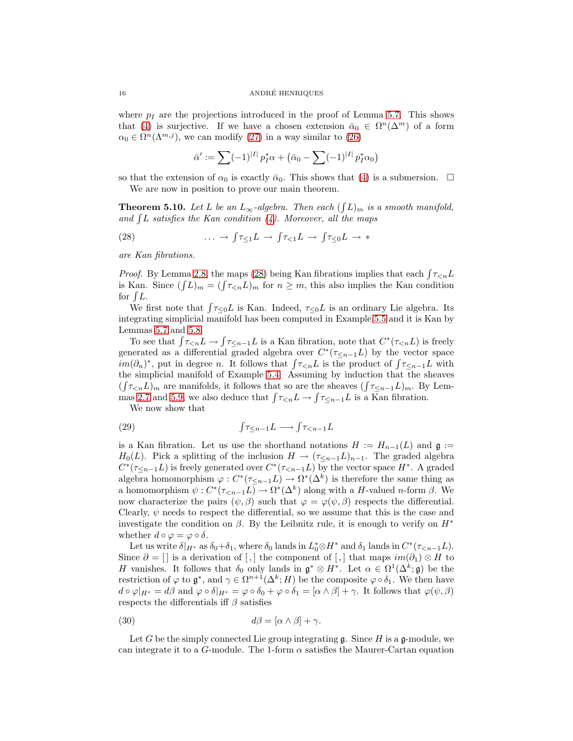where $p_I$ are the projections introduced in the proof of Lemma 5.7. This shows that (4) is surjective. If we have a chosen extension $\bar{\alpha}_0 \in \Omega^n(\Delta^m)$ of a form $\alpha_0 \in \Omega^n(\Lambda^{m,j})$, we can modify (27) in a way similar to (26)

$$\bar{\alpha}' := \sum (-1)^{|I|} p_I^* \alpha + \left(\bar{\alpha}_0 - \sum (-1)^{|I|} p_I^* \alpha_0\right)$$

so that the extension of $\alpha_0$ is exactly $\bar{\alpha}_0$. This shows that (4) is a submersion. $\square$

We are now in position to prove our main theorem.

**Theorem 5.10.** *Let $L$ be an $L_\infty$-algebra. Then each $(\int L)_m$ is a smooth manifold, and $\int L$ satisfies the Kan condition (4). Moreover, all the maps*

$$\ldots \to \textstyle\int \tau_{\leq 1} L \to \int \tau_{<1} L \to \int \tau_{\leq 0} L \to * \tag{28}$$

*are Kan fibrations.*

*Proof.* By Lemma 2.8, the maps (28) being Kan fibrations implies that each $\int \tau_{<n} L$ is Kan. Since $(\int L)_m = (\int \tau_{<n} L)_m$ for $n \geq m$, this also implies the Kan condition for $\int L$.

We first note that $\int \tau_{\leq 0} L$ is Kan. Indeed, $\tau_{\leq 0} L$ is an ordinary Lie algebra. Its integrating simplicial manifold has been computed in Example 5.5 and it is Kan by Lemmas 5.7 and 5.8.

To see that $\int \tau_{<n} L \to \int \tau_{\leq n-1} L$ is a Kan fibration, note that $C^*(\tau_{<n} L)$ is freely generated as a differential graded algebra over $C^*(\tau_{\leq n-1} L)$ by the vector space $im(\partial_n)^*$, put in degree $n$. It follows that $\int \tau_{<n} L$ is the product of $\int \tau_{\leq n-1} L$ with the simplicial manifold of Example 5.4. Assuming by induction that the sheaves $(\int \tau_{<n} L)_m$ are manifolds, it follows that so are the sheaves $(\int \tau_{\leq n-1} L)_m$. By Lemmas 2.7 and 5.9, we also deduce that $\int \tau_{<n} L \to \int \tau_{\leq n-1} L$ is a Kan fibration.

We now show that

$$\textstyle\int \tau_{\leq n-1} L \longrightarrow \int \tau_{<n-1} L \tag{29}$$

is a Kan fibration. Let us use the shorthand notations $H := H_{n-1}(L)$ and $\mathfrak{g} := H_0(L)$. Pick a splitting of the inclusion $H \to (\tau_{\leq n-1} L)_{n-1}$. The graded algebra $C^*(\tau_{\leq n-1} L)$ is freely generated over $C^*(\tau_{<n-1} L)$ by the vector space $H^*$. A graded algebra homomorphism $\varphi : C^*(\tau_{\leq n-1} L) \to \Omega^*(\Delta^k)$ is therefore the same thing as a homomorphism $\psi : C^*(\tau_{<n-1} L) \to \Omega^*(\Delta^k)$ along with a $H$-valued $n$-form $\beta$. We now characterize the pairs $(\psi, \beta)$ such that $\varphi = \varphi(\psi, \beta)$ respects the differential. Clearly, $\psi$ needs to respect the differential, so we assume that this is the case and investigate the condition on $\beta$. By the Leibnitz rule, it is enough to verify on $H^*$ whether $d \circ \varphi = \varphi \circ \delta$.

Let us write $\delta|_{H^*}$ as $\delta_0 + \delta_1$, where $\delta_0$ lands in $L_0^* \otimes H^*$ and $\delta_1$ lands in $C^*(\tau_{<n-1} L)$. Since $\partial = [\,]$ is a derivation of $[\,,]$ the component of $[\,,]$ that maps $im(\partial_1) \otimes H$ to $H$ vanishes. It follows that $\delta_0$ only lands in $\mathfrak{g}^* \otimes H^*$. Let $\alpha \in \Omega^1(\Delta^k; \mathfrak{g})$ be the restriction of $\varphi$ to $\mathfrak{g}^*$, and $\gamma \in \Omega^{n+1}(\Delta^k; H)$ be the composite $\varphi \circ \delta_1$. We then have $d \circ \varphi|_{H^*} = d\beta$ and $\varphi \circ \delta|_{H^*} = \varphi \circ \delta_0 + \varphi \circ \delta_1 = [\alpha \wedge \beta] + \gamma$. It follows that $\varphi(\psi, \beta)$ respects the differentials iff $\beta$ satisfies

$$d\beta = [\alpha \wedge \beta] + \gamma. \tag{30}$$

Let $G$ be the simply connected Lie group integrating $\mathfrak{g}$. Since $H$ is a $\mathfrak{g}$-module, we can integrate it to a $G$-module. The 1-form $\alpha$ satisfies the Maurer-Cartan equation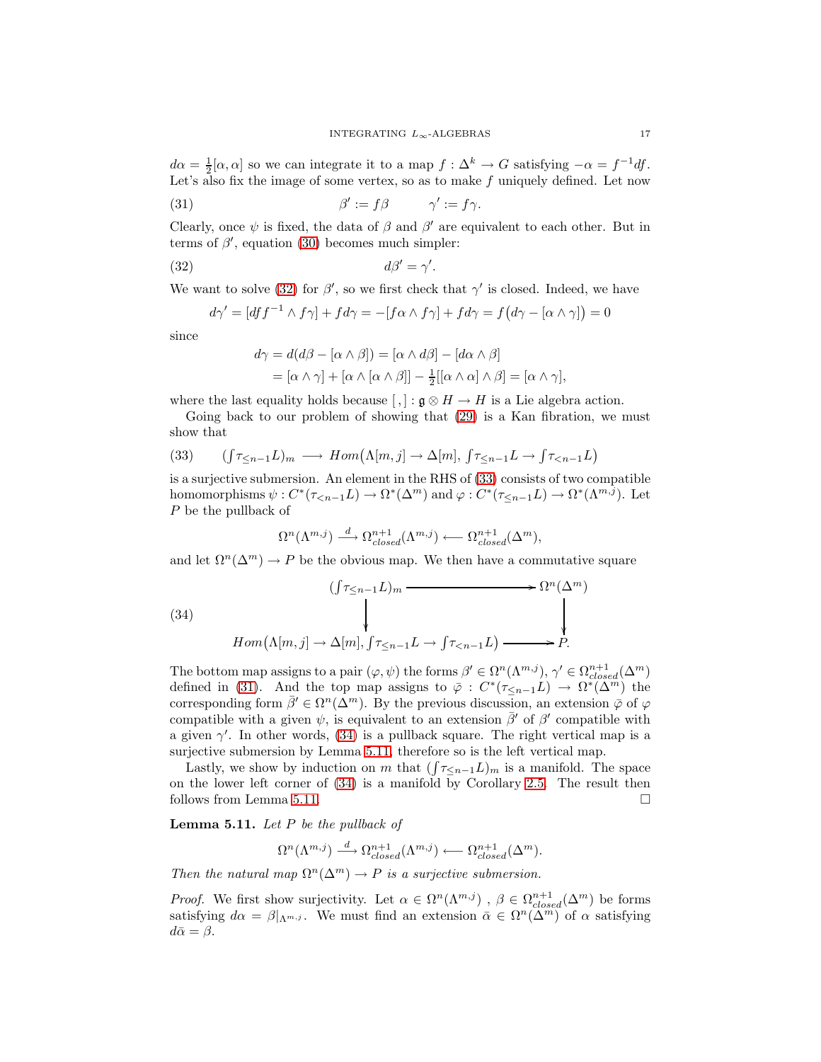$d\alpha = \frac{1}{2}[\alpha, \alpha]$ so we can integrate it to a map $f : \Delta^k \to G$ satisfying $-\alpha = f^{-1}df$. Let's also fix the image of some vertex, so as to make $f$ uniquely defined. Let now

$$\beta' := f\beta \qquad \gamma' := f\gamma. \tag{31}$$

Clearly, once $\psi$ is fixed, the data of $\beta$ and $\beta'$ are equivalent to each other. But in terms of $\beta'$, equation (30) becomes much simpler:

$$d\beta' = \gamma'. \tag{32}$$

We want to solve (32) for $\beta'$, so we first check that $\gamma'$ is closed. Indeed, we have

$$d\gamma' = [dff^{-1} \wedge f\gamma] + fd\gamma = -[f\alpha \wedge f\gamma] + fd\gamma = f\big(d\gamma - [\alpha \wedge \gamma]\big) = 0$$

since

$$\begin{aligned} d\gamma &= d(d\beta - [\alpha \wedge \beta]) = [\alpha \wedge d\beta] - [d\alpha \wedge \beta] \\ &= [\alpha \wedge \gamma] + [\alpha \wedge [\alpha \wedge \beta]] - \tfrac{1}{2}[[\alpha \wedge \alpha] \wedge \beta] = [\alpha \wedge \gamma], \end{aligned}$$

where the last equality holds because $[\,,] : \mathfrak{g} \otimes H \to H$ is a Lie algebra action.

Going back to our problem of showing that (29) is a Kan fibration, we must show that

$$\big(\textstyle\int \tau_{\leq n-1} L\big)_m \longrightarrow Hom\big(\Lambda[m, j] \to \Delta[m],\, \int \tau_{\leq n-1} L \to \int \tau_{<n-1} L\big) \tag{33}$$

is a surjective submersion. An element in the RHS of (33) consists of two compatible homomorphisms $\psi : C^*(\tau_{<n-1}L) \to \Omega^*(\Delta^m)$ and $\varphi : C^*(\tau_{\leq n-1}L) \to \Omega^*(\Lambda^{m,j})$. Let $P$ be the pullback of

$$\Omega^n(\Lambda^{m,j}) \xrightarrow{\ d\ } \Omega^{n+1}_{closed}(\Lambda^{m,j}) \longleftarrow \Omega^{n+1}_{closed}(\Delta^m),$$

and let $\Omega^n(\Delta^m) \to P$ be the obvious map. We then have a commutative square

$$\begin{array}{ccc} \big(\int \tau_{\leq n-1} L\big)_m & \longrightarrow & \Omega^n(\Delta^m) \\ \big\downarrow & & \big\downarrow \\ Hom\big(\Lambda[m, j] \to \Delta[m], \int \tau_{\leq n-1} L \to \int \tau_{<n-1} L\big) & \longrightarrow & P. \end{array} \tag{34}$$

The bottom map assigns to a pair $(\varphi, \psi)$ the forms $\beta' \in \Omega^n(\Lambda^{m,j})$, $\gamma' \in \Omega^{n+1}_{closed}(\Delta^m)$ defined in (31). And the top map assigns to $\bar{\varphi} : C^*(\tau_{\leq n-1}L) \to \Omega^*(\Delta^m)$ the corresponding form $\bar{\beta}' \in \Omega^n(\Delta^m)$. By the previous discussion, an extension $\bar{\varphi}$ of $\varphi$ compatible with a given $\psi$, is equivalent to an extension $\bar{\beta}'$ of $\beta'$ compatible with a given $\gamma'$. In other words, (34) is a pullback square. The right vertical map is a surjective submersion by Lemma 5.11, therefore so is the left vertical map.

Lastly, we show by induction on $m$ that $\big(\int \tau_{\leq n-1} L\big)_m$ is a manifold. The space on the lower left corner of (34) is a manifold by Corollary 2.5. The result then follows from Lemma 5.11. $\square$

**Lemma 5.11.** *Let $P$ be the pullback of*

$$\Omega^n(\Lambda^{m,j}) \xrightarrow{\ d\ } \Omega^{n+1}_{closed}(\Lambda^{m,j}) \longleftarrow \Omega^{n+1}_{closed}(\Delta^m).$$

*Then the natural map $\Omega^n(\Delta^m) \to P$ is a surjective submersion.*

*Proof.* We first show surjectivity. Let $\alpha \in \Omega^n(\Lambda^{m,j})$ , $\beta \in \Omega^{n+1}_{closed}(\Delta^m)$ be forms satisfying $d\alpha = \beta|_{\Lambda^{m,j}}$. We must find an extension $\bar{\alpha} \in \Omega^n(\Delta^m)$ of $\alpha$ satisfying $d\bar{\alpha} = \beta$.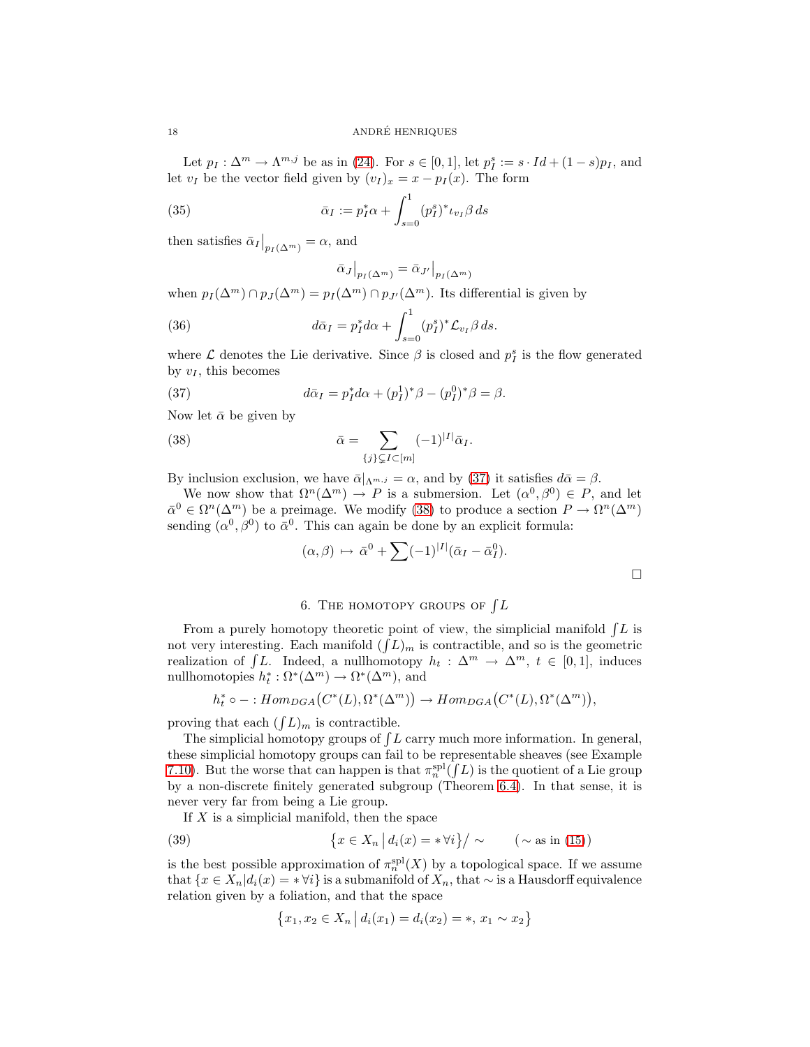Let $p_I : \Delta^m \to \Lambda^{m,j}$ be as in (24). For $s \in [0,1]$, let $p_I^s := s \cdot Id + (1-s)p_I$, and let $v_I$ be the vector field given by $(v_I)_x = x - p_I(x)$. The form

$$\bar{\alpha}_I := p_I^* \alpha + \int_{s=0}^{1} (p_I^s)^* \iota_{v_I} \beta \, ds \tag{35}$$

then satisfies $\bar{\alpha}_I\big|_{p_I(\Delta^m)} = \alpha$, and

$$\bar{\alpha}_J\big|_{p_I(\Delta^m)} = \bar{\alpha}_{J'}\big|_{p_I(\Delta^m)}$$

when $p_I(\Delta^m) \cap p_J(\Delta^m) = p_I(\Delta^m) \cap p_{J'}(\Delta^m)$. Its differential is given by

$$d\bar{\alpha}_I = p_I^* d\alpha + \int_{s=0}^{1} (p_I^s)^* \mathcal{L}_{v_I} \beta \, ds. \tag{36}$$

where $\mathcal{L}$ denotes the Lie derivative. Since $\beta$ is closed and $p_I^s$ is the flow generated by $v_I$, this becomes

$$d\bar{\alpha}_I = p_I^* d\alpha + (p_I^1)^* \beta - (p_I^0)^* \beta = \beta. \tag{37}$$

Now let $\bar{\alpha}$ be given by

$$\bar{\alpha} = \sum_{\{j\} \subsetneq I \subset [m]} (-1)^{|I|} \bar{\alpha}_I. \tag{38}$$

By inclusion exclusion, we have $\bar{\alpha}|_{\Lambda^{m,j}} = \alpha$, and by (37) it satisfies $d\bar{\alpha} = \beta$.

We now show that $\Omega^n(\Delta^m) \to P$ is a submersion. Let $(\alpha^0, \beta^0) \in P$, and let $\bar{\alpha}^0 \in \Omega^n(\Delta^m)$ be a preimage. We modify (38) to produce a section $P \to \Omega^n(\Delta^m)$ sending $(\alpha^0, \beta^0)$ to $\bar{\alpha}^0$. This can again be done by an explicit formula:

$$(\alpha, \beta) \mapsto \bar{\alpha}^0 + \sum (-1)^{|I|} (\bar{\alpha}_I - \bar{\alpha}_I^0).$$

□

## 6. The homotopy groups of $\int L$

From a purely homotopy theoretic point of view, the simplicial manifold $\int L$ is not very interesting. Each manifold $(\int L)_m$ is contractible, and so is the geometric realization of $\int L$. Indeed, a nullhomotopy $h_t : \Delta^m \to \Delta^m$, $t \in [0,1]$, induces nullhomotopies $h_t^* : \Omega^*(\Delta^m) \to \Omega^*(\Delta^m)$, and

$$h_t^* \circ - : Hom_{DGA}\big(C^*(L), \Omega^*(\Delta^m)\big) \to Hom_{DGA}\big(C^*(L), \Omega^*(\Delta^m)\big),$$

proving that each $(\int L)_m$ is contractible.

The simplicial homotopy groups of $\int L$ carry much more information. In general, these simplicial homotopy groups can fail to be representable sheaves (see Example 7.10). But the worse that can happen is that $\pi_n^{\mathrm{spl}}(\int L)$ is the quotient of a Lie group by a non-discrete finitely generated subgroup (Theorem 6.4). In that sense, it is never very far from being a Lie group.

If $X$ is a simplicial manifold, then the space

$$\big\{x \in X_n \,\big|\, d_i(x) = * \,\forall i\big\}\big/ \sim \qquad (\sim \text{ as in (15)}) \tag{39}$$

is the best possible approximation of $\pi_n^{\mathrm{spl}}(X)$ by a topological space. If we assume that $\{x \in X_n | d_i(x) = * \,\forall i\}$ is a submanifold of $X_n$, that $\sim$ is a Hausdorff equivalence relation given by a foliation, and that the space

$$\big\{x_1, x_2 \in X_n \,\big|\, d_i(x_1) = d_i(x_2) = *,\, x_1 \sim x_2\big\}$$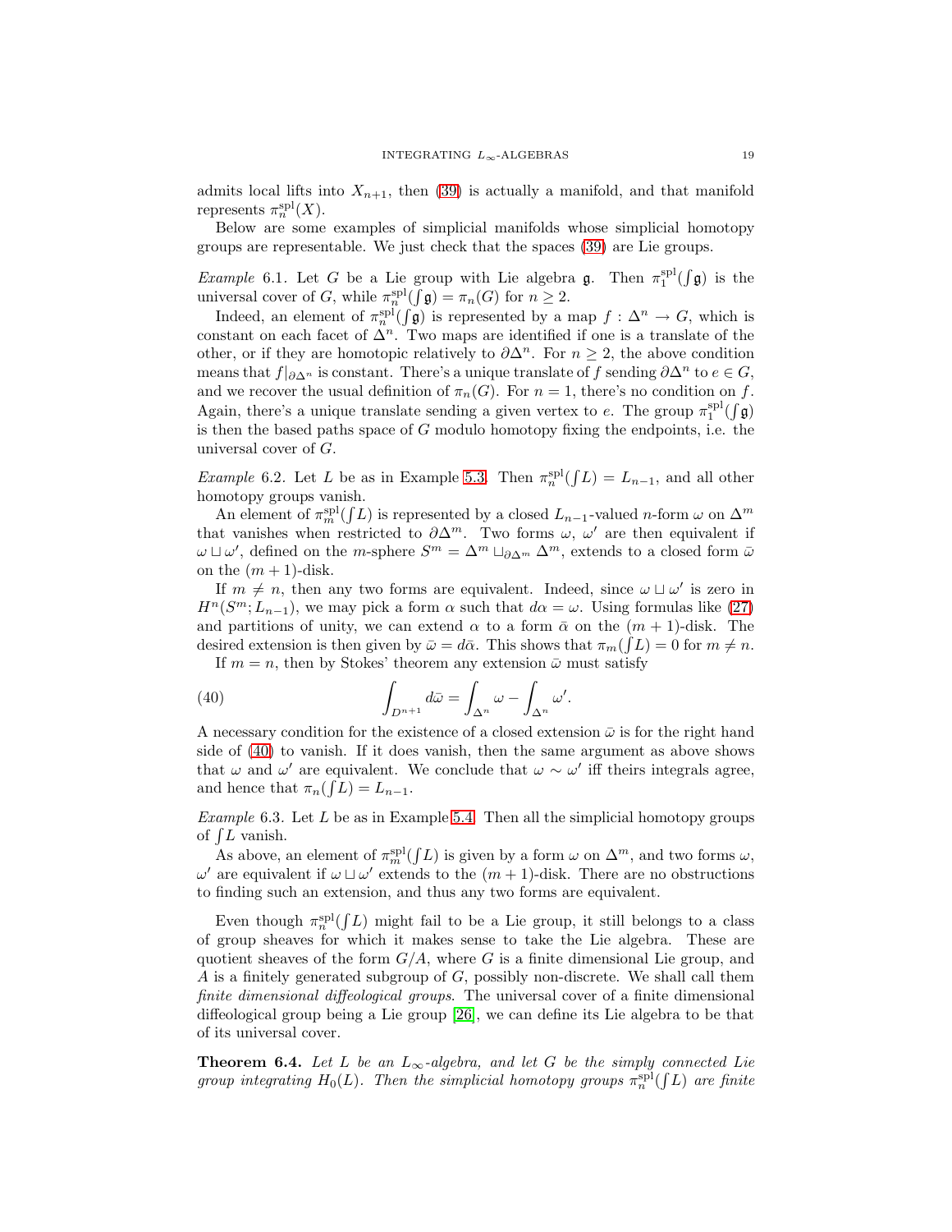admits local lifts into $X_{n+1}$, then (39) is actually a manifold, and that manifold represents $\pi_n^{\mathrm{spl}}(X)$.

Below are some examples of simplicial manifolds whose simplicial homotopy groups are representable. We just check that the spaces (39) are Lie groups.

*Example* 6.1. Let $G$ be a Lie group with Lie algebra $\mathfrak{g}$. Then $\pi_1^{\mathrm{spl}}(\int \mathfrak{g})$ is the universal cover of $G$, while $\pi_n^{\mathrm{spl}}(\int \mathfrak{g}) = \pi_n(G)$ for $n \geq 2$.

Indeed, an element of $\pi_n^{\mathrm{spl}}(\int \mathfrak{g})$ is represented by a map $f : \Delta^n \to G$, which is constant on each facet of $\Delta^n$. Two maps are identified if one is a translate of the other, or if they are homotopic relatively to $\partial\Delta^n$. For $n \geq 2$, the above condition means that $f|_{\partial\Delta^n}$ is constant. There's a unique translate of $f$ sending $\partial\Delta^n$ to $e \in G$, and we recover the usual definition of $\pi_n(G)$. For $n = 1$, there's no condition on $f$. Again, there's a unique translate sending a given vertex to $e$. The group $\pi_1^{\mathrm{spl}}(\int \mathfrak{g})$ is then the based paths space of $G$ modulo homotopy fixing the endpoints, i.e. the universal cover of $G$.

*Example* 6.2. Let $L$ be as in Example 5.3. Then $\pi_n^{\mathrm{spl}}(\int L) = L_{n-1}$, and all other homotopy groups vanish.

An element of $\pi_m^{\mathrm{spl}}(\int L)$ is represented by a closed $L_{n-1}$-valued $n$-form $\omega$ on $\Delta^m$ that vanishes when restricted to $\partial\Delta^m$. Two forms $\omega$, $\omega'$ are then equivalent if $\omega \sqcup \omega'$, defined on the $m$-sphere $S^m = \Delta^m \sqcup_{\partial\Delta^m} \Delta^m$, extends to a closed form $\bar{\omega}$ on the $(m+1)$-disk.

If $m \neq n$, then any two forms are equivalent. Indeed, since $\omega \sqcup \omega'$ is zero in $H^n(S^m; L_{n-1})$, we may pick a form $\alpha$ such that $d\alpha = \omega$. Using formulas like (27) and partitions of unity, we can extend $\alpha$ to a form $\bar{\alpha}$ on the $(m+1)$-disk. The desired extension is then given by $\bar{\omega} = d\bar{\alpha}$. This shows that $\pi_m(\int L) = 0$ for $m \neq n$.

If $m = n$, then by Stokes' theorem any extension $\bar{\omega}$ must satisfy

$$\int_{D^{n+1}} d\bar{\omega} = \int_{\Delta^n} \omega - \int_{\Delta^n} \omega'. \tag{40}$$

A necessary condition for the existence of a closed extension $\bar{\omega}$ is for the right hand side of (40) to vanish. If it does vanish, then the same argument as above shows that $\omega$ and $\omega'$ are equivalent. We conclude that $\omega \sim \omega'$ iff theirs integrals agree, and hence that $\pi_n(\int L) = L_{n-1}$.

*Example* 6.3. Let $L$ be as in Example 5.4. Then all the simplicial homotopy groups of $\int L$ vanish.

As above, an element of $\pi_m^{\mathrm{spl}}(\int L)$ is given by a form $\omega$ on $\Delta^m$, and two forms $\omega$, $\omega'$ are equivalent if $\omega \sqcup \omega'$ extends to the $(m+1)$-disk. There are no obstructions to finding such an extension, and thus any two forms are equivalent.

Even though $\pi_n^{\mathrm{spl}}(\int L)$ might fail to be a Lie group, it still belongs to a class of group sheaves for which it makes sense to take the Lie algebra. These are quotient sheaves of the form $G/A$, where $G$ is a finite dimensional Lie group, and $A$ is a finitely generated subgroup of $G$, possibly non-discrete. We shall call them *finite dimensional diffeological groups*. The universal cover of a finite dimensional diffeological group being a Lie group [26], we can define its Lie algebra to be that of its universal cover.

**Theorem 6.4.** *Let $L$ be an $L_\infty$-algebra, and let $G$ be the simply connected Lie group integrating $H_0(L)$. Then the simplicial homotopy groups $\pi_n^{\mathrm{spl}}(\int L)$ are finite*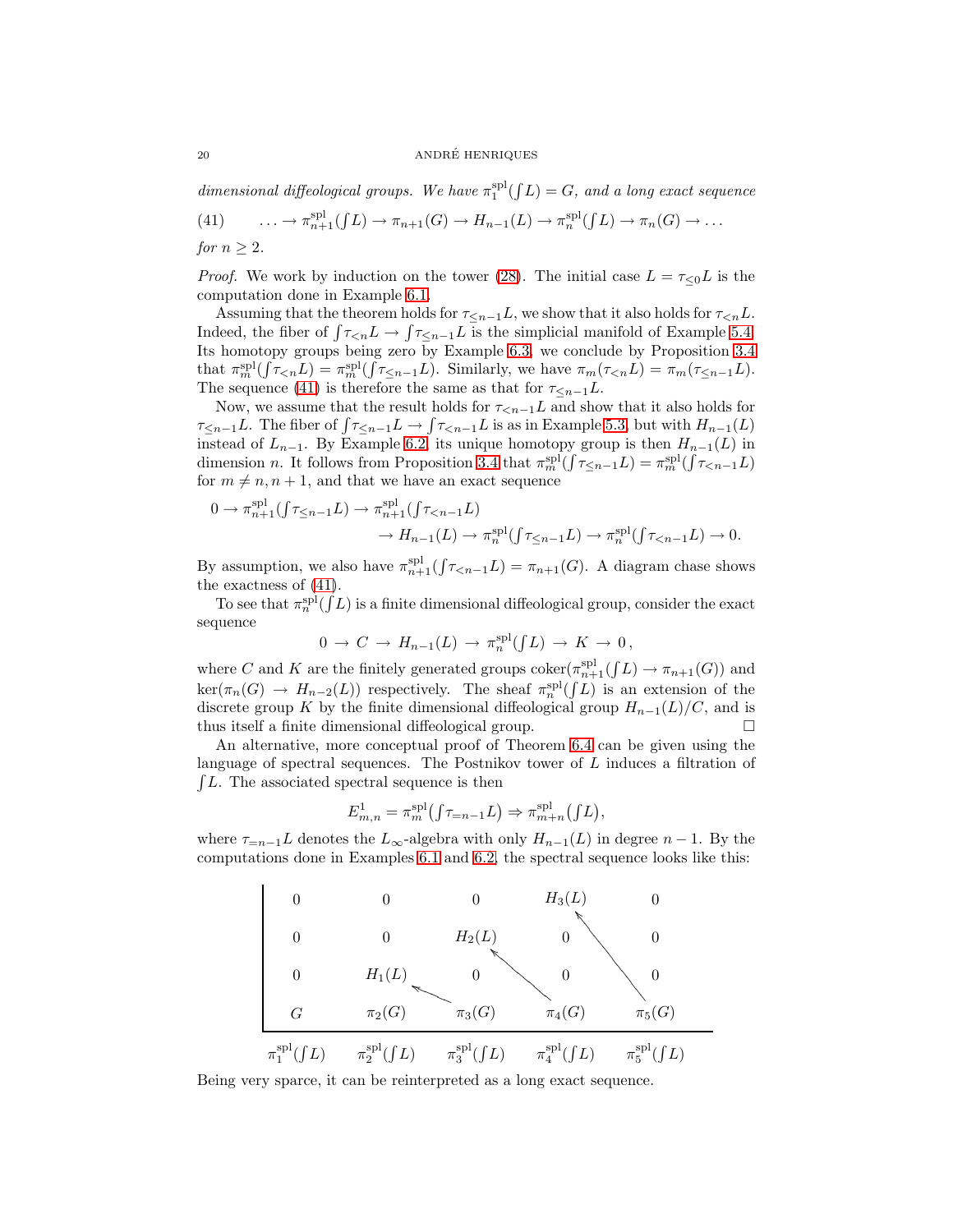*dimensional diffeological groups. We have* $\pi_1^{\mathrm{spl}}(\int L) = G$*, and a long exact sequence*

$$\ldots \to \pi_{n+1}^{\mathrm{spl}}(\textstyle\int L) \to \pi_{n+1}(G) \to H_{n-1}(L) \to \pi_n^{\mathrm{spl}}(\textstyle\int L) \to \pi_n(G) \to \ldots \tag{41}$$

*for* $n \geq 2$.

*Proof.* We work by induction on the tower (28). The initial case $L = \tau_{\leq 0} L$ is the computation done in Example 6.1.

Assuming that the theorem holds for $\tau_{\leq n-1} L$, we show that it also holds for $\tau_{<n} L$. Indeed, the fiber of $\int \tau_{<n} L \to \int \tau_{\leq n-1} L$ is the simplicial manifold of Example 5.4. Its homotopy groups being zero by Example 6.3, we conclude by Proposition 3.4 that $\pi_m^{\mathrm{spl}}(\int \tau_{<n} L) = \pi_m^{\mathrm{spl}}(\int \tau_{\leq n-1} L)$. Similarly, we have $\pi_m(\tau_{<n} L) = \pi_m(\tau_{\leq n-1} L)$. The sequence (41) is therefore the same as that for $\tau_{\leq n-1} L$.

Now, we assume that the result holds for $\tau_{<n-1} L$ and show that it also holds for $\tau_{\leq n-1} L$. The fiber of $\int \tau_{\leq n-1} L \to \int \tau_{<n-1} L$ is as in Example 5.3, but with $H_{n-1}(L)$ instead of $L_{n-1}$. By Example 6.2, its unique homotopy group is then $H_{n-1}(L)$ in dimension $n$. It follows from Proposition 3.4 that $\pi_m^{\mathrm{spl}}(\int \tau_{\leq n-1} L) = \pi_m^{\mathrm{spl}}(\int \tau_{<n-1} L)$ for $m \neq n, n+1$, and that we have an exact sequence

$$\begin{aligned} 0 \to \pi_{n+1}^{\mathrm{spl}}(\textstyle\int \tau_{\leq n-1} L) &\to \pi_{n+1}^{\mathrm{spl}}(\textstyle\int \tau_{<n-1} L) \\ &\to H_{n-1}(L) \to \pi_n^{\mathrm{spl}}(\textstyle\int \tau_{\leq n-1} L) \to \pi_n^{\mathrm{spl}}(\textstyle\int \tau_{<n-1} L) \to 0. \end{aligned}$$

By assumption, we also have $\pi_{n+1}^{\mathrm{spl}}(\int \tau_{<n-1} L) = \pi_{n+1}(G)$. A diagram chase shows the exactness of (41).

To see that $\pi_n^{\mathrm{spl}}(\int L)$ is a finite dimensional diffeological group, consider the exact sequence

$$0 \to C \to H_{n-1}(L) \to \pi_n^{\mathrm{spl}}(\textstyle\int L) \to K \to 0,$$

where $C$ and $K$ are the finitely generated groups $\mathrm{coker}(\pi_{n+1}^{\mathrm{spl}}(\int L) \to \pi_{n+1}(G))$ and $\ker(\pi_n(G) \to H_{n-2}(L))$ respectively. The sheaf $\pi_n^{\mathrm{spl}}(\int L)$ is an extension of the discrete group $K$ by the finite dimensional diffeological group $H_{n-1}(L)/C$, and is thus itself a finite dimensional diffeological group. $\square$

An alternative, more conceptual proof of Theorem 6.4 can be given using the language of spectral sequences. The Postnikov tower of $L$ induces a filtration of $\int L$. The associated spectral sequence is then

$$E^1_{m,n} = \pi_m^{\mathrm{spl}}(\textstyle\int \tau_{=n-1} L) \Rightarrow \pi_{m+n}^{\mathrm{spl}}(\textstyle\int L),$$

where $\tau_{=n-1} L$ denotes the $L_\infty$-algebra with only $H_{n-1}(L)$ in degree $n-1$. By the computations done in Examples 6.1 and 6.2, the spectral sequence looks like this:

$$\begin{array}{|ccccc} 0 & 0 & 0 & H_3(L) & 0 \\ 0 & 0 & H_2(L) & 0 & 0 \\ 0 & H_1(L) & 0 & 0 & 0 \\ G & \pi_2(G) & \pi_3(G) & \pi_4(G) & \pi_5(G) \\ \hline \pi_1^{\mathrm{spl}}(\int L) & \pi_2^{\mathrm{spl}}(\int L) & \pi_3^{\mathrm{spl}}(\int L) & \pi_4^{\mathrm{spl}}(\int L) & \pi_5^{\mathrm{spl}}(\int L) \end{array}$$

Being very sparce, it can be reinterpreted as a long exact sequence.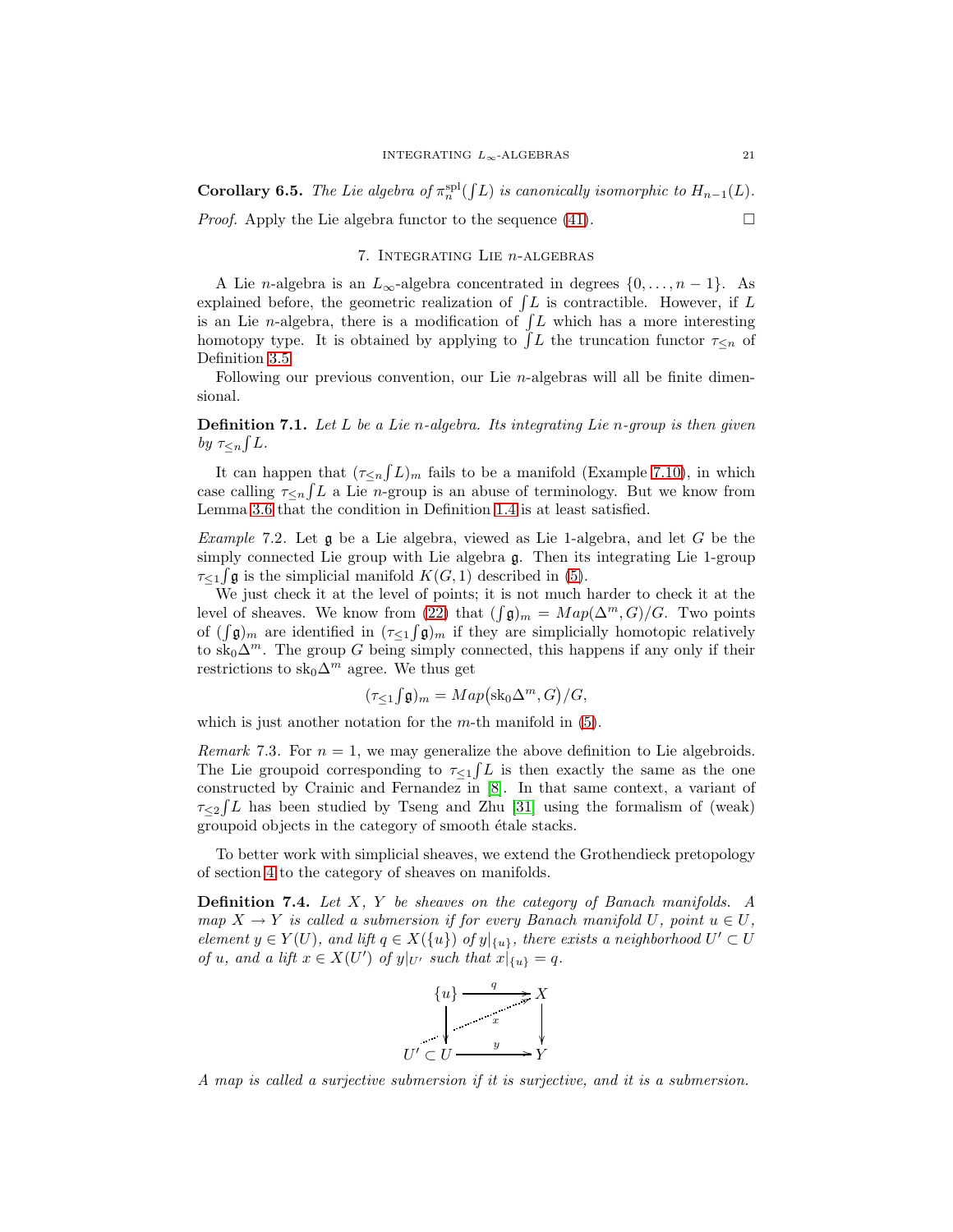**Corollary 6.5.** *The Lie algebra of $\pi_n^{\mathrm{spl}}(\int L)$ is canonically isomorphic to $H_{n-1}(L)$.*

*Proof.* Apply the Lie algebra functor to the sequence (41). □

## 7. Integrating Lie $n$-algebras

A Lie $n$-algebra is an $L_\infty$-algebra concentrated in degrees $\{0, \ldots, n-1\}$. As explained before, the geometric realization of $\int L$ is contractible. However, if $L$ is an Lie $n$-algebra, there is a modification of $\int L$ which has a more interesting homotopy type. It is obtained by applying to $\int L$ the truncation functor $\tau_{\leq n}$ of Definition 3.5.

Following our previous convention, our Lie $n$-algebras will all be finite dimensional.

**Definition 7.1.** *Let $L$ be a Lie $n$-algebra. Its integrating Lie $n$-group is then given by $\tau_{\leq n}\int L$.*

It can happen that $(\tau_{\leq n}\int L)_m$ fails to be a manifold (Example 7.10), in which case calling $\tau_{\leq n}\int L$ a Lie $n$-group is an abuse of terminology. But we know from Lemma 3.6 that the condition in Definition 1.4 is at least satisfied.

*Example* 7.2. Let $\mathfrak{g}$ be a Lie algebra, viewed as Lie 1-algebra, and let $G$ be the simply connected Lie group with Lie algebra $\mathfrak{g}$. Then its integrating Lie 1-group $\tau_{\leq 1}\int \mathfrak{g}$ is the simplicial manifold $K(G, 1)$ described in (5).

We just check it at the level of points; it is not much harder to check it at the level of sheaves. We know from (22) that $(\int \mathfrak{g})_m = Map(\Delta^m, G)/G$. Two points of $(\int \mathfrak{g})_m$ are identified in $(\tau_{\leq 1}\int \mathfrak{g})_m$ if they are simplicially homotopic relatively to $\mathrm{sk}_0\Delta^m$. The group $G$ being simply connected, this happens if any only if their restrictions to $\mathrm{sk}_0\Delta^m$ agree. We thus get

$$(\tau_{\leq 1}\textstyle\int \mathfrak{g})_m = Map\big(\mathrm{sk}_0\Delta^m, G\big)/G,$$

which is just another notation for the $m$-th manifold in (5).

*Remark* 7.3. For $n = 1$, we may generalize the above definition to Lie algebroids. The Lie groupoid corresponding to $\tau_{\leq 1}\int L$ is then exactly the same as the one constructed by Crainic and Fernandez in [8]. In that same context, a variant of $\tau_{\leq 2}\int L$ has been studied by Tseng and Zhu [31] using the formalism of (weak) groupoid objects in the category of smooth étale stacks.

To better work with simplicial sheaves, we extend the Grothendieck pretopology of section 4 to the category of sheaves on manifolds.

**Definition 7.4.** *Let $X$, $Y$ be sheaves on the category of Banach manifolds. A map $X \to Y$ is called a submersion if for every Banach manifold $U$, point $u \in U$, element $y \in Y(U)$, and lift $q \in X(\{u\})$ of $y|_{\{u\}}$, there exists a neighborhood $U' \subset U$ of $u$, and a lift $x \in X(U')$ of $y|_{U'}$ such that $x|_{\{u\}} = q$.*

$$\begin{array}{ccc} \{u\} & \xrightarrow{\;q\;} & X \\ \downarrow & \overset{x}{\nearrow} & \downarrow \\ U' \subset U & \xrightarrow{\;y\;} & Y \end{array}$$

*A map is called a surjective submersion if it is surjective, and it is a submersion.*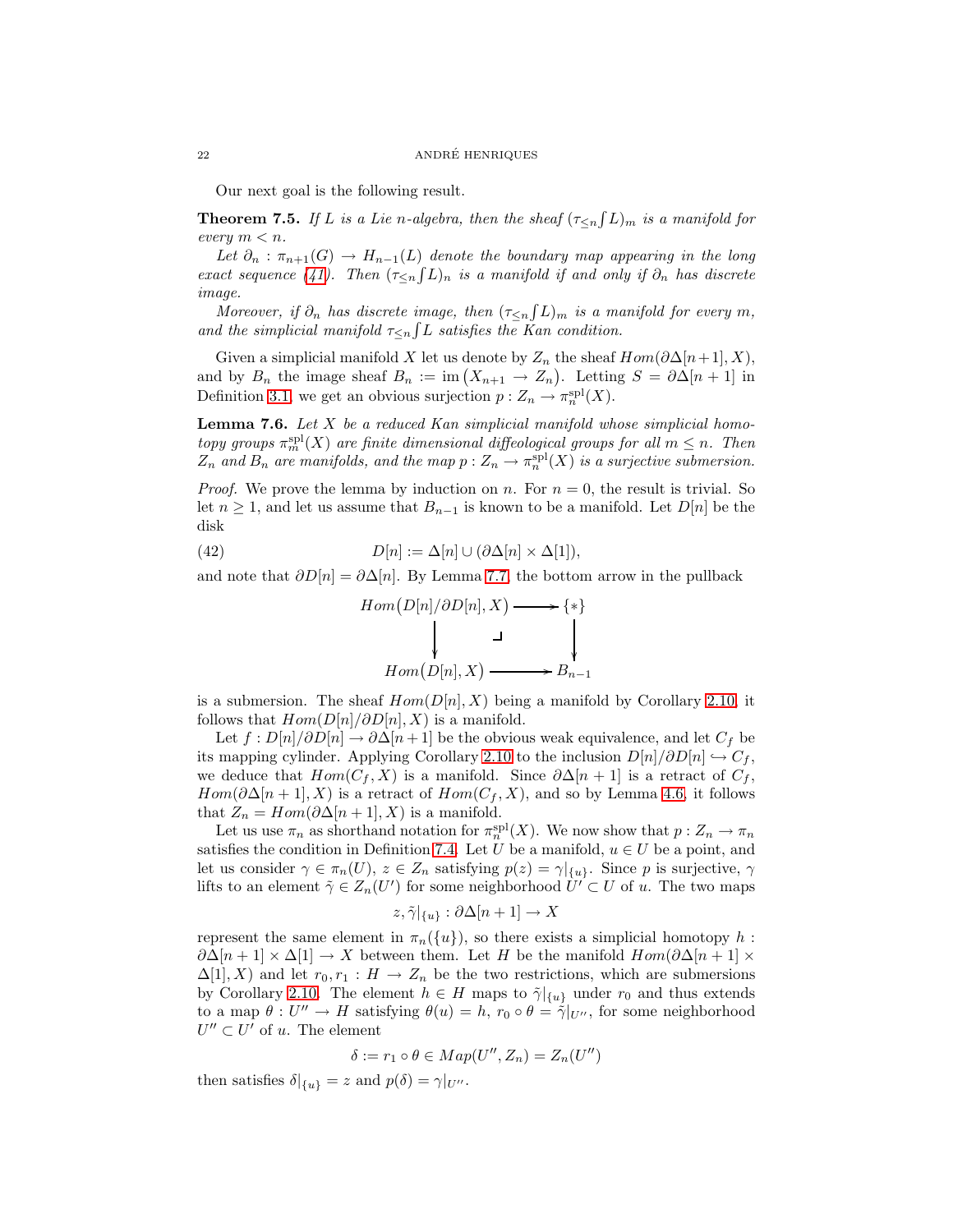Our next goal is the following result.

**Theorem 7.5.** *If $L$ is a Lie $n$-algebra, then the sheaf $(\tau_{\leq n}\int L)_m$ is a manifold for every $m < n$.*

*Let $\partial_n : \pi_{n+1}(G) \to H_{n-1}(L)$ denote the boundary map appearing in the long exact sequence (41). Then $(\tau_{\leq n}\int L)_n$ is a manifold if and only if $\partial_n$ has discrete image.*

*Moreover, if $\partial_n$ has discrete image, then $(\tau_{\leq n}\int L)_m$ is a manifold for every $m$, and the simplicial manifold $\tau_{\leq n}\int L$ satisfies the Kan condition.*

Given a simplicial manifold $X$ let us denote by $Z_n$ the sheaf $Hom(\partial\Delta[n+1], X)$, and by $B_n$ the image sheaf $B_n := \operatorname{im}\big(X_{n+1} \to Z_n\big)$. Letting $S = \partial\Delta[n+1]$ in Definition 3.1, we get an obvious surjection $p : Z_n \to \pi_n^{\mathrm{spl}}(X)$.

**Lemma 7.6.** *Let $X$ be a reduced Kan simplicial manifold whose simplicial homotopy groups $\pi_m^{\mathrm{spl}}(X)$ are finite dimensional diffeological groups for all $m \leq n$. Then $Z_n$ and $B_n$ are manifolds, and the map $p : Z_n \to \pi_n^{\mathrm{spl}}(X)$ is a surjective submersion.*

*Proof.* We prove the lemma by induction on $n$. For $n = 0$, the result is trivial. So let $n \geq 1$, and let us assume that $B_{n-1}$ is known to be a manifold. Let $D[n]$ be the disk

$$D[n] := \Delta[n] \cup (\partial\Delta[n] \times \Delta[1]), \tag{42}$$

and note that $\partial D[n] = \partial\Delta[n]$. By Lemma 7.7, the bottom arrow in the pullback

$$\begin{array}{ccc} Hom\big(D[n]/\partial D[n], X\big) & \longrightarrow & \{*\} \\ \big\downarrow & \lrcorner & \big\downarrow \\ Hom\big(D[n], X\big) & \longrightarrow & B_{n-1} \end{array}$$

is a submersion. The sheaf $Hom(D[n], X)$ being a manifold by Corollary 2.10, it follows that $Hom(D[n]/\partial D[n], X)$ is a manifold.

Let $f : D[n]/\partial D[n] \to \partial\Delta[n+1]$ be the obvious weak equivalence, and let $C_f$ be its mapping cylinder. Applying Corollary 2.10 to the inclusion $D[n]/\partial D[n] \hookrightarrow C_f$, we deduce that $Hom(C_f, X)$ is a manifold. Since $\partial\Delta[n+1]$ is a retract of $C_f$, $Hom(\partial\Delta[n+1], X)$ is a retract of $Hom(C_f, X)$, and so by Lemma 4.6, it follows that $Z_n = Hom(\partial\Delta[n+1], X)$ is a manifold.

Let us use $\pi_n$ as shorthand notation for $\pi_n^{\mathrm{spl}}(X)$. We now show that $p : Z_n \to \pi_n$ satisfies the condition in Definition 7.4. Let $U$ be a manifold, $u \in U$ be a point, and let us consider $\gamma \in \pi_n(U)$, $z \in Z_n$ satisfying $p(z) = \gamma|_{\{u\}}$. Since $p$ is surjective, $\gamma$ lifts to an element $\tilde{\gamma} \in Z_n(U')$ for some neighborhood $U' \subset U$ of $u$. The two maps

$$z, \tilde{\gamma}|_{\{u\}} : \partial\Delta[n+1] \to X$$

represent the same element in $\pi_n(\{u\})$, so there exists a simplicial homotopy $h : \partial\Delta[n+1] \times \Delta[1] \to X$ between them. Let $H$ be the manifold $Hom(\partial\Delta[n+1] \times \Delta[1], X)$ and let $r_0, r_1 : H \to Z_n$ be the two restrictions, which are submersions by Corollary 2.10. The element $h \in H$ maps to $\tilde{\gamma}|_{\{u\}}$ under $r_0$ and thus extends to a map $\theta : U'' \to H$ satisfying $\theta(u) = h$, $r_0 \circ \theta = \tilde{\gamma}|_{U''}$, for some neighborhood $U'' \subset U'$ of $u$. The element

$$\delta := r_1 \circ \theta \in Map(U'', Z_n) = Z_n(U'')$$

then satisfies $\delta|_{\{u\}} = z$ and $p(\delta) = \gamma|_{U''}$.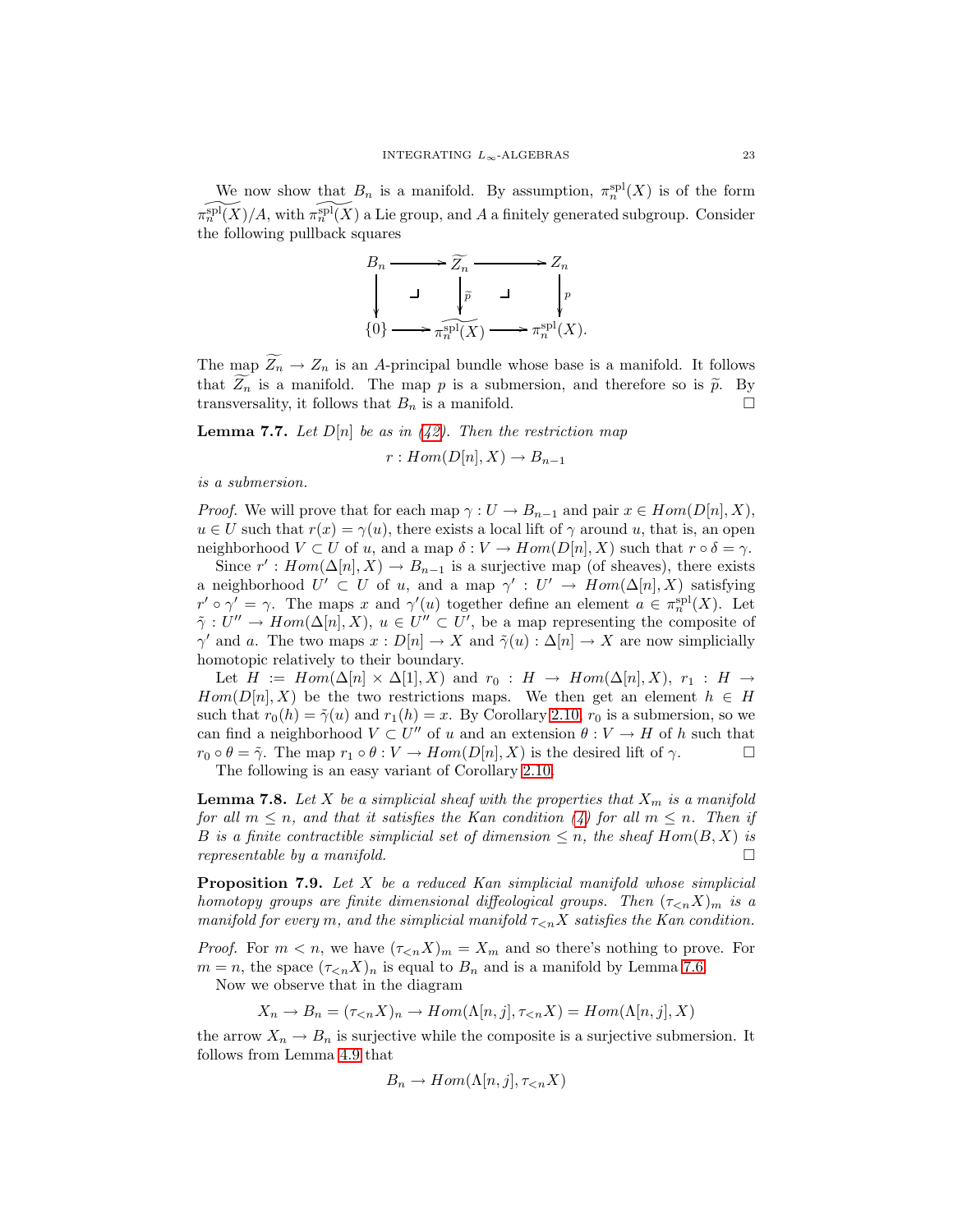We now show that $B_n$ is a manifold. By assumption, $\pi_n^{\mathrm{spl}}(X)$ is of the form $\widetilde{\pi_n^{\mathrm{spl}}(X)}/A$, with $\widetilde{\pi_n^{\mathrm{spl}}(X)}$ a Lie group, and $A$ a finitely generated subgroup. Consider the following pullback squares

$$\begin{array}{ccccc} B_n & \longrightarrow & \widetilde{Z_n} & \longrightarrow & Z_n \\ \big\downarrow & \lrcorner & \big\downarrow \tilde{p} & \lrcorner & \big\downarrow p \\ \{0\} & \longrightarrow & \widetilde{\pi_n^{\mathrm{spl}}(X)} & \longrightarrow & \pi_n^{\mathrm{spl}}(X). \end{array}$$

The map $\widetilde{Z_n} \to Z_n$ is an $A$-principal bundle whose base is a manifold. It follows that $\widetilde{Z_n}$ is a manifold. The map $p$ is a submersion, and therefore so is $\tilde{p}$. By transversality, it follows that $B_n$ is a manifold. $\square$

**Lemma 7.7.** *Let $D[n]$ be as in (42). Then the restriction map*

$$r : Hom(D[n], X) \to B_{n-1}$$

*is a submersion.*

*Proof.* We will prove that for each map $\gamma : U \to B_{n-1}$ and pair $x \in Hom(D[n], X)$, $u \in U$ such that $r(x) = \gamma(u)$, there exists a local lift of $\gamma$ around $u$, that is, an open neighborhood $V \subset U$ of $u$, and a map $\delta : V \to Hom(D[n], X)$ such that $r \circ \delta = \gamma$.

Since $r' : Hom(\Delta[n], X) \to B_{n-1}$ is a surjective map (of sheaves), there exists a neighborhood $U' \subset U$ of $u$, and a map $\gamma' : U' \to Hom(\Delta[n], X)$ satisfying $r' \circ \gamma' = \gamma$. The maps $x$ and $\gamma'(u)$ together define an element $a \in \pi_n^{\mathrm{spl}}(X)$. Let $\tilde{\gamma} : U'' \to Hom(\Delta[n], X)$, $u \in U'' \subset U'$, be a map representing the composite of $\gamma'$ and $a$. The two maps $x : D[n] \to X$ and $\tilde{\gamma}(u) : \Delta[n] \to X$ are now simplicially homotopic relatively to their boundary.

Let $H := Hom(\Delta[n] \times \Delta[1], X)$ and $r_0 : H \to Hom(\Delta[n], X)$, $r_1 : H \to Hom(D[n], X)$ be the two restrictions maps. We then get an element $h \in H$ such that $r_0(h) = \tilde{\gamma}(u)$ and $r_1(h) = x$. By Corollary 2.10, $r_0$ is a submersion, so we can find a neighborhood $V \subset U''$ of $u$ and an extension $\theta : V \to H$ of $h$ such that $r_0 \circ \theta = \tilde{\gamma}$. The map $r_1 \circ \theta : V \to Hom(D[n], X)$ is the desired lift of $\gamma$. $\square$

The following is an easy variant of Corollary 2.10.

**Lemma 7.8.** *Let $X$ be a simplicial sheaf with the properties that $X_m$ is a manifold for all $m \leq n$, and that it satisfies the Kan condition (4) for all $m \leq n$. Then if $B$ is a finite contractible simplicial set of dimension $\leq n$, the sheaf $Hom(B, X)$ is representable by a manifold.* $\square$

**Proposition 7.9.** *Let $X$ be a reduced Kan simplicial manifold whose simplicial homotopy groups are finite dimensional diffeological groups. Then $(\tau_{<n}X)_m$ is a manifold for every $m$, and the simplicial manifold $\tau_{<n}X$ satisfies the Kan condition.*

*Proof.* For $m < n$, we have $(\tau_{<n}X)_m = X_m$ and so there's nothing to prove. For $m = n$, the space $(\tau_{<n}X)_n$ is equal to $B_n$ and is a manifold by Lemma 7.6.

Now we observe that in the diagram

$$X_n \to B_n = (\tau_{<n}X)_n \to Hom(\Lambda[n, j], \tau_{<n}X) = Hom(\Lambda[n, j], X)$$

the arrow $X_n \to B_n$ is surjective while the composite is a surjective submersion. It follows from Lemma 4.9 that

$$B_n \to Hom(\Lambda[n, j], \tau_{<n}X)$$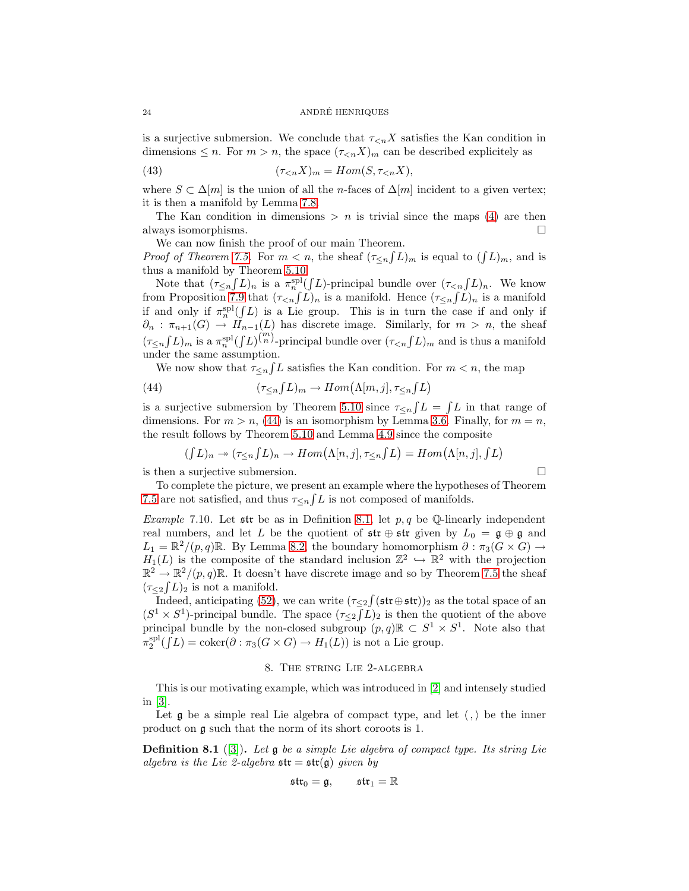is a surjective submersion. We conclude that $\tau_{<n}X$ satisfies the Kan condition in dimensions $\leq n$. For $m > n$, the space $(\tau_{<n}X)_m$ can be described explicitely as

$$(\tau_{<n}X)_m = Hom(S, \tau_{<n}X), \tag{43}$$

where $S \subset \Delta[m]$ is the union of all the $n$-faces of $\Delta[m]$ incident to a given vertex; it is then a manifold by Lemma 7.8.

The Kan condition in dimensions $> n$ is trivial since the maps (4) are then always isomorphisms. □

We can now finish the proof of our main Theorem.

*Proof of Theorem 7.5.* For $m < n$, the sheaf $(\tau_{\leq n}\int L)_m$ is equal to $(\int L)_m$, and is thus a manifold by Theorem 5.10.

Note that $(\tau_{\leq n}\int L)_n$ is a $\pi_n^{\mathrm{spl}}(\int L)$-principal bundle over $(\tau_{<n}\int L)_n$. We know from Proposition 7.9 that $(\tau_{<n}\int L)_n$ is a manifold. Hence $(\tau_{\leq n}\int L)_n$ is a manifold if and only if $\pi_n^{\mathrm{spl}}(\int L)$ is a Lie group. This is in turn the case if and only if $\partial_n : \pi_{n+1}(G) \to H_{n-1}(L)$ has discrete image. Similarly, for $m > n$, the sheaf $(\tau_{\leq n}\int L)_m$ is a $\pi_n^{\mathrm{spl}}(\int L)^{\binom{m}{n}}$-principal bundle over $(\tau_{<n}\int L)_m$ and is thus a manifold under the same assumption.

We now show that $\tau_{\leq n}\int L$ satisfies the Kan condition. For $m < n$, the map

$$(\tau_{\leq n}\textstyle\int L)_m \to Hom\big(\Lambda[m,j], \tau_{\leq n}\textstyle\int L\big) \tag{44}$$

is a surjective submersion by Theorem 5.10 since $\tau_{\leq n}\int L = \int L$ in that range of dimensions. For $m > n$, (44) is an isomorphism by Lemma 3.6. Finally, for $m = n$, the result follows by Theorem 5.10 and Lemma 4.9 since the composite

$$(\textstyle\int L)_n \twoheadrightarrow (\tau_{\leq n}\textstyle\int L)_n \to Hom\big(\Lambda[n,j], \tau_{\leq n}\textstyle\int L\big) = Hom\big(\Lambda[n,j], \textstyle\int L\big)$$

is then a surjective submersion. □

To complete the picture, we present an example where the hypotheses of Theorem 7.5 are not satisfied, and thus $\tau_{\leq n}\int L$ is not composed of manifolds.

*Example* 7.10. Let $\mathfrak{str}$ be as in Definition 8.1, let $p, q$ be $\mathbb{Q}$-linearly independent real numbers, and let $L$ be the quotient of $\mathfrak{str} \oplus \mathfrak{str}$ given by $L_0 = \mathfrak{g} \oplus \mathfrak{g}$ and $L_1 = \mathbb{R}^2/(p,q)\mathbb{R}$. By Lemma 8.2, the boundary homomorphism $\partial : \pi_3(G \times G) \to H_1(L)$ is the composite of the standard inclusion $\mathbb{Z}^2 \hookrightarrow \mathbb{R}^2$ with the projection $\mathbb{R}^2 \to \mathbb{R}^2/(p,q)\mathbb{R}$. It doesn't have discrete image and so by Theorem 7.5 the sheaf $(\tau_{\leq 2}\int L)_2$ is not a manifold.

Indeed, anticipating (52), we can write $(\tau_{\leq 2}\int(\mathfrak{str} \oplus \mathfrak{str}))_2$ as the total space of an $(S^1 \times S^1)$-principal bundle. The space $(\tau_{\leq 2}\int L)_2$ is then the quotient of the above principal bundle by the non-closed subgroup $(p,q)\mathbb{R} \subset S^1 \times S^1$. Note also that $\pi_2^{\mathrm{spl}}(\int L) = \mathrm{coker}(\partial : \pi_3(G \times G) \to H_1(L))$ is not a Lie group.

## 8. The string Lie 2-algebra

This is our motivating example, which was introduced in [2] and intensely studied in [3].

Let $\mathfrak{g}$ be a simple real Lie algebra of compact type, and let $\langle\,,\rangle$ be the inner product on $\mathfrak{g}$ such that the norm of its short coroots is 1.

**Definition 8.1** ([3]). *Let $\mathfrak{g}$ be a simple Lie algebra of compact type. Its string Lie algebra is the Lie 2-algebra $\mathfrak{str} = \mathfrak{str}(\mathfrak{g})$ given by*

$$\mathfrak{str}_0 = \mathfrak{g}, \qquad \mathfrak{str}_1 = \mathbb{R}$$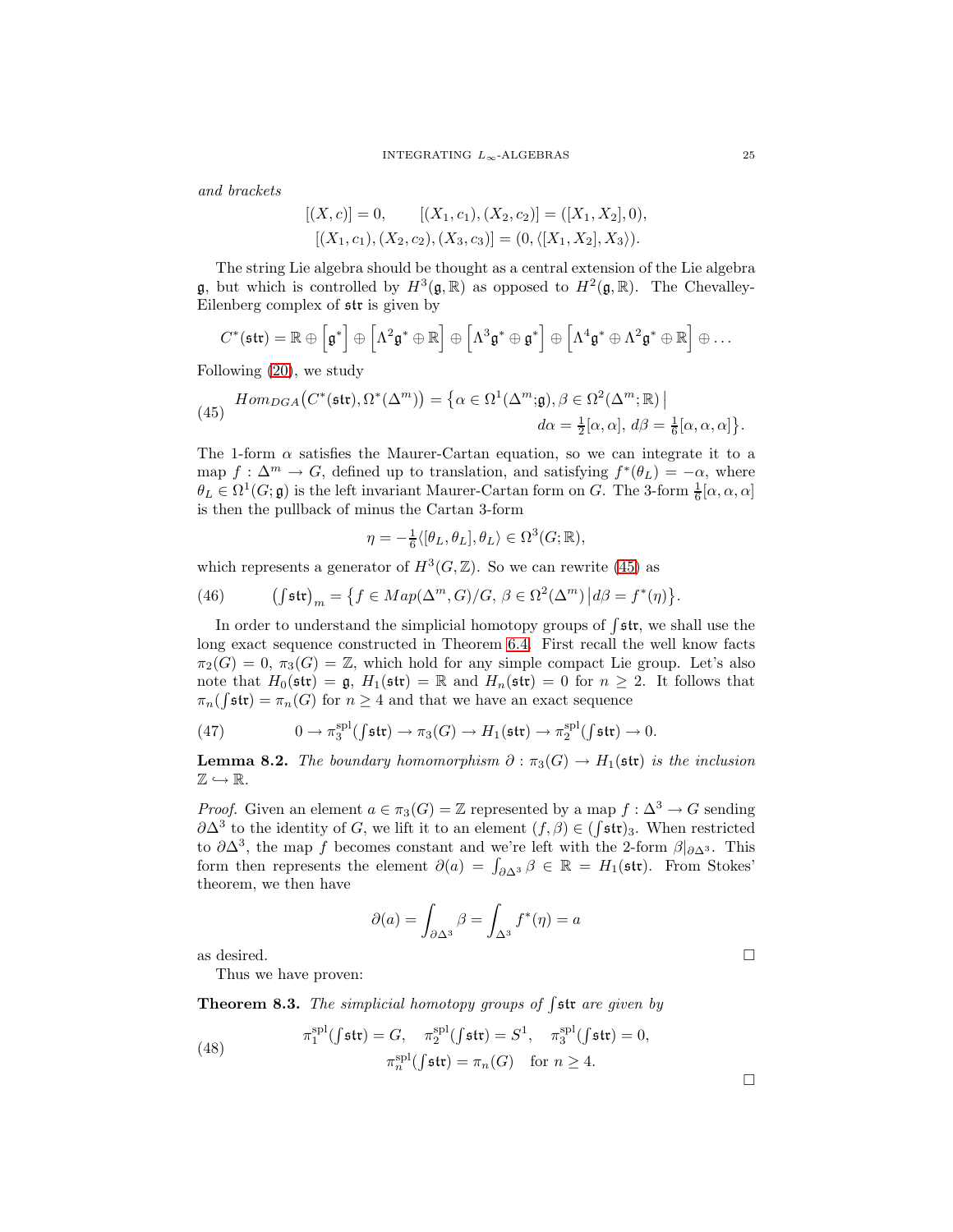*and brackets*

$$[(X,c)] = 0, \qquad [(X_1,c_1),(X_2,c_2)] = ([X_1,X_2],0),$$
$$[(X_1,c_1),(X_2,c_2),(X_3,c_3)] = (0, \langle [X_1,X_2],X_3\rangle).$$

The string Lie algebra should be thought as a central extension of the Lie algebra $\mathfrak{g}$, but which is controlled by $H^3(\mathfrak{g},\mathbb{R})$ as opposed to $H^2(\mathfrak{g},\mathbb{R})$. The Chevalley-Eilenberg complex of $\mathfrak{str}$ is given by

$$C^*(\mathfrak{str}) = \mathbb{R} \oplus \Big[\mathfrak{g}^*\Big] \oplus \Big[\Lambda^2\mathfrak{g}^* \oplus \mathbb{R}\Big] \oplus \Big[\Lambda^3\mathfrak{g}^* \oplus \mathfrak{g}^*\Big] \oplus \Big[\Lambda^4\mathfrak{g}^* \oplus \Lambda^2\mathfrak{g}^* \oplus \mathbb{R}\Big] \oplus \dots$$

Following (20), we study

$$Hom_{DGA}\big(C^*(\mathfrak{str}),\Omega^*(\Delta^m)\big) = \big\{\alpha \in \Omega^1(\Delta^m;\mathfrak{g}), \beta \in \Omega^2(\Delta^m;\mathbb{R}) \,\big|\, d\alpha = \tfrac{1}{2}[\alpha,\alpha],\, d\beta = \tfrac{1}{6}[\alpha,\alpha,\alpha]\big\}. \tag{45}$$

The 1-form $\alpha$ satisfies the Maurer-Cartan equation, so we can integrate it to a map $f : \Delta^m \to G$, defined up to translation, and satisfying $f^*(\theta_L) = -\alpha$, where $\theta_L \in \Omega^1(G;\mathfrak{g})$ is the left invariant Maurer-Cartan form on $G$. The 3-form $\frac{1}{6}[\alpha,\alpha,\alpha]$ is then the pullback of minus the Cartan 3-form

$$\eta = -\tfrac{1}{6}\langle [\theta_L,\theta_L],\theta_L\rangle \in \Omega^3(G;\mathbb{R}),$$

which represents a generator of $H^3(G,\mathbb{Z})$. So we can rewrite (45) as

$$\big(\textstyle\int \mathfrak{str}\big)_m = \big\{f \in Map(\Delta^m,G)/G,\, \beta \in \Omega^2(\Delta^m) \,\big|\, d\beta = f^*(\eta)\big\}. \tag{46}$$

In order to understand the simplicial homotopy groups of $\int\mathfrak{str}$, we shall use the long exact sequence constructed in Theorem 6.4. First recall the well know facts $\pi_2(G) = 0$, $\pi_3(G) = \mathbb{Z}$, which hold for any simple compact Lie group. Let's also note that $H_0(\mathfrak{str}) = \mathfrak{g}$, $H_1(\mathfrak{str}) = \mathbb{R}$ and $H_n(\mathfrak{str}) = 0$ for $n \geq 2$. It follows that $\pi_n(\int\mathfrak{str}) = \pi_n(G)$ for $n \geq 4$ and that we have an exact sequence

$$0 \to \pi_3^{\mathrm{spl}}(\textstyle\int\mathfrak{str}) \to \pi_3(G) \to H_1(\mathfrak{str}) \to \pi_2^{\mathrm{spl}}(\int\mathfrak{str}) \to 0. \tag{47}$$

**Lemma 8.2.** *The boundary homomorphism $\partial : \pi_3(G) \to H_1(\mathfrak{str})$ is the inclusion $\mathbb{Z} \hookrightarrow \mathbb{R}$.*

*Proof.* Given an element $a \in \pi_3(G) = \mathbb{Z}$ represented by a map $f : \Delta^3 \to G$ sending $\partial\Delta^3$ to the identity of $G$, we lift it to an element $(f,\beta) \in (\int\mathfrak{str})_3$. When restricted to $\partial\Delta^3$, the map $f$ becomes constant and we're left with the 2-form $\beta|_{\partial\Delta^3}$. This form then represents the element $\partial(a) = \int_{\partial\Delta^3}\beta \in \mathbb{R} = H_1(\mathfrak{str})$. From Stokes' theorem, we then have

$$\partial(a) = \int_{\partial\Delta^3}\beta = \int_{\Delta^3} f^*(\eta) = a$$

as desired. □

Thus we have proven:

**Theorem 8.3.** *The simplicial homotopy groups of $\int\mathfrak{str}$ are given by*

$$\pi_1^{\mathrm{spl}}(\textstyle\int\mathfrak{str}) = G, \quad \pi_2^{\mathrm{spl}}(\int\mathfrak{str}) = S^1, \quad \pi_3^{\mathrm{spl}}(\int\mathfrak{str}) = 0,$$
$$\pi_n^{\mathrm{spl}}(\textstyle\int\mathfrak{str}) = \pi_n(G) \quad \text{for } n \geq 4. \tag{48}$$

□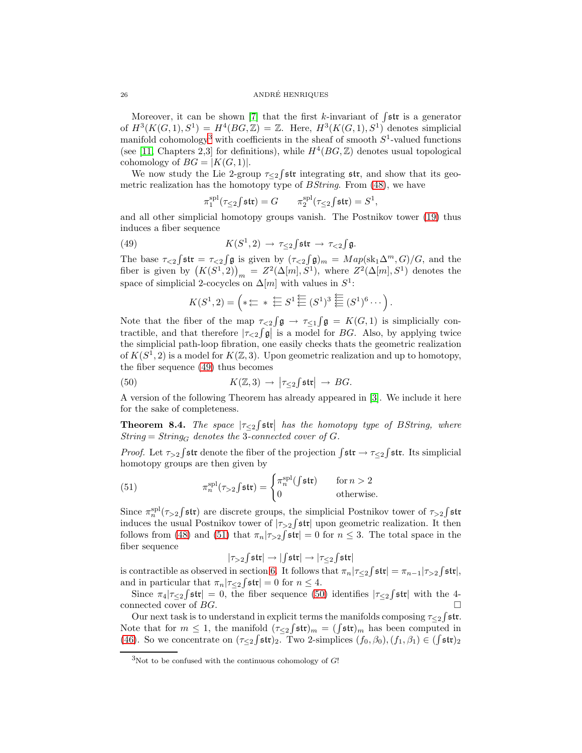Moreover, it can be shown [7] that the first $k$-invariant of $\int \mathfrak{str}$ is a generator of $H^3(K(G,1),S^1) = H^4(BG,\mathbb{Z}) = \mathbb{Z}$. Here, $H^3(K(G,1),S^1)$ denotes simplicial manifold cohomology[3] with coefficients in the sheaf of smooth $S^1$-valued functions (see [11, Chapters 2,3] for definitions), while $H^4(BG,\mathbb{Z})$ denotes usual topological cohomology of $BG = |K(G,1)|$.

We now study the Lie 2-group $\tau_{\leq 2}\int \mathfrak{str}$ integrating $\mathfrak{str}$, and show that its geometric realization has the homotopy type of $BString$. From (48), we have

$$\pi_1^{\mathrm{spl}}(\tau_{\leq 2}\textstyle\int \mathfrak{str}) = G \qquad \pi_2^{\mathrm{spl}}(\tau_{\leq 2}\textstyle\int \mathfrak{str}) = S^1,$$

and all other simplicial homotopy groups vanish. The Postnikov tower (19) thus induces a fiber sequence

$$K(S^1,2) \;\to\; \tau_{\leq 2}\textstyle\int \mathfrak{str} \;\to\; \tau_{<2}\textstyle\int \mathfrak{g}. \tag{49}$$

The base $\tau_{<2}\int \mathfrak{str} = \tau_{<2}\int \mathfrak{g}$ is given by $(\tau_{<2}\int \mathfrak{g})_m = Map(\mathrm{sk}_1\Delta^m, G)/G$, and the fiber is given by $\big(K(S^1,2)\big)_m = Z^2(\Delta[m],S^1)$, where $Z^2(\Delta[m],S^1)$ denotes the space of simplicial 2-cocycles on $\Delta[m]$ with values in $S^1$:

$$K(S^1,2) = \Big( * \leftleftarrows \; * \; \overleftarrow{\leftleftarrows} \; S^1 \; \overleftarrow{\overleftarrow{\leftleftarrows}} \; (S^1)^3 \; \overleftarrow{\overleftarrow{\overleftarrow{\leftleftarrows}}} \; (S^1)^6 \cdots \Big).$$

Note that the fiber of the map $\tau_{<2}\int \mathfrak{g} \to \tau_{\leq 1}\int \mathfrak{g} = K(G,1)$ is simplicially contractible, and that therefore $|\tau_{<2}\int \mathfrak{g}|$ is a model for $BG$. Also, by applying twice the simplicial path-loop fibration, one easily checks thats the geometric realization of $K(S^1,2)$ is a model for $K(\mathbb{Z},3)$. Upon geometric realization and up to homotopy, the fiber sequence (49) thus becomes

$$K(\mathbb{Z},3) \;\to\; \big|\tau_{\leq 2}\textstyle\int \mathfrak{str}\big| \;\to\; BG. \tag{50}$$

A version of the following Theorem has already appeared in [3]. We include it here for the sake of completeness.

**Theorem 8.4.** *The space $|\tau_{\leq 2}\int \mathfrak{str}|$ has the homotopy type of $BString$, where $String = String_G$ denotes the 3-connected cover of $G$.*

*Proof.* Let $\tau_{>2}\int \mathfrak{str}$ denote the fiber of the projection $\int \mathfrak{str} \to \tau_{\leq 2}\int \mathfrak{str}$. Its simplicial homotopy groups are then given by

$$\pi_n^{\mathrm{spl}}(\tau_{>2}\textstyle\int \mathfrak{str}) = \begin{cases} \pi_n^{\mathrm{spl}}(\int \mathfrak{str}) & \text{for } n > 2 \\ 0 & \text{otherwise.} \end{cases} \tag{51}$$

Since $\pi_n^{\mathrm{spl}}(\tau_{>2}\int \mathfrak{str})$ are discrete groups, the simplicial Postnikov tower of $\tau_{>2}\int \mathfrak{str}$ induces the usual Postnikov tower of $|\tau_{>2}\int \mathfrak{str}|$ upon geometric realization. It then follows from (48) and (51) that $\pi_n|\tau_{>2}\int \mathfrak{str}| = 0$ for $n \leq 3$. The total space in the fiber sequence

$$|\tau_{>2}\textstyle\int \mathfrak{str}| \to |\int \mathfrak{str}| \to |\tau_{\leq 2}\int \mathfrak{str}|$$

is contractible as observed in section 6. It follows that $\pi_n|\tau_{\leq 2}\int \mathfrak{str}| = \pi_{n-1}|\tau_{>2}\int \mathfrak{str}|$, and in particular that $\pi_n|\tau_{\leq 2}\int \mathfrak{str}| = 0$ for $n \leq 4$.

Since $\pi_4|\tau_{\leq 2}\int \mathfrak{str}| = 0$, the fiber sequence (50) identifies $|\tau_{\leq 2}\int \mathfrak{str}|$ with the 4-connected cover of $BG$. □

Our next task is to understand in explicit terms the manifolds composing $\tau_{\leq 2}\int \mathfrak{str}$. Note that for $m \leq 1$, the manifold $(\tau_{\leq 2}\int \mathfrak{str})_m = (\int \mathfrak{str})_m$ has been computed in (46). So we concentrate on $(\tau_{\leq 2}\int \mathfrak{str})_2$. Two 2-simplices $(f_0,\beta_0),(f_1,\beta_1) \in (\int \mathfrak{str})_2$

---

[3] Not to be confused with the continuous cohomology of $G$!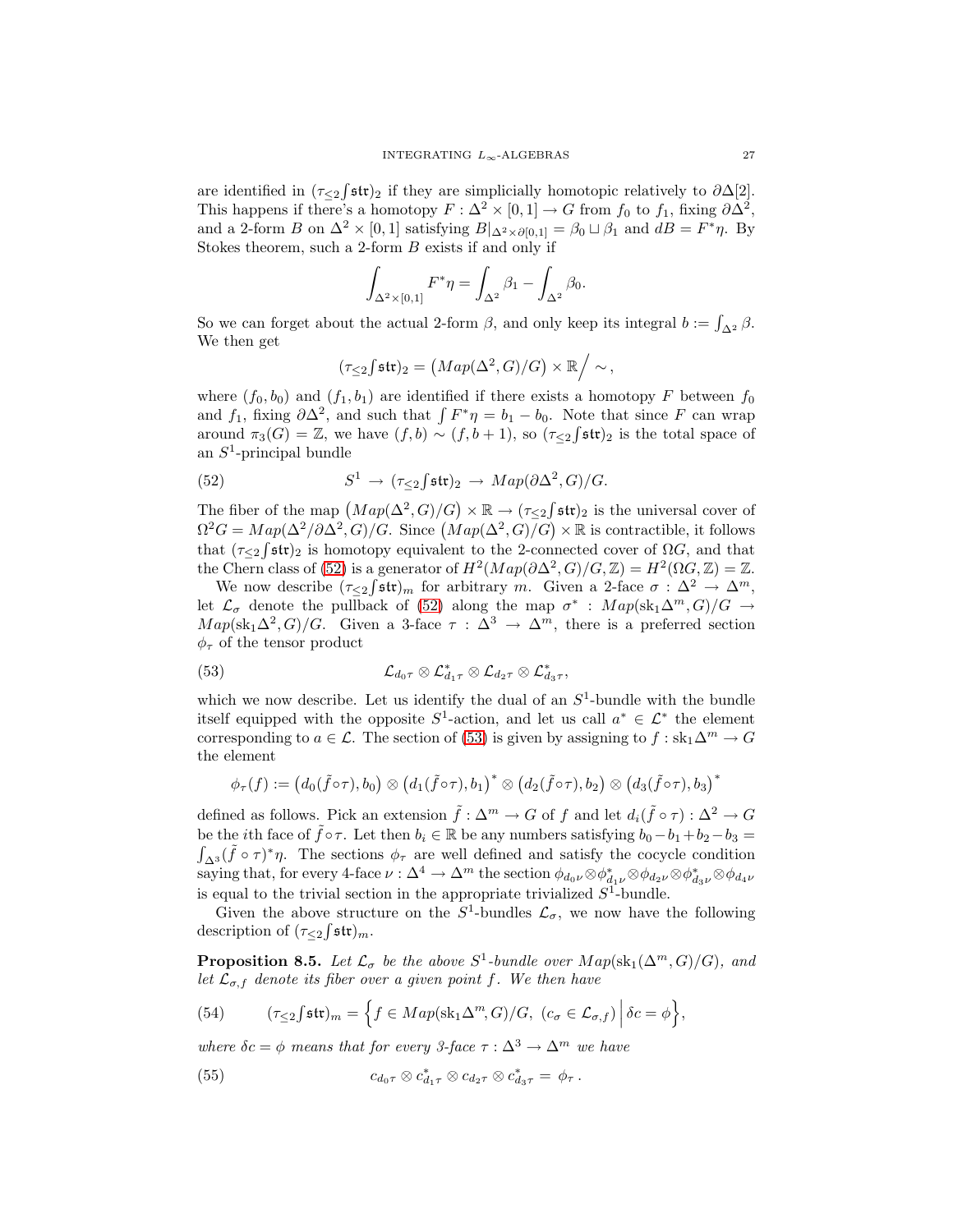are identified in $(\tau_{\leq 2}\int \mathfrak{str})_2$ if they are simplicially homotopic relatively to $\partial\Delta[2]$. This happens if there's a homotopy $F : \Delta^2 \times [0,1] \to G$ from $f_0$ to $f_1$, fixing $\partial\Delta^2$, and a 2-form $B$ on $\Delta^2 \times [0,1]$ satisfying $B|_{\Delta^2\times\partial[0,1]} = \beta_0 \sqcup \beta_1$ and $dB = F^*\eta$. By Stokes theorem, such a 2-form $B$ exists if and only if

$$\int_{\Delta^2\times[0,1]} F^*\eta = \int_{\Delta^2} \beta_1 - \int_{\Delta^2} \beta_0.$$

So we can forget about the actual 2-form $\beta$, and only keep its integral $b := \int_{\Delta^2} \beta$. We then get

$$(\tau_{\leq 2}\textstyle\int \mathfrak{str})_2 = \big(Map(\Delta^2, G)/G\big) \times \mathbb{R}\Big/\sim,$$

where $(f_0, b_0)$ and $(f_1, b_1)$ are identified if there exists a homotopy $F$ between $f_0$ and $f_1$, fixing $\partial\Delta^2$, and such that $\int F^*\eta = b_1 - b_0$. Note that since $F$ can wrap around $\pi_3(G) = \mathbb{Z}$, we have $(f, b) \sim (f, b+1)$, so $(\tau_{\leq 2}\int \mathfrak{str})_2$ is the total space of an $S^1$-principal bundle

$$S^1 \to (\tau_{\leq 2}\textstyle\int \mathfrak{str})_2 \to Map(\partial\Delta^2, G)/G. \tag{52}$$

The fiber of the map $\big(Map(\Delta^2, G)/G\big) \times \mathbb{R} \to (\tau_{\leq 2}\int \mathfrak{str})_2$ is the universal cover of $\Omega^2 G = Map(\Delta^2/\partial\Delta^2, G)/G$. Since $\big(Map(\Delta^2, G)/G\big) \times \mathbb{R}$ is contractible, it follows that $(\tau_{\leq 2}\int \mathfrak{str})_2$ is homotopy equivalent to the 2-connected cover of $\Omega G$, and that the Chern class of (52) is a generator of $H^2(Map(\partial\Delta^2, G)/G, \mathbb{Z}) = H^2(\Omega G, \mathbb{Z}) = \mathbb{Z}$.

We now describe $(\tau_{\leq 2}\int \mathfrak{str})_m$ for arbitrary $m$. Given a 2-face $\sigma : \Delta^2 \to \Delta^m$, let $\mathcal{L}_\sigma$ denote the pullback of (52) along the map $\sigma^* : Map(\mathrm{sk}_1\Delta^m, G)/G \to Map(\mathrm{sk}_1\Delta^2, G)/G$. Given a 3-face $\tau : \Delta^3 \to \Delta^m$, there is a preferred section $\phi_\tau$ of the tensor product

$$\mathcal{L}_{d_0\tau} \otimes \mathcal{L}^*_{d_1\tau} \otimes \mathcal{L}_{d_2\tau} \otimes \mathcal{L}^*_{d_3\tau}, \tag{53}$$

which we now describe. Let us identify the dual of an $S^1$-bundle with the bundle itself equipped with the opposite $S^1$-action, and let us call $a^* \in \mathcal{L}^*$ the element corresponding to $a \in \mathcal{L}$. The section of (53) is given by assigning to $f : \mathrm{sk}_1\Delta^m \to G$ the element

$$\phi_\tau(f) := \big(d_0(\tilde{f}\circ\tau), b_0\big) \otimes \big(d_1(\tilde{f}\circ\tau), b_1\big)^* \otimes \big(d_2(\tilde{f}\circ\tau), b_2\big) \otimes \big(d_3(\tilde{f}\circ\tau), b_3\big)^*$$

defined as follows. Pick an extension $\tilde{f} : \Delta^m \to G$ of $f$ and let $d_i(\tilde{f}\circ\tau) : \Delta^2 \to G$ be the $i$th face of $\tilde{f}\circ\tau$. Let then $b_i \in \mathbb{R}$ be any numbers satisfying $b_0 - b_1 + b_2 - b_3 = \int_{\Delta^3} (\tilde{f}\circ\tau)^*\eta$. The sections $\phi_\tau$ are well defined and satisfy the cocycle condition saying that, for every 4-face $\nu : \Delta^4 \to \Delta^m$ the section $\phi_{d_0\nu} \otimes \phi^*_{d_1\nu} \otimes \phi_{d_2\nu} \otimes \phi^*_{d_3\nu} \otimes \phi_{d_4\nu}$ is equal to the trivial section in the appropriate trivialized $S^1$-bundle.

Given the above structure on the $S^1$-bundles $\mathcal{L}_\sigma$, we now have the following description of $(\tau_{\leq 2}\int \mathfrak{str})_m$.

**Proposition 8.5.** *Let $\mathcal{L}_\sigma$ be the above $S^1$-bundle over $Map(\mathrm{sk}_1(\Delta^m, G)/G)$, and let $\mathcal{L}_{\sigma,f}$ denote its fiber over a given point $f$. We then have*

$$(\tau_{\leq 2}\textstyle\int \mathfrak{str})_m = \Big\{ f \in Map(\mathrm{sk}_1\Delta^m, G)/G,\ (c_\sigma \in \mathcal{L}_{\sigma,f}) \,\Big|\, \delta c = \phi \Big\}, \tag{54}$$

*where $\delta c = \phi$ means that for every 3-face $\tau : \Delta^3 \to \Delta^m$ we have*

$$c_{d_0\tau} \otimes c^*_{d_1\tau} \otimes c_{d_2\tau} \otimes c^*_{d_3\tau} = \phi_\tau\,. \tag{55}$$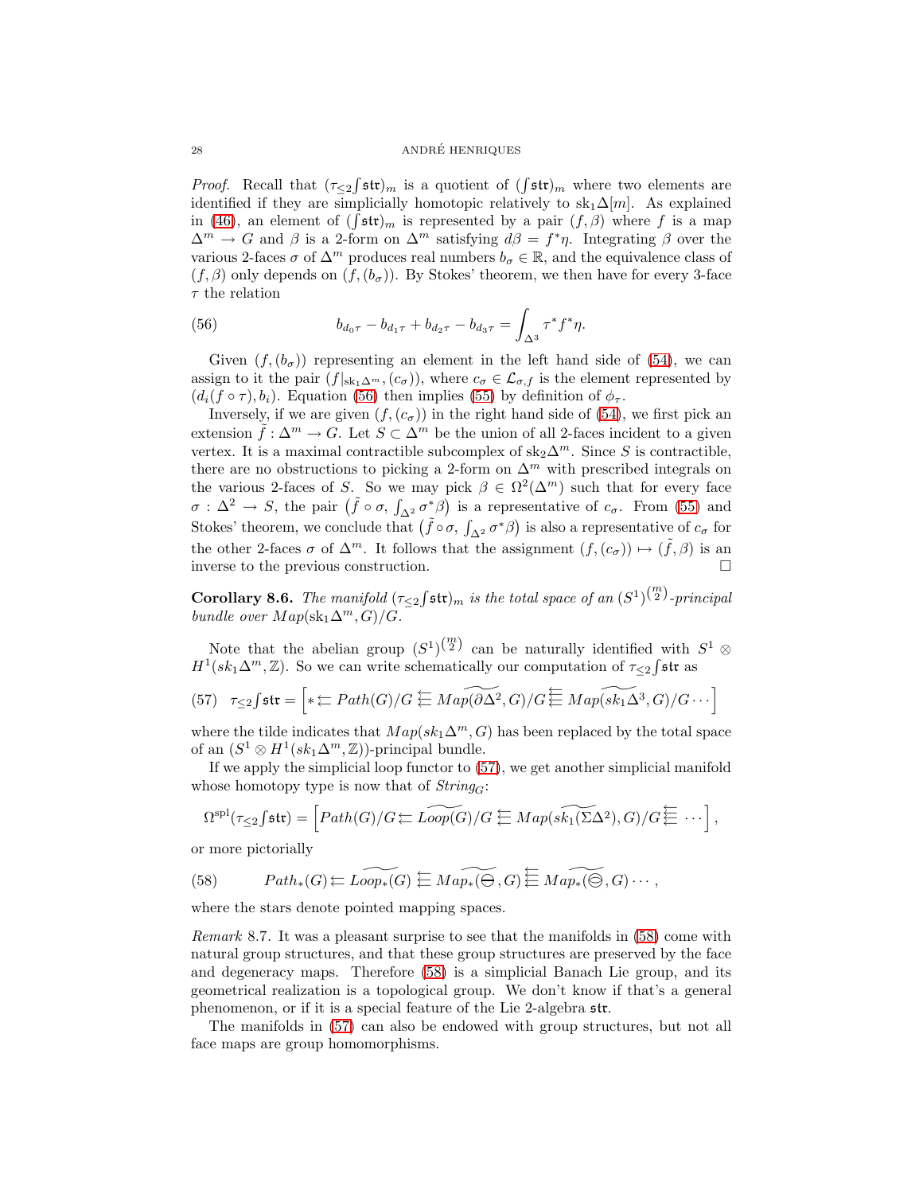*Proof.* Recall that $(\tau_{\leq 2}\textstyle\int\mathfrak{str})_m$ is a quotient of $(\textstyle\int\mathfrak{str})_m$ where two elements are identified if they are simplicially homotopic relatively to $\mathrm{sk}_1\Delta[m]$. As explained in (46), an element of $(\textstyle\int\mathfrak{str})_m$ is represented by a pair $(f,\beta)$ where $f$ is a map $\Delta^m \to G$ and $\beta$ is a 2-form on $\Delta^m$ satisfying $d\beta = f^*\eta$. Integrating $\beta$ over the various 2-faces $\sigma$ of $\Delta^m$ produces real numbers $b_\sigma \in \mathbb{R}$, and the equivalence class of $(f,\beta)$ only depends on $(f,(b_\sigma))$. By Stokes' theorem, we then have for every 3-face $\tau$ the relation

$$b_{d_0\tau} - b_{d_1\tau} + b_{d_2\tau} - b_{d_3\tau} = \int_{\Delta^3} \tau^* f^* \eta. \tag{56}$$

Given $(f,(b_\sigma))$ representing an element in the left hand side of (54), we can assign to it the pair $(f|_{\mathrm{sk}_1\Delta^m},(c_\sigma))$, where $c_\sigma \in \mathcal{L}_{\sigma,f}$ is the element represented by $(d_i(f\circ\tau), b_i)$. Equation (56) then implies (55) by definition of $\phi_\tau$.

Inversely, if we are given $(f,(c_\sigma))$ in the right hand side of (54), we first pick an extension $\tilde{f}: \Delta^m \to G$. Let $S \subset \Delta^m$ be the union of all 2-faces incident to a given vertex. It is a maximal contractible subcomplex of $\mathrm{sk}_2\Delta^m$. Since $S$ is contractible, there are no obstructions to picking a 2-form on $\Delta^m$ with prescribed integrals on the various 2-faces of $S$. So we may pick $\beta \in \Omega^2(\Delta^m)$ such that for every face $\sigma: \Delta^2 \to S$, the pair $\big(\tilde{f}\circ\sigma, \int_{\Delta^2}\sigma^*\beta\big)$ is a representative of $c_\sigma$. From (55) and Stokes' theorem, we conclude that $\big(\tilde{f}\circ\sigma, \int_{\Delta^2}\sigma^*\beta\big)$ is also a representative of $c_\sigma$ for the other 2-faces $\sigma$ of $\Delta^m$. It follows that the assignment $(f,(c_\sigma)) \mapsto (\tilde{f},\beta)$ is an inverse to the previous construction. $\square$

**Corollary 8.6.** *The manifold $(\tau_{\leq 2}\textstyle\int\mathfrak{str})_m$ is the total space of an $(S^1)^{\binom{m}{2}}$-principal bundle over $Map(\mathrm{sk}_1\Delta^m, G)/G$.*

Note that the abelian group $(S^1)^{\binom{m}{2}}$ can be naturally identified with $S^1 \otimes H^1(sk_1\Delta^m,\mathbb{Z})$. So we can write schematically our computation of $\tau_{\leq 2}\textstyle\int\mathfrak{str}$ as

$$\tau_{\leq 2}\textstyle\int\mathfrak{str} = \Big[ * \leftleftarrows Path(G)/G \overset{\leftarrow}{\underset{\leftarrow}{\leftarrow}} \widetilde{Map(\partial\Delta^2, G)}/G \overset{\leftleftarrows}{\underset{\leftleftarrows}{}} \widetilde{Map(sk_1\Delta^3, G)}/G \cdots \Big] \tag{57}$$

where the tilde indicates that $Map(sk_1\Delta^m, G)$ has been replaced by the total space of an $(S^1 \otimes H^1(sk_1\Delta^m,\mathbb{Z}))$-principal bundle.

If we apply the simplicial loop functor to (57), we get another simplicial manifold whose homotopy type is now that of $String_G$:

$$\Omega^{\mathrm{spl}}(\tau_{\leq 2}\textstyle\int\mathfrak{str}) = \Big[ Path(G)/G \leftleftarrows \widetilde{Loop(G)}/G \overset{\leftarrow}{\underset{\leftarrow}{\leftarrow}} \widetilde{Map(sk_1(\Sigma\Delta^2), G)}/G \overset{\leftleftarrows}{\underset{\leftleftarrows}{}} \cdots \Big],$$

or more pictorially

$$Path_*(G) \leftleftarrows \widetilde{Loop_*(G)} \overset{\leftarrow}{\underset{\leftarrow}{\leftarrow}} \widetilde{Map_*(\ominus, G)} \overset{\leftleftarrows}{\underset{\leftleftarrows}{}} \widetilde{Map_*(\circledcirc, G)} \cdots, \tag{58}$$

where the stars denote pointed mapping spaces.

*Remark* 8.7. It was a pleasant surprise to see that the manifolds in (58) come with natural group structures, and that these group structures are preserved by the face and degeneracy maps. Therefore (58) is a simplicial Banach Lie group, and its geometrical realization is a topological group. We don't know if that's a general phenomenon, or if it is a special feature of the Lie 2-algebra $\mathfrak{str}$.

The manifolds in (57) can also be endowed with group structures, but not all face maps are group homomorphisms.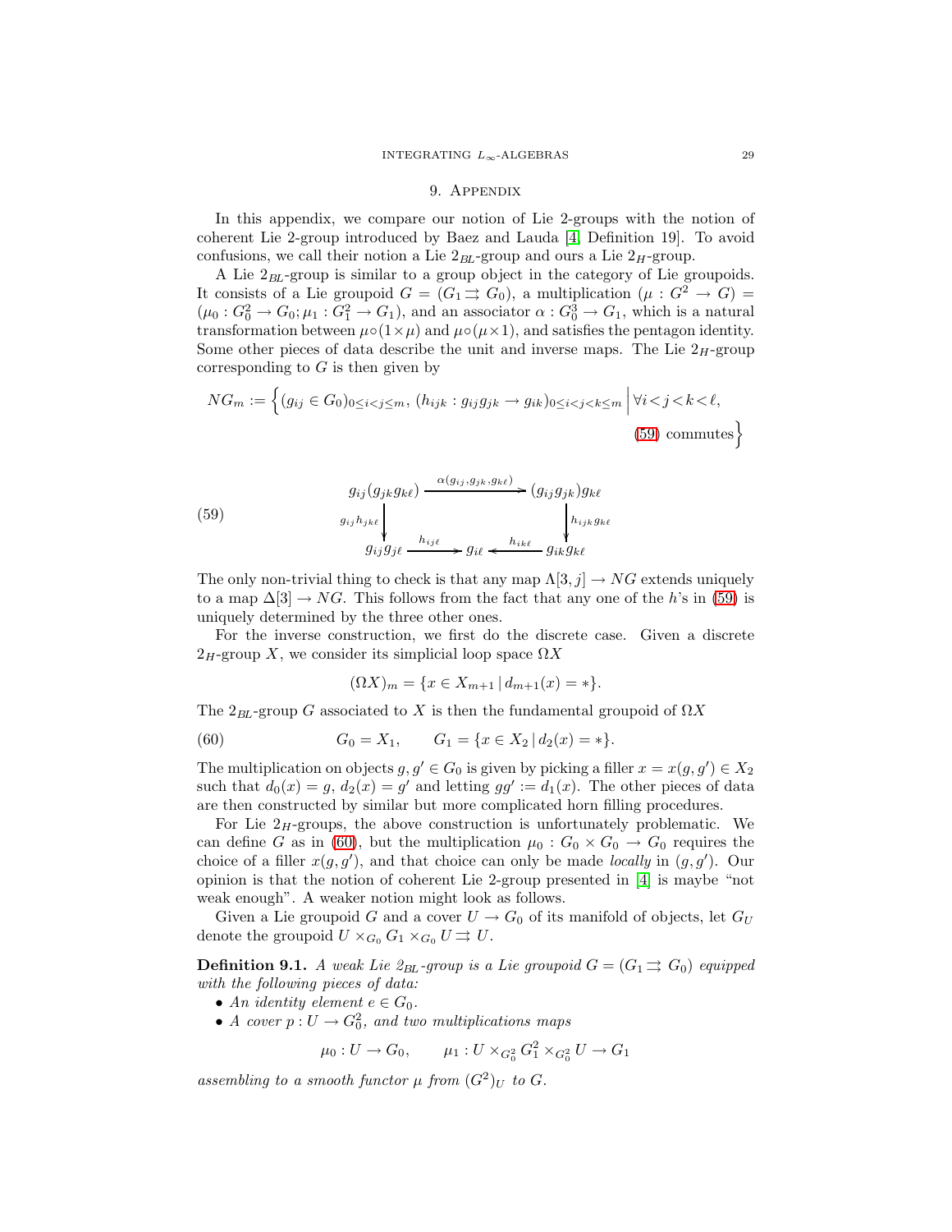## 9. Appendix

In this appendix, we compare our notion of Lie 2-groups with the notion of coherent Lie 2-group introduced by Baez and Lauda [4, Definition 19]. To avoid confusions, we call their notion a Lie $2_{BL}$-group and ours a Lie $2_H$-group.

A Lie $2_{BL}$-group is similar to a group object in the category of Lie groupoids. It consists of a Lie groupoid $G = (G_1 \rightrightarrows G_0)$, a multiplication $(\mu : G^2 \to G) = (\mu_0 : G_0^2 \to G_0; \mu_1 : G_1^2 \to G_1)$, and an associator $\alpha : G_0^3 \to G_1$, which is a natural transformation between $\mu\circ(1\times\mu)$ and $\mu\circ(\mu\times 1)$, and satisfies the pentagon identity. Some other pieces of data describe the unit and inverse maps. The Lie $2_H$-group corresponding to $G$ is then given by

$$NG_m := \Big\{(g_{ij} \in G_0)_{0\le i<j\le m},\ (h_{ijk} : g_{ij}g_{jk} \to g_{ik})_{0\le i<j<k\le m}\ \Big|\ \forall i<j<k<\ell,\ \text{(59) commutes}\Big\}$$

$$\begin{array}{ccccc} g_{ij}(g_{jk}g_{k\ell}) & & \xrightarrow{\alpha(g_{ij},g_{jk},g_{k\ell})} & & (g_{ij}g_{jk})g_{k\ell} \\ \downarrow{\scriptstyle g_{ij}h_{jk\ell}} & & & & \downarrow{\scriptstyle h_{ijk}g_{k\ell}} \\ g_{ij}g_{j\ell} & \xrightarrow{h_{ij\ell}} & g_{i\ell} & \xleftarrow{h_{ik\ell}} & g_{ik}g_{k\ell} \end{array} \tag{59}$$

The only non-trivial thing to check is that any map $\Lambda[3,j] \to NG$ extends uniquely to a map $\Delta[3] \to NG$. This follows from the fact that any one of the $h$'s in (59) is uniquely determined by the three other ones.

For the inverse construction, we first do the discrete case. Given a discrete $2_H$-group $X$, we consider its simplicial loop space $\Omega X$

$$(\Omega X)_m = \{x \in X_{m+1} \,|\, d_{m+1}(x) = *\}.$$

The $2_{BL}$-group $G$ associated to $X$ is then the fundamental groupoid of $\Omega X$

$$G_0 = X_1, \qquad G_1 = \{x \in X_2 \,|\, d_2(x) = *\}. \tag{60}$$

The multiplication on objects $g, g' \in G_0$ is given by picking a filler $x = x(g, g') \in X_2$ such that $d_0(x) = g$, $d_2(x) = g'$ and letting $gg' := d_1(x)$. The other pieces of data are then constructed by similar but more complicated horn filling procedures.

For Lie $2_H$-groups, the above construction is unfortunately problematic. We can define $G$ as in (60), but the multiplication $\mu_0 : G_0 \times G_0 \to G_0$ requires the choice of a filler $x(g, g')$, and that choice can only be made *locally* in $(g, g')$. Our opinion is that the notion of coherent Lie 2-group presented in [4] is maybe "not weak enough". A weaker notion might look as follows.

Given a Lie groupoid $G$ and a cover $U \to G_0$ of its manifold of objects, let $G_U$ denote the groupoid $U \times_{G_0} G_1 \times_{G_0} U \rightrightarrows U$.

**Definition 9.1.** *A weak Lie $2_{BL}$-group is a Lie groupoid $G = (G_1 \rightrightarrows G_0)$ equipped with the following pieces of data:*

- *An identity element $e \in G_0$.*
- *A cover $p : U \to G_0^2$, and two multiplications maps*

$$\mu_0 : U \to G_0, \qquad \mu_1 : U \times_{G_0^2} G_1^2 \times_{G_0^2} U \to G_1$$

*assembling to a smooth functor $\mu$ from $(G^2)_U$ to $G$.*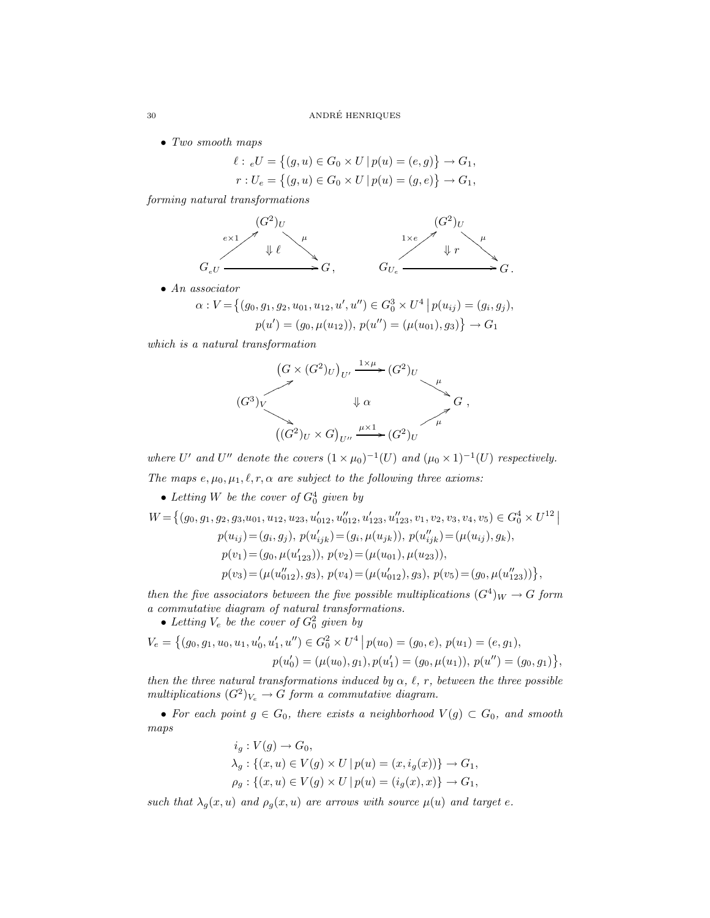- *Two smooth maps*

$$\ell : {}_eU = \{(g,u) \in G_0 \times U \,|\, p(u) = (e,g)\} \to G_1,$$
$$r : U_e = \{(g,u) \in G_0 \times U \,|\, p(u) = (g,e)\} \to G_1,$$

*forming natural transformations*

$$\begin{array}{ccc} & (G^2)_U & \\ {}^{e\times 1}\nearrow & \Downarrow \ell & \searrow^{\mu} \\ G_{{}_eU} & \longrightarrow & G, \end{array} \qquad \begin{array}{ccc} & (G^2)_U & \\ {}^{1\times e}\nearrow & \Downarrow r & \searrow^{\mu} \\ G_{U_e} & \longrightarrow & G. \end{array}$$

- *An associator*

$$\alpha : V = \{(g_0,g_1,g_2,u_{01},u_{12},u',u'') \in G_0^3 \times U^4 \,|\, p(u_{ij}) = (g_i,g_j),$$
$$p(u') = (g_0, \mu(u_{12})),\ p(u'') = (\mu(u_{01}), g_3)\} \to G_1$$

*which is a natural transformation*

$$\begin{array}{ccccc} & \big(G \times (G^2)_U\big)_{U'} & \xrightarrow{1\times\mu} & (G^2)_U & \\ \nearrow & & & & \searrow^{\mu} \\ (G^3)_V & & \Downarrow \alpha & & G\ , \\ \searrow & & & & \nearrow_{\mu} \\ & \big((G^2)_U \times G\big)_{U''} & \xrightarrow{\mu\times 1} & (G^2)_U & \end{array}$$

*where $U'$ and $U''$ denote the covers $(1\times\mu_0)^{-1}(U)$ and $(\mu_0 \times 1)^{-1}(U)$ respectively.*

*The maps $e, \mu_0, \mu_1, \ell, r, \alpha$ are subject to the following three axioms:*

- *Letting $W$ be the cover of $G_0^4$ given by*

$$W = \{(g_0,g_1,g_2,g_3,u_{01},u_{12},u_{23},u'_{012},u''_{012},u'_{123},u''_{123},v_1,v_2,v_3,v_4,v_5) \in G_0^4 \times U^{12} \,|$$
$$p(u_{ij}) = (g_i,g_j),\ p(u'_{ijk}) = (g_i,\mu(u_{jk})),\ p(u''_{ijk}) = (\mu(u_{ij}),g_k),$$
$$p(v_1) = (g_0,\mu(u'_{123})),\ p(v_2) = (\mu(u_{01}),\mu(u_{23})),$$
$$p(v_3) = (\mu(u''_{012}),g_3),\ p(v_4) = (\mu(u'_{012}),g_3),\ p(v_5) = (g_0,\mu(u''_{123}))\},$$

*then the five associators between the five possible multiplications $(G^4)_W \to G$ form a commutative diagram of natural transformations.*

- *Letting $V_e$ be the cover of $G_0^2$ given by*

$$V_e = \{(g_0,g_1,u_0,u_1,u'_0,u'_1,u'') \in G_0^2 \times U^4 \,|\, p(u_0) = (g_0,e),\ p(u_1) = (e,g_1),$$
$$p(u'_0) = (\mu(u_0),g_1), p(u'_1) = (g_0,\mu(u_1)),\ p(u'') = (g_0,g_1)\},$$

*then the three natural transformations induced by $\alpha$, $\ell$, $r$, between the three possible multiplications $(G^2)_{V_e} \to G$ form a commutative diagram.*

- *For each point $g \in G_0$, there exists a neighborhood $V(g) \subset G_0$, and smooth maps*

$$i_g : V(g) \to G_0,$$
$$\lambda_g : \{(x,u) \in V(g) \times U \,|\, p(u) = (x, i_g(x))\} \to G_1,$$
$$\rho_g : \{(x,u) \in V(g) \times U \,|\, p(u) = (i_g(x), x)\} \to G_1,$$

*such that $\lambda_g(x,u)$ and $\rho_g(x,u)$ are arrows with source $\mu(u)$ and target $e$.*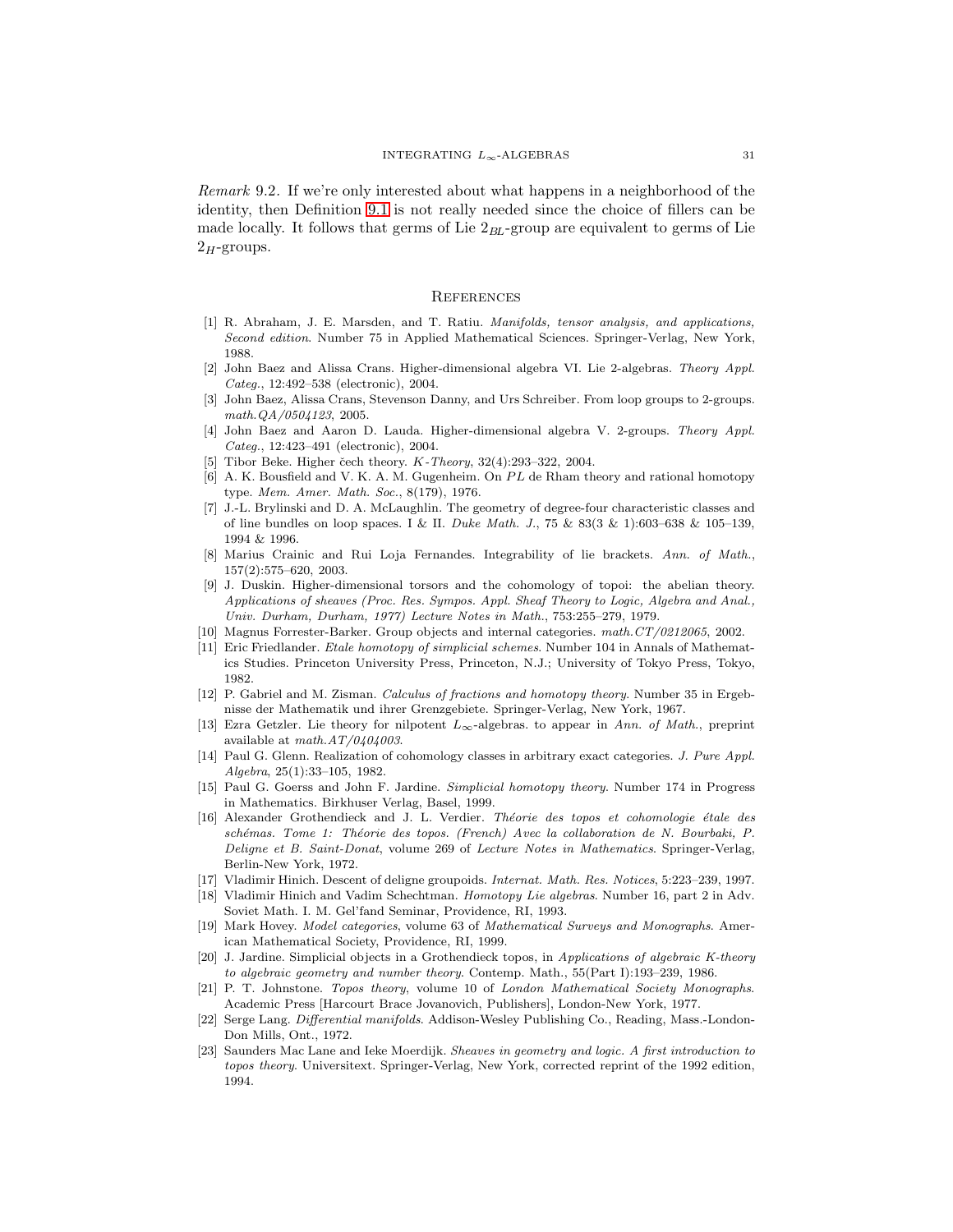*Remark* 9.2. If we're only interested about what happens in a neighborhood of the identity, then Definition 9.1 is not really needed since the choice of fillers can be made locally. It follows that germs of Lie $2_{BL}$-group are equivalent to germs of Lie $2_H$-groups.

## References

[1] R. Abraham, J. E. Marsden, and T. Ratiu. *Manifolds, tensor analysis, and applications, Second edition*. Number 75 in Applied Mathematical Sciences. Springer-Verlag, New York, 1988.

[2] John Baez and Alissa Crans. Higher-dimensional algebra VI. Lie 2-algebras. *Theory Appl. Categ.*, 12:492–538 (electronic), 2004.

[3] John Baez, Alissa Crans, Stevenson Danny, and Urs Schreiber. From loop groups to 2-groups. *math.QA/0504123*, 2005.

[4] John Baez and Aaron D. Lauda. Higher-dimensional algebra V. 2-groups. *Theory Appl. Categ.*, 12:423–491 (electronic), 2004.

[5] Tibor Beke. Higher čech theory. *K-Theory*, 32(4):293–322, 2004.

[6] A. K. Bousfield and V. K. A. M. Gugenheim. On *PL* de Rham theory and rational homotopy type. *Mem. Amer. Math. Soc.*, 8(179), 1976.

[7] J.-L. Brylinski and D. A. McLaughlin. The geometry of degree-four characteristic classes and of line bundles on loop spaces. I & II. *Duke Math. J.*, 75 & 83(3 & 1):603–638 & 105–139, 1994 & 1996.

[8] Marius Crainic and Rui Loja Fernandes. Integrability of lie brackets. *Ann. of Math.*, 157(2):575–620, 2003.

[9] J. Duskin. Higher-dimensional torsors and the cohomology of topoi: the abelian theory. *Applications of sheaves (Proc. Res. Sympos. Appl. Sheaf Theory to Logic, Algebra and Anal., Univ. Durham, Durham, 1977) Lecture Notes in Math.*, 753:255–279, 1979.

[10] Magnus Forrester-Barker. Group objects and internal categories. *math.CT/0212065*, 2002.

[11] Eric Friedlander. *Etale homotopy of simplicial schemes*. Number 104 in Annals of Mathematics Studies. Princeton University Press, Princeton, N.J.; University of Tokyo Press, Tokyo, 1982.

[12] P. Gabriel and M. Zisman. *Calculus of fractions and homotopy theory*. Number 35 in Ergebnisse der Mathematik und ihrer Grenzgebiete. Springer-Verlag, New York, 1967.

[13] Ezra Getzler. Lie theory for nilpotent $L_\infty$-algebras. to appear in *Ann. of Math.*, preprint available at *math.AT/0404003*.

[14] Paul G. Glenn. Realization of cohomology classes in arbitrary exact categories. *J. Pure Appl. Algebra*, 25(1):33–105, 1982.

[15] Paul G. Goerss and John F. Jardine. *Simplicial homotopy theory*. Number 174 in Progress in Mathematics. Birkhuser Verlag, Basel, 1999.

[16] Alexander Grothendieck and J. L. Verdier. *Théorie des topos et cohomologie étale des schémas. Tome 1: Théorie des topos. (French) Avec la collaboration de N. Bourbaki, P. Deligne et B. Saint-Donat*, volume 269 of *Lecture Notes in Mathematics*. Springer-Verlag, Berlin-New York, 1972.

[17] Vladimir Hinich. Descent of deligne groupoids. *Internat. Math. Res. Notices*, 5:223–239, 1997.

[18] Vladimir Hinich and Vadim Schechtman. *Homotopy Lie algebras*. Number 16, part 2 in Adv. Soviet Math. I. M. Gel'fand Seminar, Providence, RI, 1993.

[19] Mark Hovey. *Model categories*, volume 63 of *Mathematical Surveys and Monographs*. American Mathematical Society, Providence, RI, 1999.

[20] J. Jardine. Simplicial objects in a Grothendieck topos, in *Applications of algebraic K-theory to algebraic geometry and number theory*. Contemp. Math., 55(Part I):193–239, 1986.

[21] P. T. Johnstone. *Topos theory*, volume 10 of *London Mathematical Society Monographs*. Academic Press [Harcourt Brace Jovanovich, Publishers], London-New York, 1977.

[22] Serge Lang. *Differential manifolds*. Addison-Wesley Publishing Co., Reading, Mass.-London-Don Mills, Ont., 1972.

[23] Saunders Mac Lane and Ieke Moerdijk. *Sheaves in geometry and logic. A first introduction to topos theory*. Universitext. Springer-Verlag, New York, corrected reprint of the 1992 edition, 1994.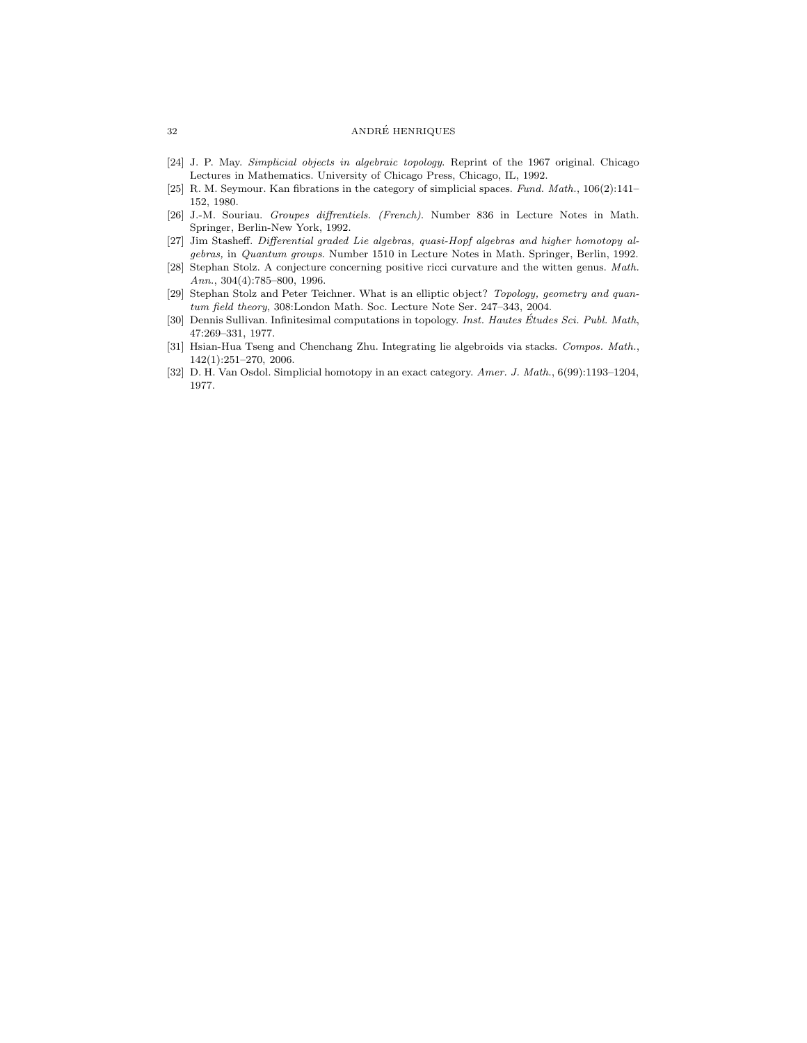[24] J. P. May. *Simplicial objects in algebraic topology*. Reprint of the 1967 original. Chicago Lectures in Mathematics. University of Chicago Press, Chicago, IL, 1992.

[25] R. M. Seymour. Kan fibrations in the category of simplicial spaces. *Fund. Math.*, 106(2):141–152, 1980.

[26] J.-M. Souriau. *Groupes diffrentiels. (French)*. Number 836 in Lecture Notes in Math. Springer, Berlin-New York, 1992.

[27] Jim Stasheff. *Differential graded Lie algebras, quasi-Hopf algebras and higher homotopy algebras,* in *Quantum groups*. Number 1510 in Lecture Notes in Math. Springer, Berlin, 1992.

[28] Stephan Stolz. A conjecture concerning positive ricci curvature and the witten genus. *Math. Ann.*, 304(4):785–800, 1996.

[29] Stephan Stolz and Peter Teichner. What is an elliptic object? *Topology, geometry and quantum field theory*, 308:London Math. Soc. Lecture Note Ser. 247–343, 2004.

[30] Dennis Sullivan. Infinitesimal computations in topology. *Inst. Hautes Études Sci. Publ. Math*, 47:269–331, 1977.

[31] Hsian-Hua Tseng and Chenchang Zhu. Integrating lie algebroids via stacks. *Compos. Math.*, 142(1):251–270, 2006.

[32] D. H. Van Osdol. Simplicial homotopy in an exact category. *Amer. J. Math.*, 6(99):1193–1204, 1977.